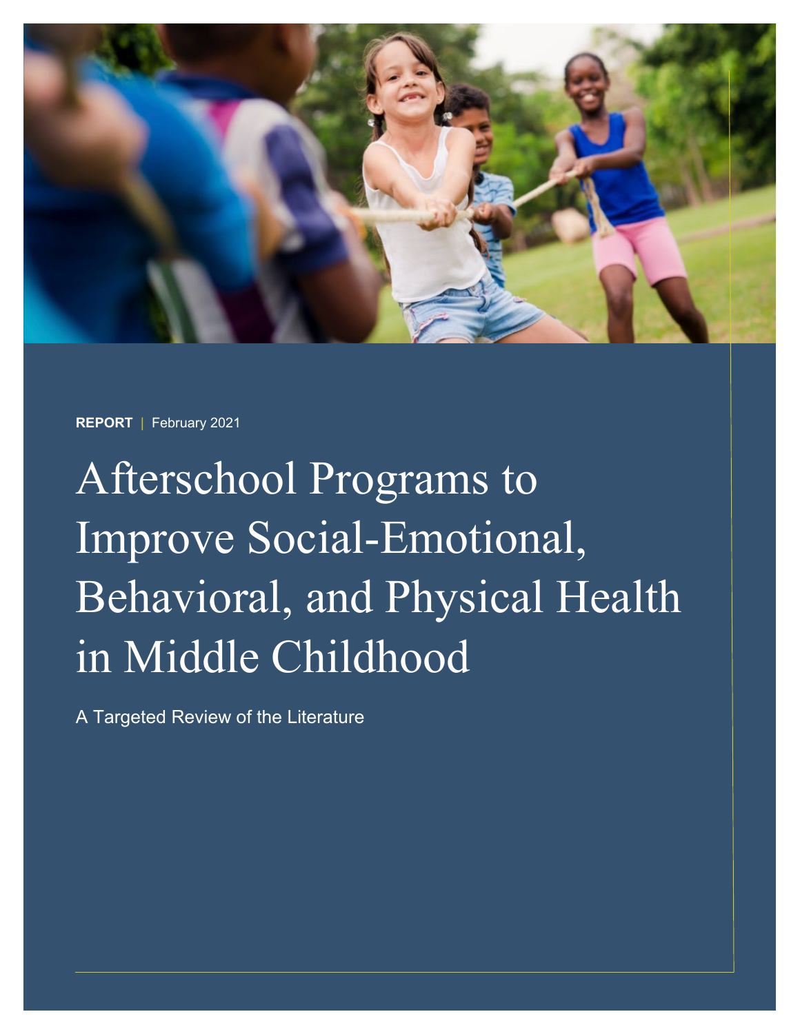**REPORT** | February 2021

# Afterschool Programs to Improve Social-Emotional, Behavioral, and Physical Health in Middle Childhood

A Targeted Review of the Literature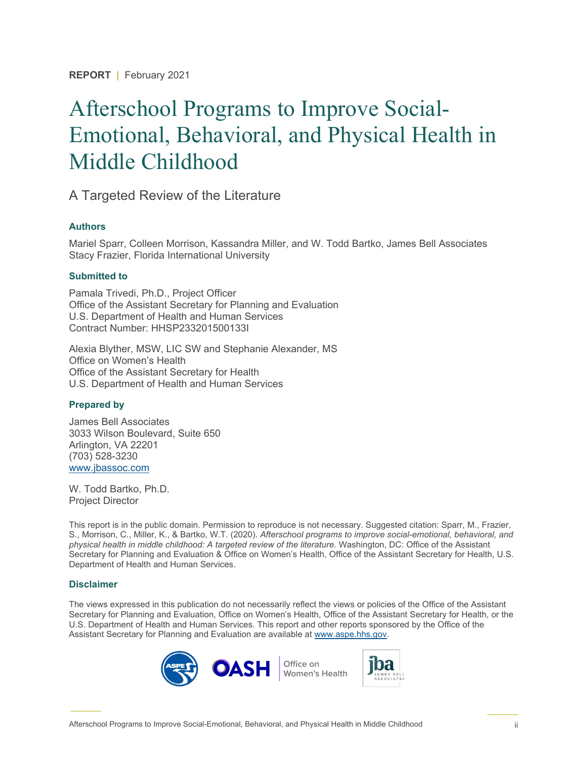**REPORT** | February 2021

# Afterschool Programs to Improve Social-Emotional, Behavioral, and Physical Health in Middle Childhood

## A Targeted Review of the Literature

### Authors

Mariel Sparr, Colleen Morrison, Kassandra Miller, and W. Todd Bartko, James Bell Associates
Stacy Frazier, Florida International University

### Submitted to

Pamala Trivedi, Ph.D., Project Officer
Office of the Assistant Secretary for Planning and Evaluation
U.S. Department of Health and Human Services
Contract Number: HHSP233201500133I

Alexia Blyther, MSW, LIC SW and Stephanie Alexander, MS
Office on Women's Health
Office of the Assistant Secretary for Health
U.S. Department of Health and Human Services

### Prepared by

James Bell Associates
3033 Wilson Boulevard, Suite 650
Arlington, VA 22201
(703) 528-3230
www.jbassoc.com

W. Todd Bartko, Ph.D.
Project Director

This report is in the public domain. Permission to reproduce is not necessary. Suggested citation: Sparr, M., Frazier, S., Morrison, C., Miller, K., & Bartko, W.T. (2020). *Afterschool programs to improve social-emotional, behavioral, and physical health in middle childhood: A targeted review of the literature*. Washington, DC: Office of the Assistant Secretary for Planning and Evaluation & Office on Women's Health, Office of the Assistant Secretary for Health, U.S. Department of Health and Human Services.

### Disclaimer

The views expressed in this publication do not necessarily reflect the views or policies of the Office of the Assistant Secretary for Planning and Evaluation, Office on Women's Health, Office of the Assistant Secretary for Health, or the U.S. Department of Health and Human Services. This report and other reports sponsored by the Office of the Assistant Secretary for Planning and Evaluation are available at www.aspe.hhs.gov.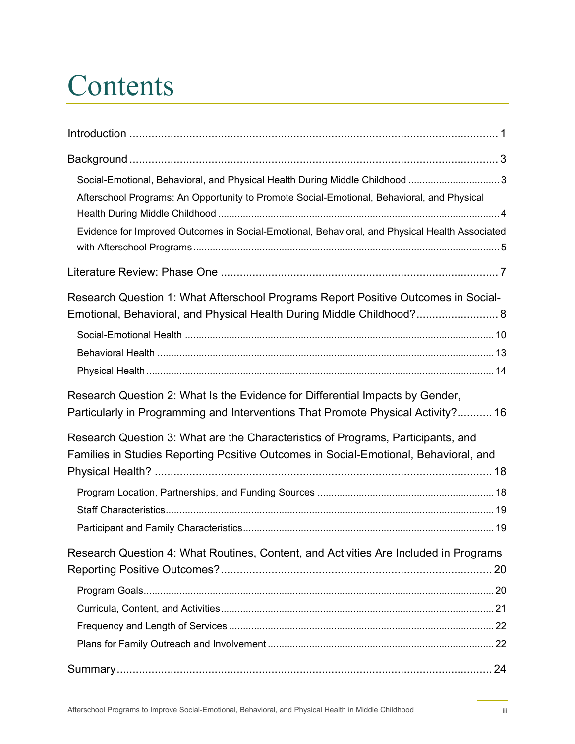# Contents

Introduction ..... 1

Background ..... 3

- Social-Emotional, Behavioral, and Physical Health During Middle Childhood ..... 3
- Afterschool Programs: An Opportunity to Promote Social-Emotional, Behavioral, and Physical Health During Middle Childhood ..... 4
- Evidence for Improved Outcomes in Social-Emotional, Behavioral, and Physical Health Associated with Afterschool Programs ..... 5

Literature Review: Phase One ..... 7

Research Question 1: What Afterschool Programs Report Positive Outcomes in Social-Emotional, Behavioral, and Physical Health During Middle Childhood? ..... 8

- Social-Emotional Health ..... 10
- Behavioral Health ..... 13
- Physical Health ..... 14

Research Question 2: What Is the Evidence for Differential Impacts by Gender, Particularly in Programming and Interventions That Promote Physical Activity? ..... 16

Research Question 3: What are the Characteristics of Programs, Participants, and Families in Studies Reporting Positive Outcomes in Social-Emotional, Behavioral, and Physical Health? ..... 18

- Program Location, Partnerships, and Funding Sources ..... 18
- Staff Characteristics ..... 19
- Participant and Family Characteristics ..... 19

Research Question 4: What Routines, Content, and Activities Are Included in Programs Reporting Positive Outcomes? ..... 20

- Program Goals ..... 20
- Curricula, Content, and Activities ..... 21
- Frequency and Length of Services ..... 22
- Plans for Family Outreach and Involvement ..... 22

Summary ..... 24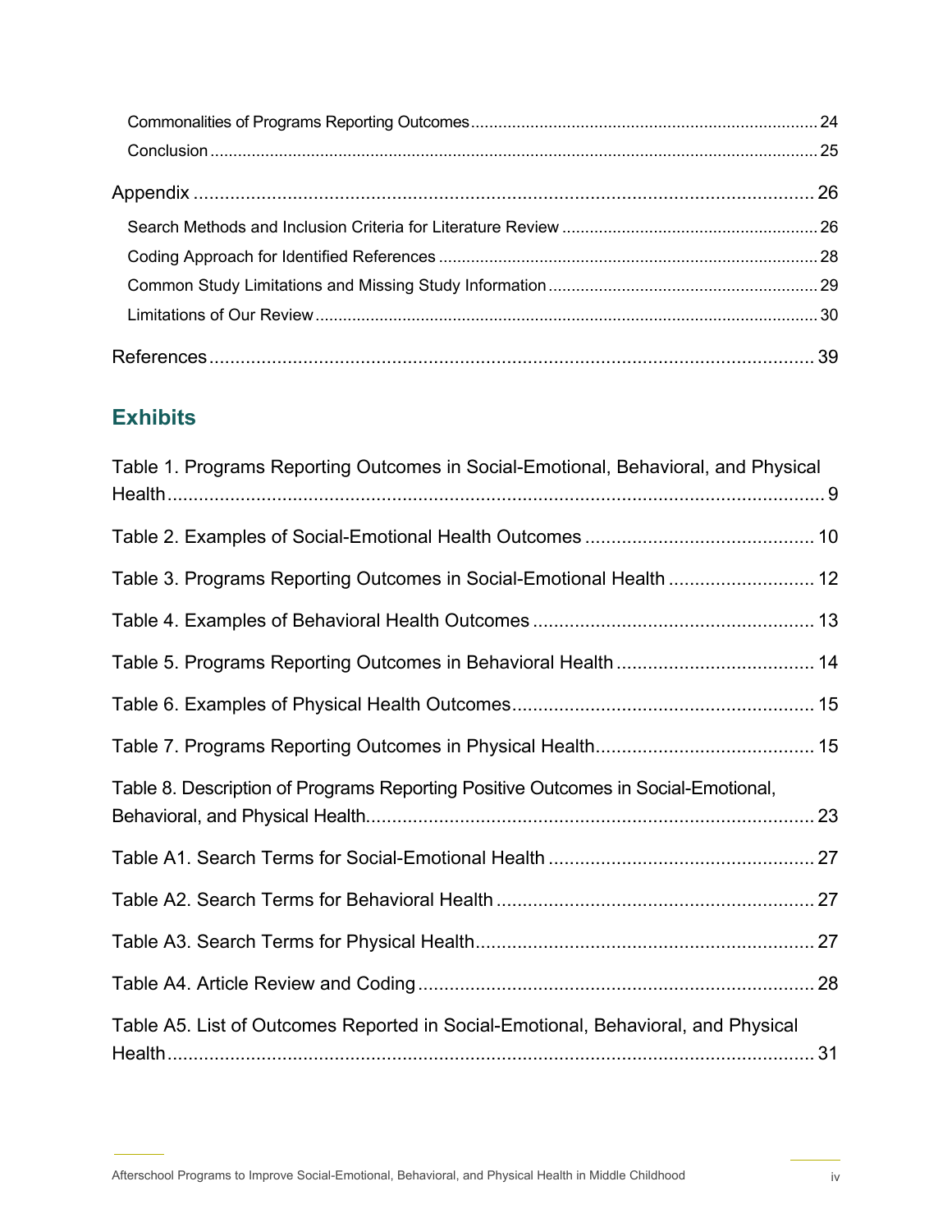Commonalities of Programs Reporting Outcomes ........ 24
Conclusion ........ 25

Appendix ........ 26

Search Methods and Inclusion Criteria for Literature Review ........ 26
Coding Approach for Identified References ........ 28
Common Study Limitations and Missing Study Information ........ 29
Limitations of Our Review ........ 30

References ........ 39

## Exhibits

Table 1. Programs Reporting Outcomes in Social-Emotional, Behavioral, and Physical Health ........ 9

Table 2. Examples of Social-Emotional Health Outcomes ........ 10

Table 3. Programs Reporting Outcomes in Social-Emotional Health ........ 12

Table 4. Examples of Behavioral Health Outcomes ........ 13

Table 5. Programs Reporting Outcomes in Behavioral Health ........ 14

Table 6. Examples of Physical Health Outcomes ........ 15

Table 7. Programs Reporting Outcomes in Physical Health ........ 15

Table 8. Description of Programs Reporting Positive Outcomes in Social-Emotional, Behavioral, and Physical Health ........ 23

Table A1. Search Terms for Social-Emotional Health ........ 27

Table A2. Search Terms for Behavioral Health ........ 27

Table A3. Search Terms for Physical Health ........ 27

Table A4. Article Review and Coding ........ 28

Table A5. List of Outcomes Reported in Social-Emotional, Behavioral, and Physical Health ........ 31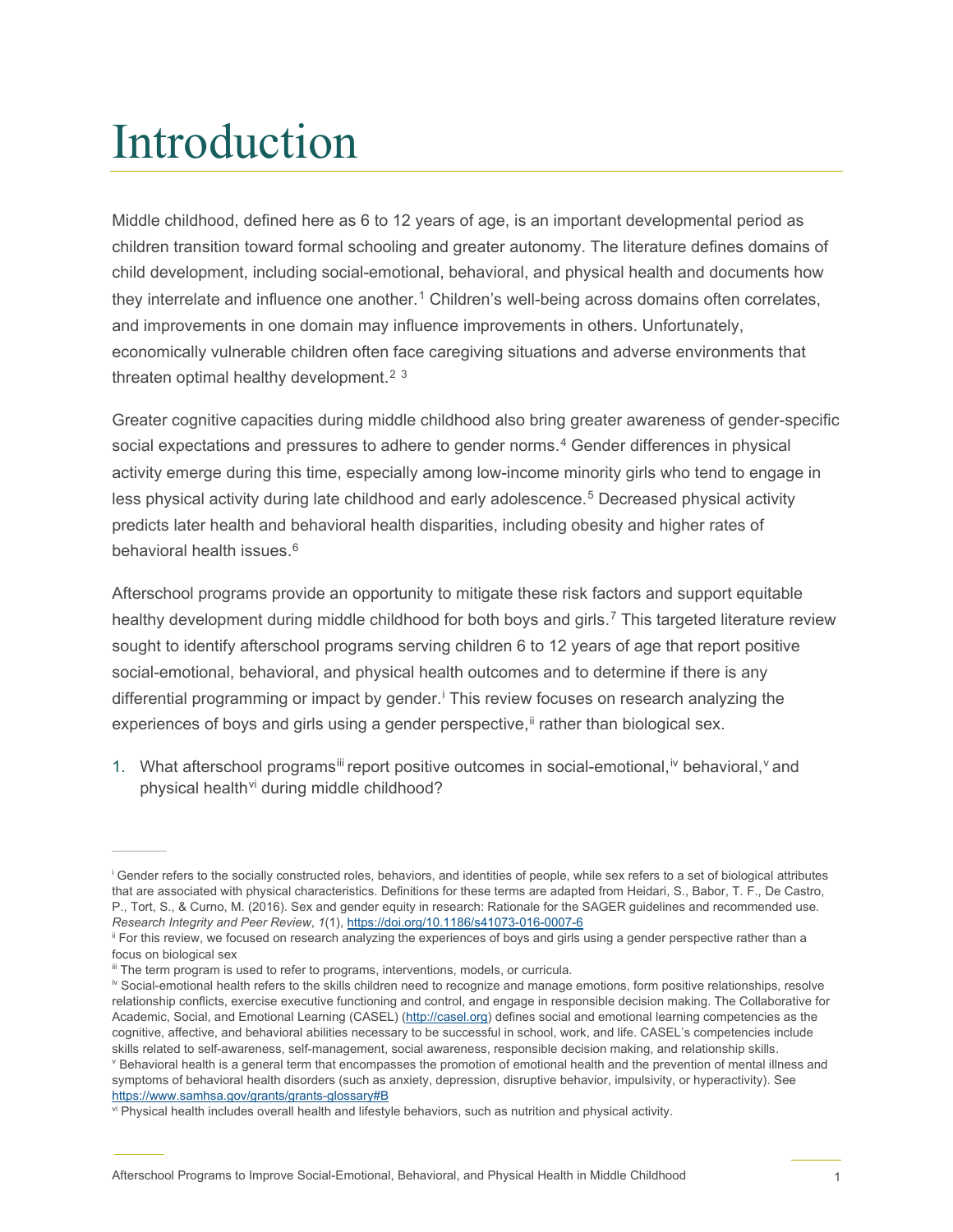# Introduction

Middle childhood, defined here as 6 to 12 years of age, is an important developmental period as children transition toward formal schooling and greater autonomy. The literature defines domains of child development, including social-emotional, behavioral, and physical health and documents how they interrelate and influence one another.[1] Children's well-being across domains often correlates, and improvements in one domain may influence improvements in others. Unfortunately, economically vulnerable children often face caregiving situations and adverse environments that threaten optimal healthy development.[2] [3]

Greater cognitive capacities during middle childhood also bring greater awareness of gender-specific social expectations and pressures to adhere to gender norms.[4] Gender differences in physical activity emerge during this time, especially among low-income minority girls who tend to engage in less physical activity during late childhood and early adolescence.[5] Decreased physical activity predicts later health and behavioral health disparities, including obesity and higher rates of behavioral health issues.[6]

Afterschool programs provide an opportunity to mitigate these risk factors and support equitable healthy development during middle childhood for both boys and girls.[7] This targeted literature review sought to identify afterschool programs serving children 6 to 12 years of age that report positive social-emotional, behavioral, and physical health outcomes and to determine if there is any differential programming or impact by gender.[i] This review focuses on research analyzing the experiences of boys and girls using a gender perspective,[ii] rather than biological sex.

1. What afterschool programs[iii] report positive outcomes in social-emotional,[iv] behavioral,[v] and physical health[vi] during middle childhood?

---

[i] Gender refers to the socially constructed roles, behaviors, and identities of people, while sex refers to a set of biological attributes that are associated with physical characteristics. Definitions for these terms are adapted from Heidari, S., Babor, T. F., De Castro, P., Tort, S., & Curno, M. (2016). Sex and gender equity in research: Rationale for the SAGER guidelines and recommended use. *Research Integrity and Peer Review*, *1*(1), https://doi.org/10.1186/s41073-016-0007-6

[ii] For this review, we focused on research analyzing the experiences of boys and girls using a gender perspective rather than a focus on biological sex

[iii] The term program is used to refer to programs, interventions, models, or curricula.

[iv] Social-emotional health refers to the skills children need to recognize and manage emotions, form positive relationships, resolve relationship conflicts, exercise executive functioning and control, and engage in responsible decision making. The Collaborative for Academic, Social, and Emotional Learning (CASEL) (http://casel.org) defines social and emotional learning competencies as the cognitive, affective, and behavioral abilities necessary to be successful in school, work, and life. CASEL's competencies include skills related to self-awareness, self-management, social awareness, responsible decision making, and relationship skills.

[v] Behavioral health is a general term that encompasses the promotion of emotional health and the prevention of mental illness and symptoms of behavioral health disorders (such as anxiety, depression, disruptive behavior, impulsivity, or hyperactivity). See https://www.samhsa.gov/grants/grants-glossary#B

[vi] Physical health includes overall health and lifestyle behaviors, such as nutrition and physical activity.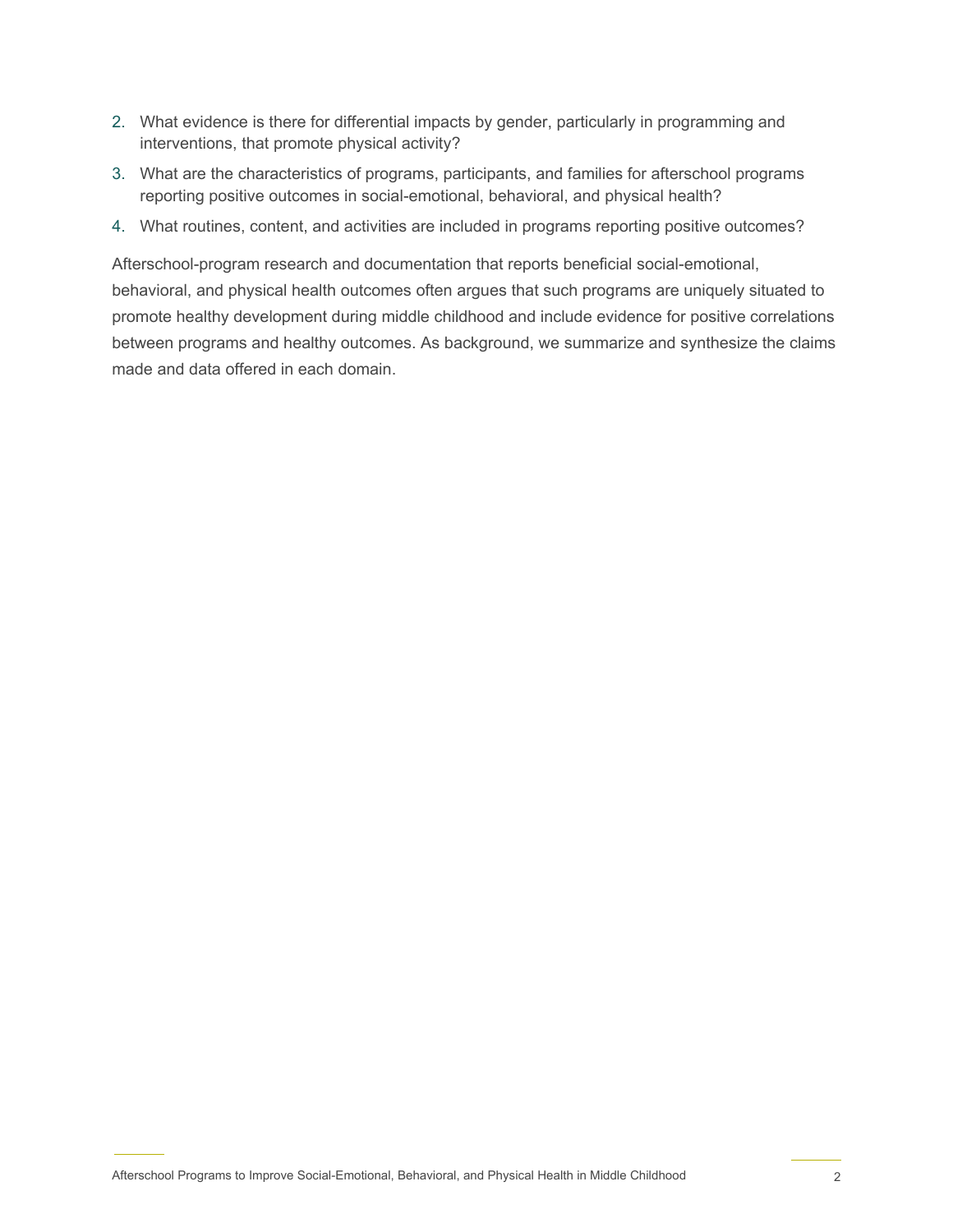2. What evidence is there for differential impacts by gender, particularly in programming and interventions, that promote physical activity?
3. What are the characteristics of programs, participants, and families for afterschool programs reporting positive outcomes in social-emotional, behavioral, and physical health?
4. What routines, content, and activities are included in programs reporting positive outcomes?

Afterschool-program research and documentation that reports beneficial social-emotional, behavioral, and physical health outcomes often argues that such programs are uniquely situated to promote healthy development during middle childhood and include evidence for positive correlations between programs and healthy outcomes. As background, we summarize and synthesize the claims made and data offered in each domain.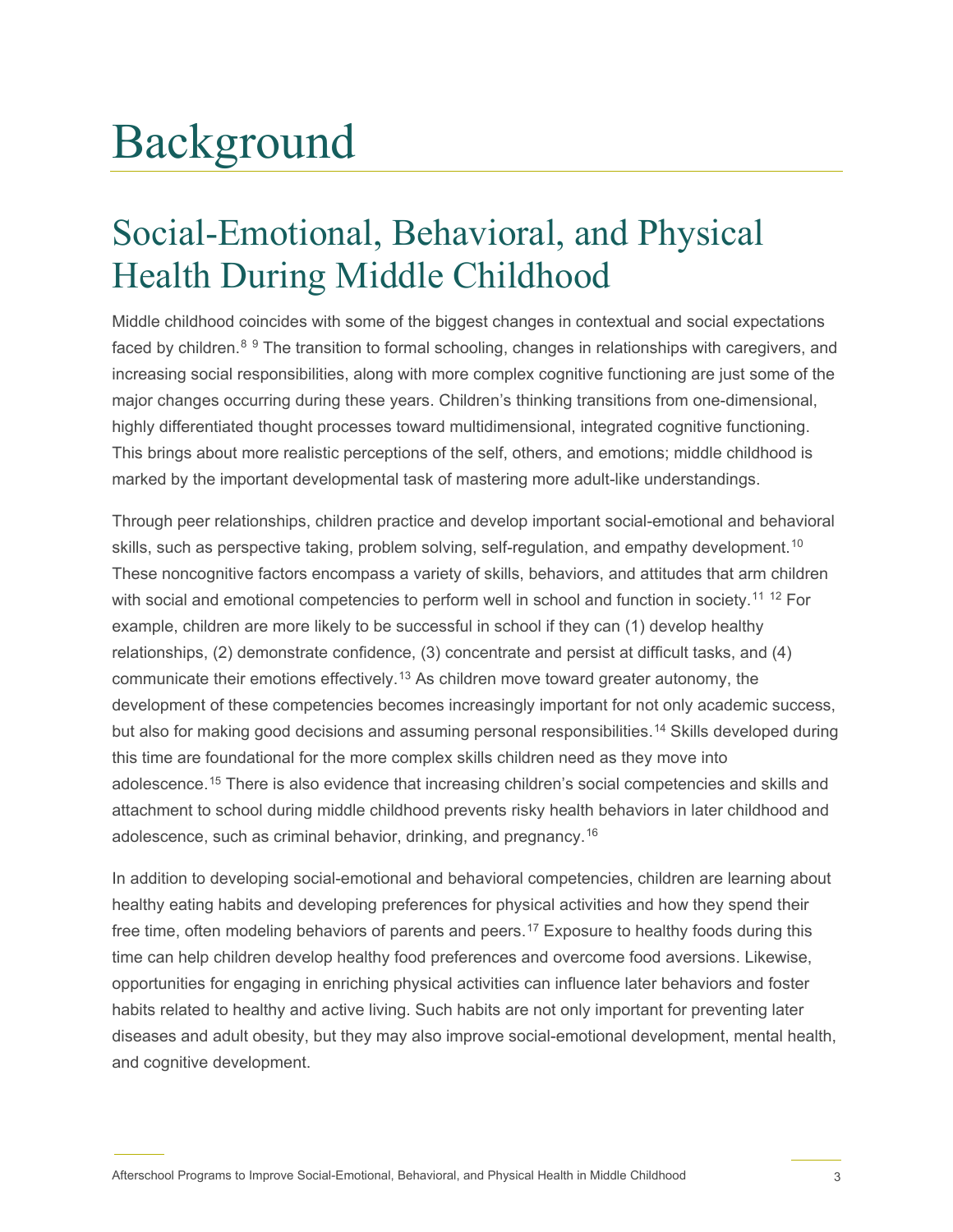# Background

## Social-Emotional, Behavioral, and Physical Health During Middle Childhood

Middle childhood coincides with some of the biggest changes in contextual and social expectations faced by children.[8] [9] The transition to formal schooling, changes in relationships with caregivers, and increasing social responsibilities, along with more complex cognitive functioning are just some of the major changes occurring during these years. Children's thinking transitions from one-dimensional, highly differentiated thought processes toward multidimensional, integrated cognitive functioning. This brings about more realistic perceptions of the self, others, and emotions; middle childhood is marked by the important developmental task of mastering more adult-like understandings.

Through peer relationships, children practice and develop important social-emotional and behavioral skills, such as perspective taking, problem solving, self-regulation, and empathy development.[10] These noncognitive factors encompass a variety of skills, behaviors, and attitudes that arm children with social and emotional competencies to perform well in school and function in society.[11] [12] For example, children are more likely to be successful in school if they can (1) develop healthy relationships, (2) demonstrate confidence, (3) concentrate and persist at difficult tasks, and (4) communicate their emotions effectively.[13] As children move toward greater autonomy, the development of these competencies becomes increasingly important for not only academic success, but also for making good decisions and assuming personal responsibilities.[14] Skills developed during this time are foundational for the more complex skills children need as they move into adolescence.[15] There is also evidence that increasing children's social competencies and skills and attachment to school during middle childhood prevents risky health behaviors in later childhood and adolescence, such as criminal behavior, drinking, and pregnancy.[16]

In addition to developing social-emotional and behavioral competencies, children are learning about healthy eating habits and developing preferences for physical activities and how they spend their free time, often modeling behaviors of parents and peers.[17] Exposure to healthy foods during this time can help children develop healthy food preferences and overcome food aversions. Likewise, opportunities for engaging in enriching physical activities can influence later behaviors and foster habits related to healthy and active living. Such habits are not only important for preventing later diseases and adult obesity, but they may also improve social-emotional development, mental health, and cognitive development.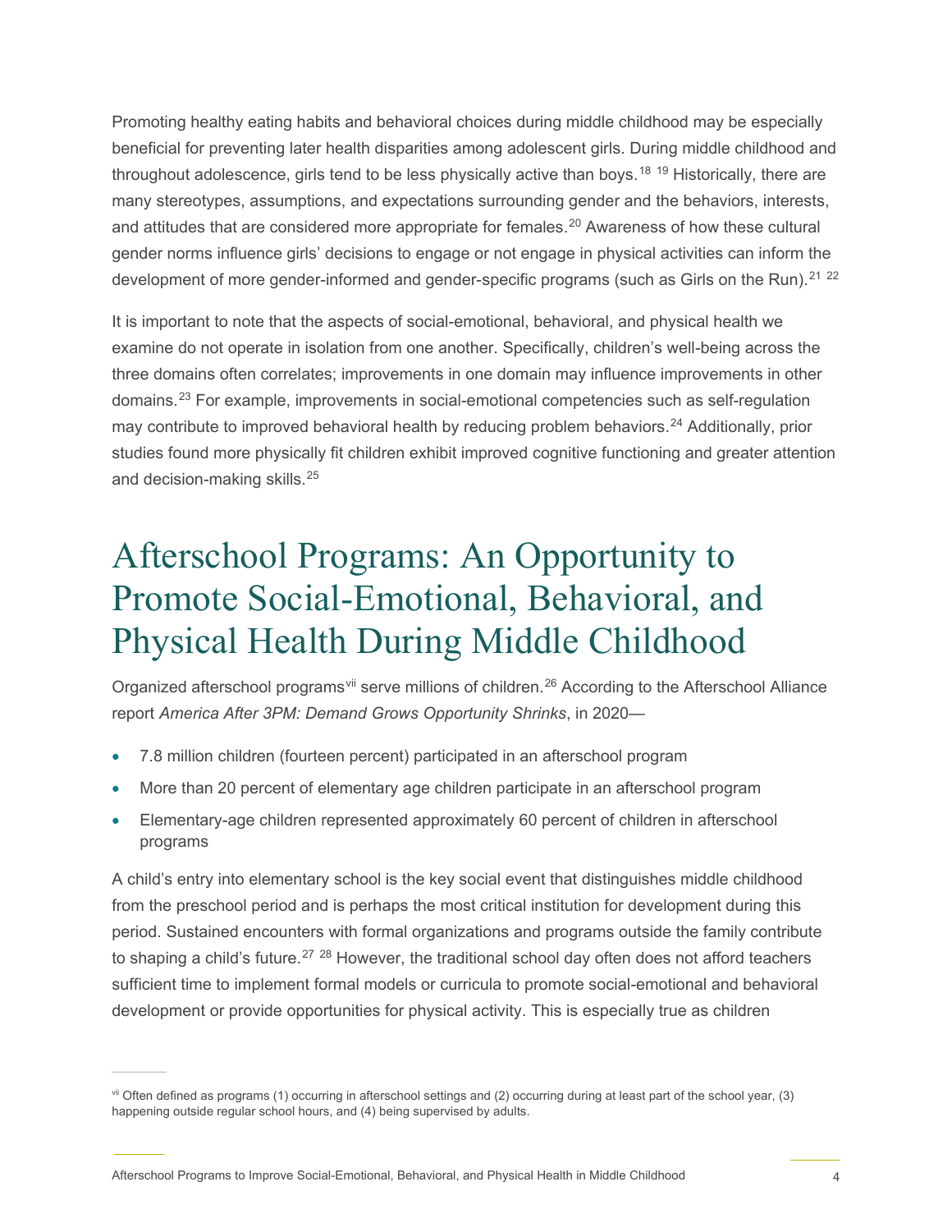Promoting healthy eating habits and behavioral choices during middle childhood may be especially beneficial for preventing later health disparities among adolescent girls. During middle childhood and throughout adolescence, girls tend to be less physically active than boys.[18] [19] Historically, there are many stereotypes, assumptions, and expectations surrounding gender and the behaviors, interests, and attitudes that are considered more appropriate for females.[20] Awareness of how these cultural gender norms influence girls' decisions to engage or not engage in physical activities can inform the development of more gender-informed and gender-specific programs (such as Girls on the Run).[21] [22]

It is important to note that the aspects of social-emotional, behavioral, and physical health we examine do not operate in isolation from one another. Specifically, children's well-being across the three domains often correlates; improvements in one domain may influence improvements in other domains.[23] For example, improvements in social-emotional competencies such as self-regulation may contribute to improved behavioral health by reducing problem behaviors.[24] Additionally, prior studies found more physically fit children exhibit improved cognitive functioning and greater attention and decision-making skills.[25]

# Afterschool Programs: An Opportunity to Promote Social-Emotional, Behavioral, and Physical Health During Middle Childhood

Organized afterschool programs[vii] serve millions of children.[26] According to the Afterschool Alliance report *America After 3PM: Demand Grows Opportunity Shrinks*, in 2020—

- 7.8 million children (fourteen percent) participated in an afterschool program
- More than 20 percent of elementary age children participate in an afterschool program
- Elementary-age children represented approximately 60 percent of children in afterschool programs

A child's entry into elementary school is the key social event that distinguishes middle childhood from the preschool period and is perhaps the most critical institution for development during this period. Sustained encounters with formal organizations and programs outside the family contribute to shaping a child's future.[27] [28] However, the traditional school day often does not afford teachers sufficient time to implement formal models or curricula to promote social-emotional and behavioral development or provide opportunities for physical activity. This is especially true as children

[vii] Often defined as programs (1) occurring in afterschool settings and (2) occurring during at least part of the school year, (3) happening outside regular school hours, and (4) being supervised by adults.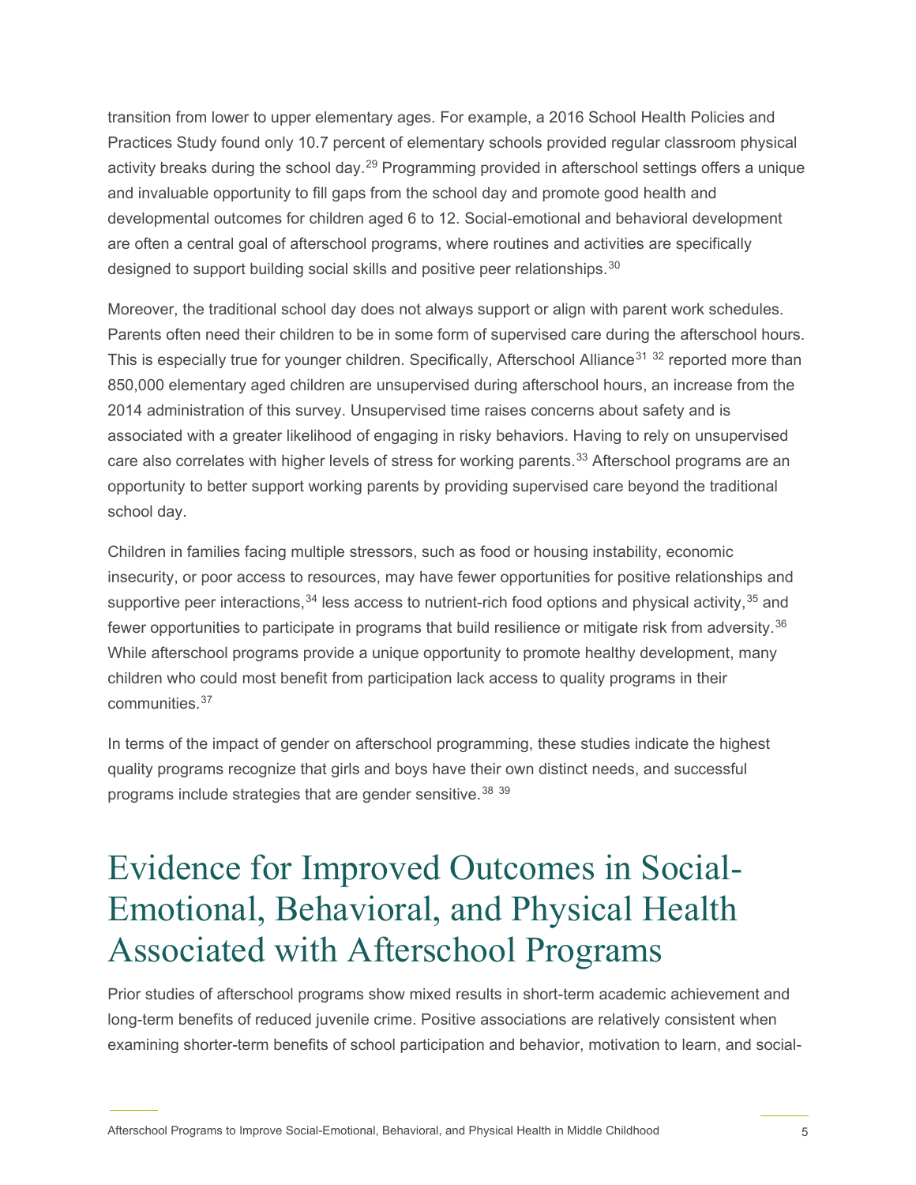transition from lower to upper elementary ages. For example, a 2016 School Health Policies and Practices Study found only 10.7 percent of elementary schools provided regular classroom physical activity breaks during the school day.[29] Programming provided in afterschool settings offers a unique and invaluable opportunity to fill gaps from the school day and promote good health and developmental outcomes for children aged 6 to 12. Social-emotional and behavioral development are often a central goal of afterschool programs, where routines and activities are specifically designed to support building social skills and positive peer relationships.[30]

Moreover, the traditional school day does not always support or align with parent work schedules. Parents often need their children to be in some form of supervised care during the afterschool hours. This is especially true for younger children. Specifically, Afterschool Alliance[31] [32] reported more than 850,000 elementary aged children are unsupervised during afterschool hours, an increase from the 2014 administration of this survey. Unsupervised time raises concerns about safety and is associated with a greater likelihood of engaging in risky behaviors. Having to rely on unsupervised care also correlates with higher levels of stress for working parents.[33] Afterschool programs are an opportunity to better support working parents by providing supervised care beyond the traditional school day.

Children in families facing multiple stressors, such as food or housing instability, economic insecurity, or poor access to resources, may have fewer opportunities for positive relationships and supportive peer interactions,[34] less access to nutrient-rich food options and physical activity,[35] and fewer opportunities to participate in programs that build resilience or mitigate risk from adversity.[36] While afterschool programs provide a unique opportunity to promote healthy development, many children who could most benefit from participation lack access to quality programs in their communities.[37]

In terms of the impact of gender on afterschool programming, these studies indicate the highest quality programs recognize that girls and boys have their own distinct needs, and successful programs include strategies that are gender sensitive.[38] [39]

# Evidence for Improved Outcomes in Social-Emotional, Behavioral, and Physical Health Associated with Afterschool Programs

Prior studies of afterschool programs show mixed results in short-term academic achievement and long-term benefits of reduced juvenile crime. Positive associations are relatively consistent when examining shorter-term benefits of school participation and behavior, motivation to learn, and social-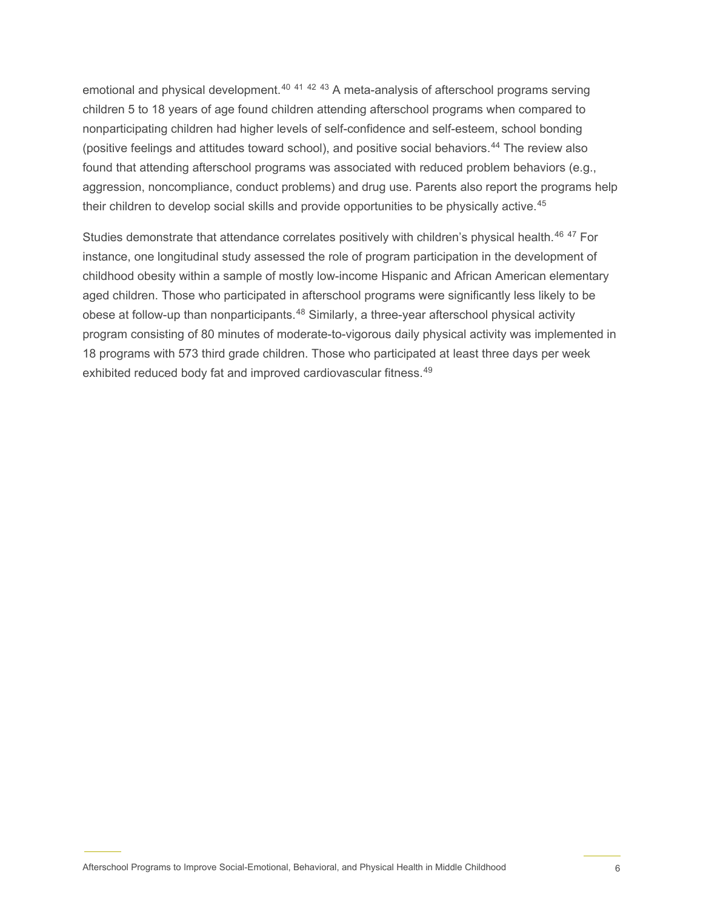emotional and physical development.[40 41 42 43] A meta-analysis of afterschool programs serving children 5 to 18 years of age found children attending afterschool programs when compared to nonparticipating children had higher levels of self-confidence and self-esteem, school bonding (positive feelings and attitudes toward school), and positive social behaviors.[44] The review also found that attending afterschool programs was associated with reduced problem behaviors (e.g., aggression, noncompliance, conduct problems) and drug use. Parents also report the programs help their children to develop social skills and provide opportunities to be physically active.[45]

Studies demonstrate that attendance correlates positively with children's physical health.[46 47] For instance, one longitudinal study assessed the role of program participation in the development of childhood obesity within a sample of mostly low-income Hispanic and African American elementary aged children. Those who participated in afterschool programs were significantly less likely to be obese at follow-up than nonparticipants.[48] Similarly, a three-year afterschool physical activity program consisting of 80 minutes of moderate-to-vigorous daily physical activity was implemented in 18 programs with 573 third grade children. Those who participated at least three days per week exhibited reduced body fat and improved cardiovascular fitness.[49]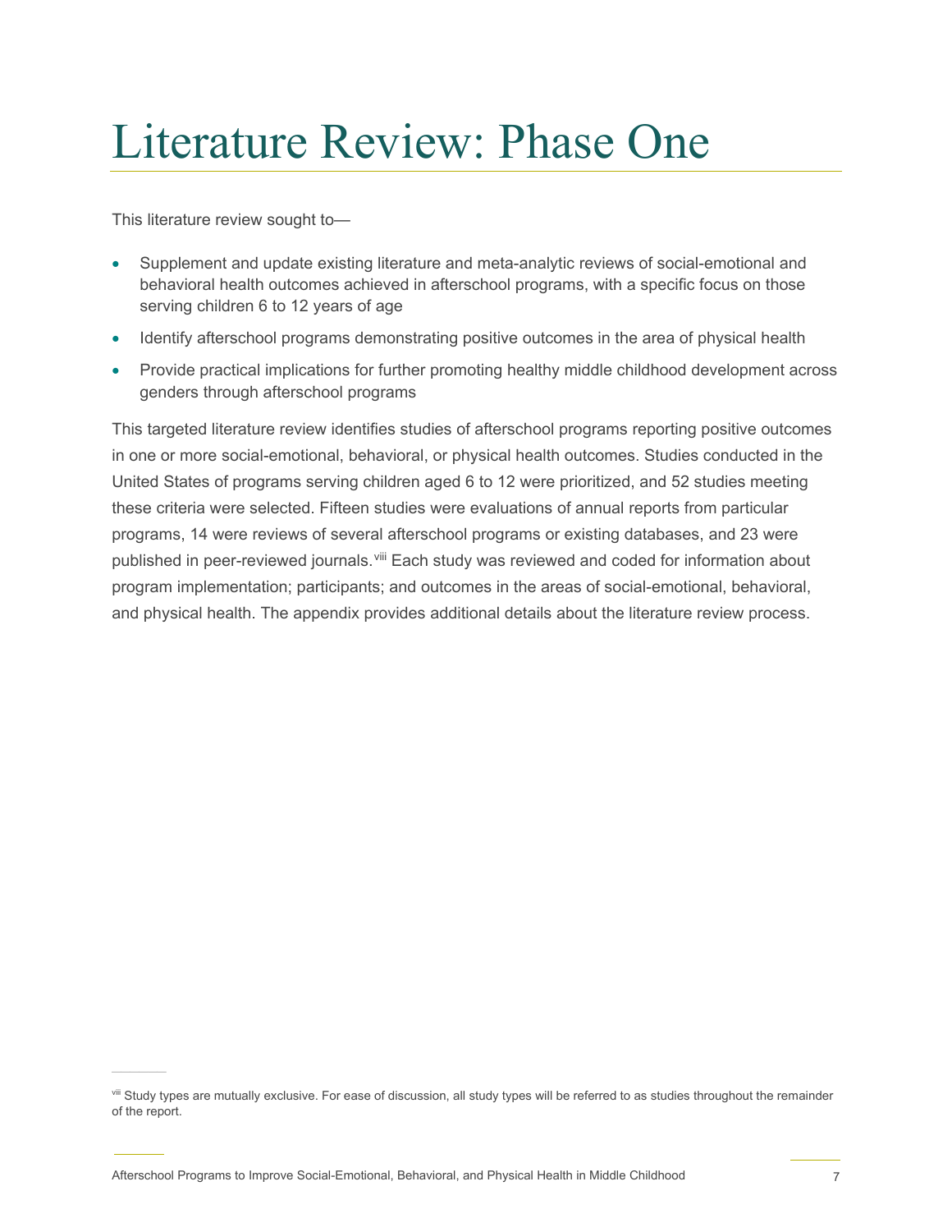# Literature Review: Phase One

This literature review sought to—

- Supplement and update existing literature and meta-analytic reviews of social-emotional and behavioral health outcomes achieved in afterschool programs, with a specific focus on those serving children 6 to 12 years of age
- Identify afterschool programs demonstrating positive outcomes in the area of physical health
- Provide practical implications for further promoting healthy middle childhood development across genders through afterschool programs

This targeted literature review identifies studies of afterschool programs reporting positive outcomes in one or more social-emotional, behavioral, or physical health outcomes. Studies conducted in the United States of programs serving children aged 6 to 12 were prioritized, and 52 studies meeting these criteria were selected. Fifteen studies were evaluations of annual reports from particular programs, 14 were reviews of several afterschool programs or existing databases, and 23 were published in peer-reviewed journals.[viii] Each study was reviewed and coded for information about program implementation; participants; and outcomes in the areas of social-emotional, behavioral, and physical health. The appendix provides additional details about the literature review process.

[viii] Study types are mutually exclusive. For ease of discussion, all study types will be referred to as studies throughout the remainder of the report.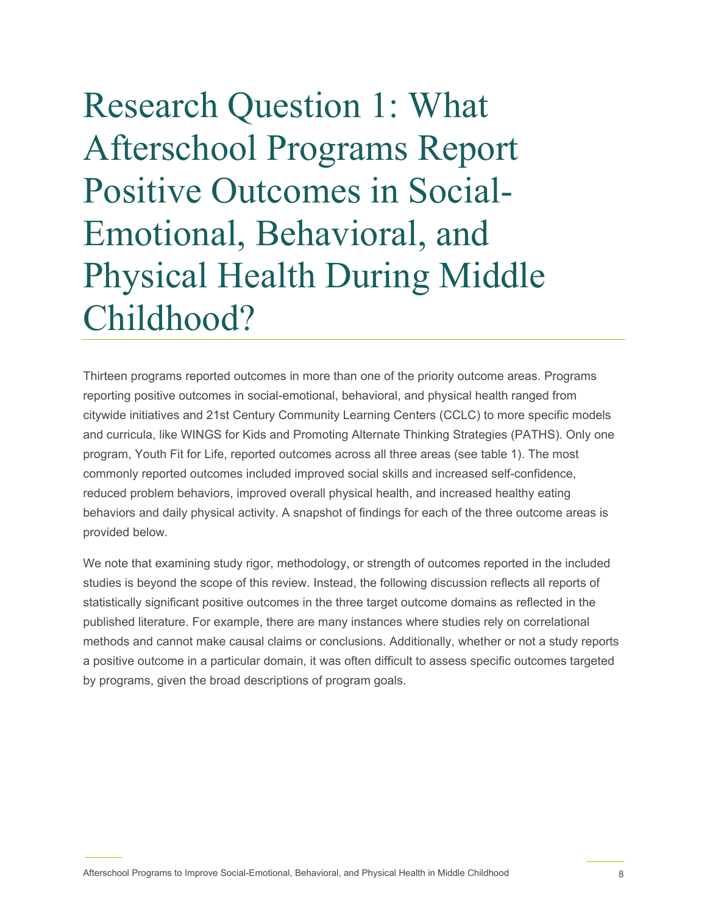# Research Question 1: What Afterschool Programs Report Positive Outcomes in Social-Emotional, Behavioral, and Physical Health During Middle Childhood?

Thirteen programs reported outcomes in more than one of the priority outcome areas. Programs reporting positive outcomes in social-emotional, behavioral, and physical health ranged from citywide initiatives and 21st Century Community Learning Centers (CCLC) to more specific models and curricula, like WINGS for Kids and Promoting Alternate Thinking Strategies (PATHS). Only one program, Youth Fit for Life, reported outcomes across all three areas (see table 1). The most commonly reported outcomes included improved social skills and increased self-confidence, reduced problem behaviors, improved overall physical health, and increased healthy eating behaviors and daily physical activity. A snapshot of findings for each of the three outcome areas is provided below.

We note that examining study rigor, methodology, or strength of outcomes reported in the included studies is beyond the scope of this review. Instead, the following discussion reflects all reports of statistically significant positive outcomes in the three target outcome domains as reflected in the published literature. For example, there are many instances where studies rely on correlational methods and cannot make causal claims or conclusions. Additionally, whether or not a study reports a positive outcome in a particular domain, it was often difficult to assess specific outcomes targeted by programs, given the broad descriptions of program goals.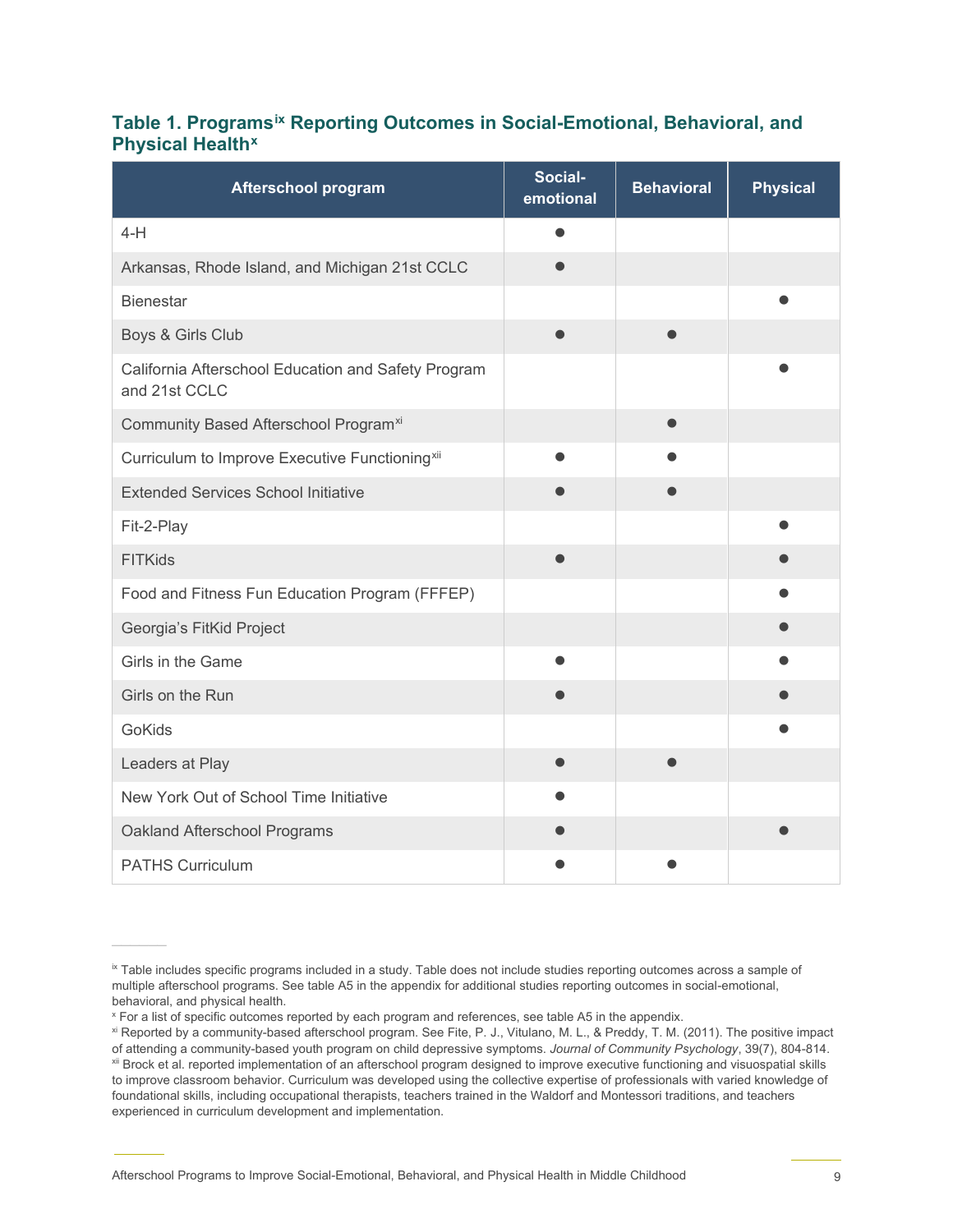### Table 1. Programs[ix] Reporting Outcomes in Social-Emotional, Behavioral, and Physical Health[x]

| Afterschool program | Social-emotional | Behavioral | Physical |
|---|---|---|---|
| 4-H | ● | | |
| Arkansas, Rhode Island, and Michigan 21st CCLC | ● | | |
| Bienestar | | | ● |
| Boys & Girls Club | ● | ● | |
| California Afterschool Education and Safety Program and 21st CCLC | | | ● |
| Community Based Afterschool Program[xi] | | ● | |
| Curriculum to Improve Executive Functioning[xii] | ● | ● | |
| Extended Services School Initiative | ● | ● | |
| Fit-2-Play | | | ● |
| FITKids | ● | | ● |
| Food and Fitness Fun Education Program (FFFEP) | | | ● |
| Georgia's FitKid Project | | | ● |
| Girls in the Game | ● | | ● |
| Girls on the Run | ● | | ● |
| GoKids | | | ● |
| Leaders at Play | ● | ● | |
| New York Out of School Time Initiative | ● | | |
| Oakland Afterschool Programs | ● | | ● |
| PATHS Curriculum | ● | ● | |

---

[ix] Table includes specific programs included in a study. Table does not include studies reporting outcomes across a sample of multiple afterschool programs. See table A5 in the appendix for additional studies reporting outcomes in social-emotional, behavioral, and physical health.

[x] For a list of specific outcomes reported by each program and references, see table A5 in the appendix.

[xi] Reported by a community-based afterschool program. See Fite, P. J., Vitulano, M. L., & Preddy, T. M. (2011). The positive impact of attending a community-based youth program on child depressive symptoms. *Journal of Community Psychology*, 39(7), 804-814.

[xii] Brock et al. reported implementation of an afterschool program designed to improve executive functioning and visuospatial skills to improve classroom behavior. Curriculum was developed using the collective expertise of professionals with varied knowledge of foundational skills, including occupational therapists, teachers trained in the Waldorf and Montessori traditions, and teachers experienced in curriculum development and implementation.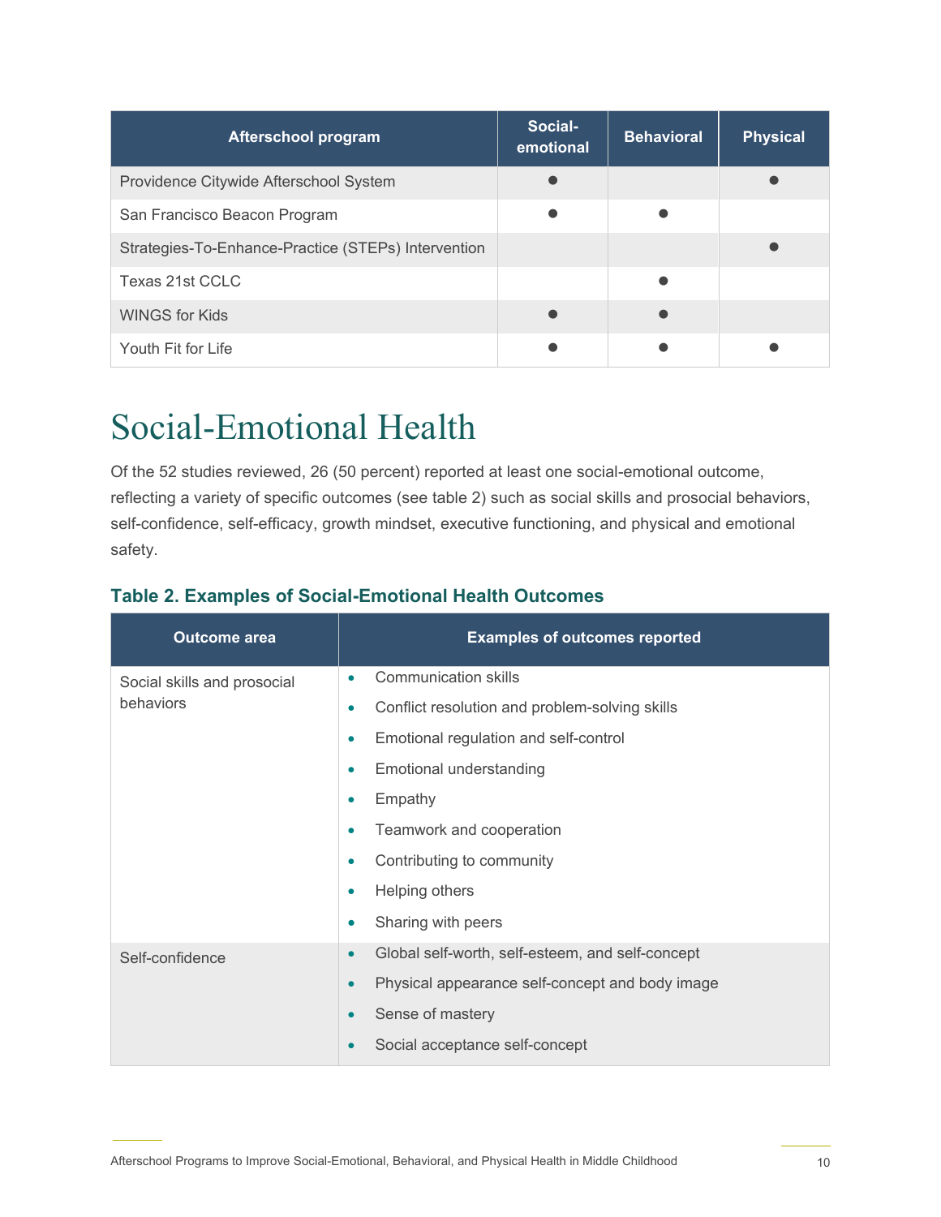| Afterschool program | Social-emotional | Behavioral | Physical |
| --- | --- | --- | --- |
| Providence Citywide Afterschool System | ● | | ● |
| San Francisco Beacon Program | ● | ● | |
| Strategies-To-Enhance-Practice (STEPs) Intervention | | | ● |
| Texas 21st CCLC | | ● | |
| WINGS for Kids | ● | ● | |
| Youth Fit for Life | ● | ● | ● |

# Social-Emotional Health

Of the 52 studies reviewed, 26 (50 percent) reported at least one social-emotional outcome, reflecting a variety of specific outcomes (see table 2) such as social skills and prosocial behaviors, self-confidence, self-efficacy, growth mindset, executive functioning, and physical and emotional safety.

### Table 2. Examples of Social-Emotional Health Outcomes

| Outcome area | Examples of outcomes reported |
| --- | --- |
| Social skills and prosocial behaviors | • Communication skills<br>• Conflict resolution and problem-solving skills<br>• Emotional regulation and self-control<br>• Emotional understanding<br>• Empathy<br>• Teamwork and cooperation<br>• Contributing to community<br>• Helping others<br>• Sharing with peers |
| Self-confidence | • Global self-worth, self-esteem, and self-concept<br>• Physical appearance self-concept and body image<br>• Sense of mastery<br>• Social acceptance self-concept |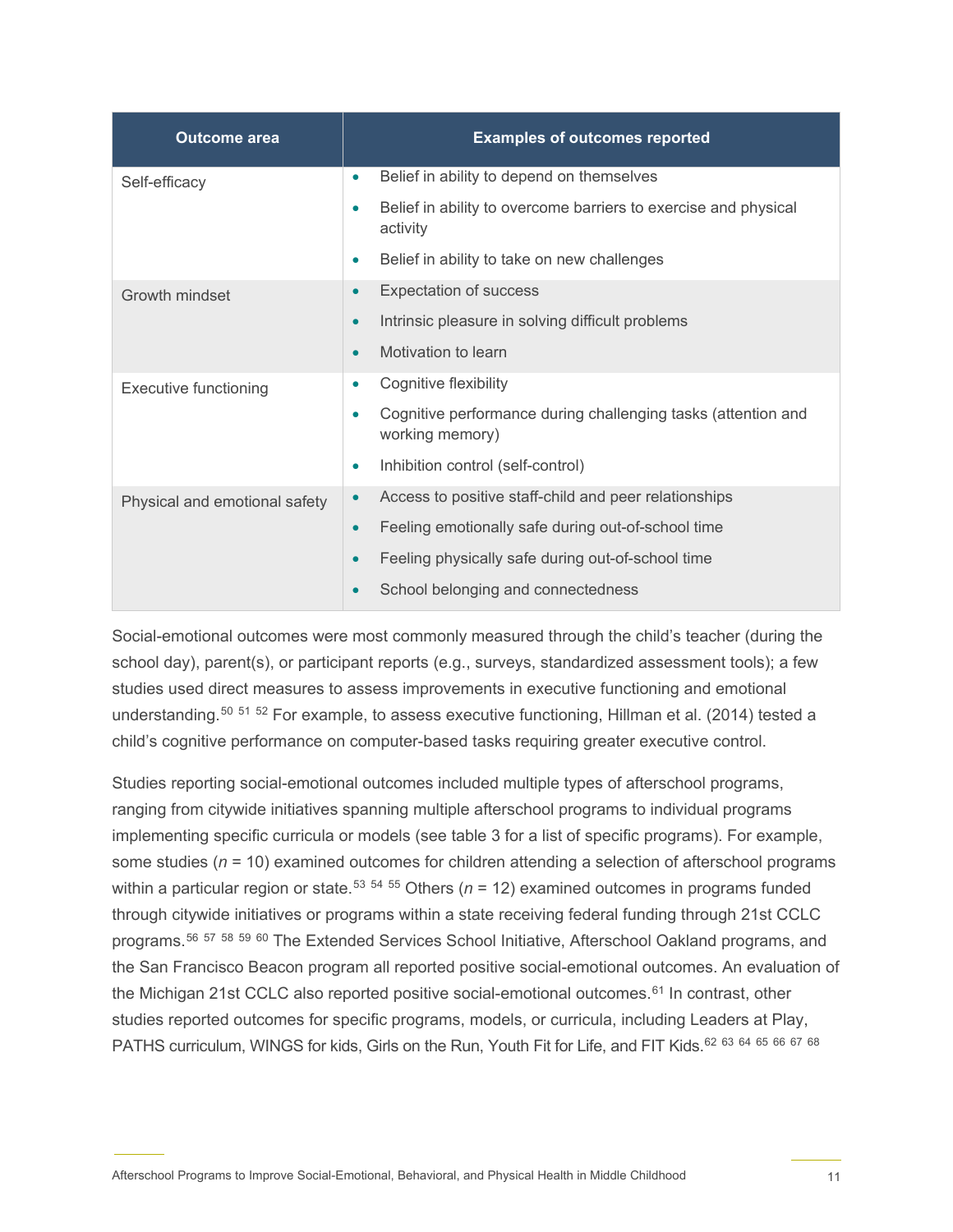| Outcome area | Examples of outcomes reported |
| --- | --- |
| Self-efficacy | • Belief in ability to depend on themselves<br>• Belief in ability to overcome barriers to exercise and physical activity<br>• Belief in ability to take on new challenges |
| Growth mindset | • Expectation of success<br>• Intrinsic pleasure in solving difficult problems<br>• Motivation to learn |
| Executive functioning | • Cognitive flexibility<br>• Cognitive performance during challenging tasks (attention and working memory)<br>• Inhibition control (self-control) |
| Physical and emotional safety | • Access to positive staff-child and peer relationships<br>• Feeling emotionally safe during out-of-school time<br>• Feeling physically safe during out-of-school time<br>• School belonging and connectedness |

Social-emotional outcomes were most commonly measured through the child's teacher (during the school day), parent(s), or participant reports (e.g., surveys, standardized assessment tools); a few studies used direct measures to assess improvements in executive functioning and emotional understanding.[50] [51] [52] For example, to assess executive functioning, Hillman et al. (2014) tested a child's cognitive performance on computer-based tasks requiring greater executive control.

Studies reporting social-emotional outcomes included multiple types of afterschool programs, ranging from citywide initiatives spanning multiple afterschool programs to individual programs implementing specific curricula or models (see table 3 for a list of specific programs). For example, some studies (*n* = 10) examined outcomes for children attending a selection of afterschool programs within a particular region or state.[53] [54] [55] Others (*n* = 12) examined outcomes in programs funded through citywide initiatives or programs within a state receiving federal funding through 21st CCLC programs.[56] [57] [58] [59] [60] The Extended Services School Initiative, Afterschool Oakland programs, and the San Francisco Beacon program all reported positive social-emotional outcomes. An evaluation of the Michigan 21st CCLC also reported positive social-emotional outcomes.[61] In contrast, other studies reported outcomes for specific programs, models, or curricula, including Leaders at Play, PATHS curriculum, WINGS for kids, Girls on the Run, Youth Fit for Life, and FIT Kids.[62] [63] [64] [65] [66] [67] [68]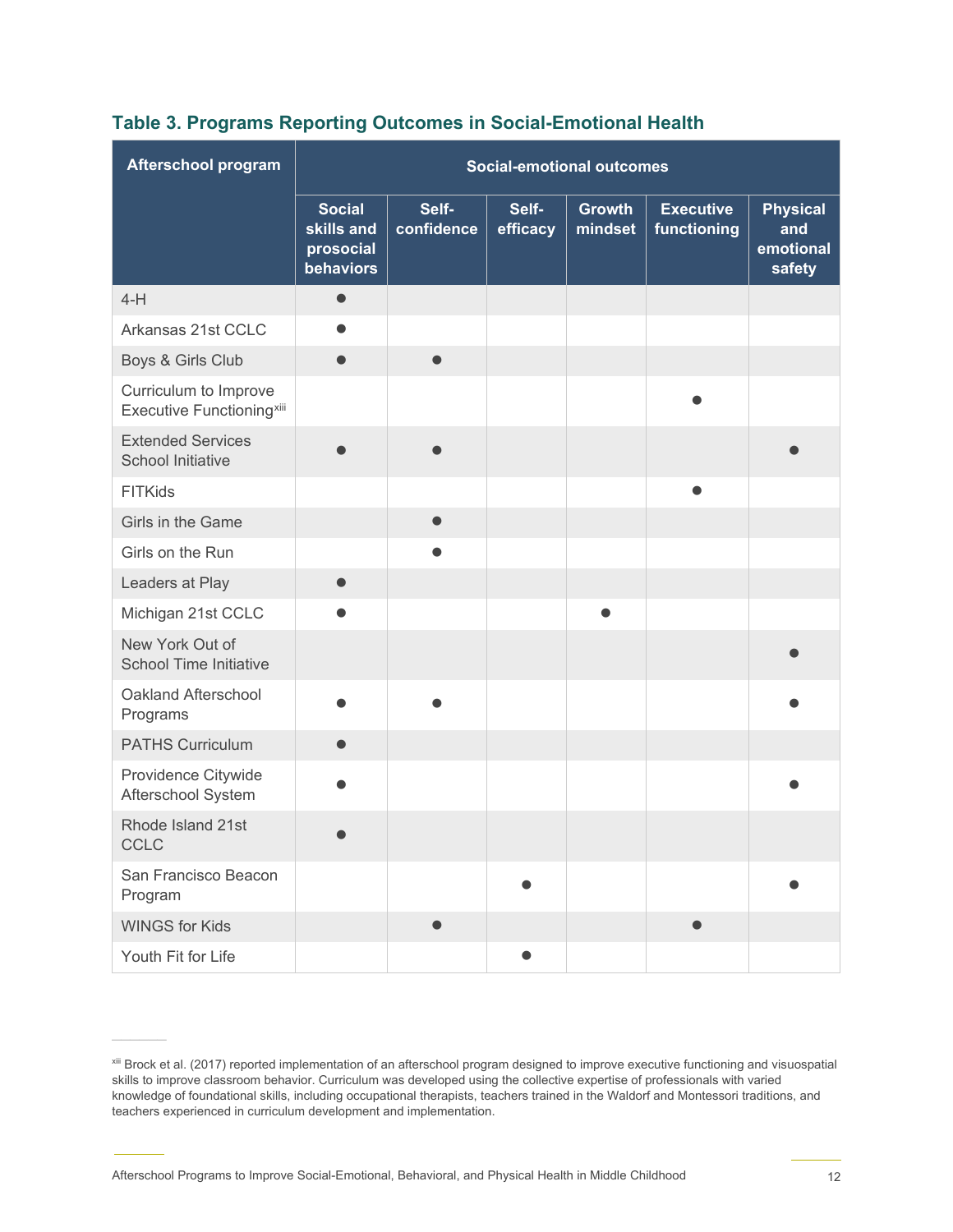### Table 3. Programs Reporting Outcomes in Social-Emotional Health

| Afterschool program | Social-emotional outcomes | | | | | |
|---|---|---|---|---|---|---|
| | Social skills and prosocial behaviors | Self-confidence | Self-efficacy | Growth mindset | Executive functioning | Physical and emotional safety |
| 4-H | ● | | | | | |
| Arkansas 21st CCLC | ● | | | | | |
| Boys & Girls Club | ● | ● | | | | |
| Curriculum to Improve Executive Functioning[xiii] | | | | | ● | |
| Extended Services School Initiative | ● | ● | | | | ● |
| FITKids | | | | | ● | |
| Girls in the Game | | ● | | | | |
| Girls on the Run | | ● | | | | |
| Leaders at Play | ● | | | | | |
| Michigan 21st CCLC | ● | | | ● | | |
| New York Out of School Time Initiative | | | | | | ● |
| Oakland Afterschool Programs | ● | ● | | | | ● |
| PATHS Curriculum | ● | | | | | |
| Providence Citywide Afterschool System | ● | | | | | ● |
| Rhode Island 21st CCLC | ● | | | | | |
| San Francisco Beacon Program | | | ● | | | ● |
| WINGS for Kids | | ● | | | ● | |
| Youth Fit for Life | | | ● | | | |

[xiii] Brock et al. (2017) reported implementation of an afterschool program designed to improve executive functioning and visuospatial skills to improve classroom behavior. Curriculum was developed using the collective expertise of professionals with varied knowledge of foundational skills, including occupational therapists, teachers trained in the Waldorf and Montessori traditions, and teachers experienced in curriculum development and implementation.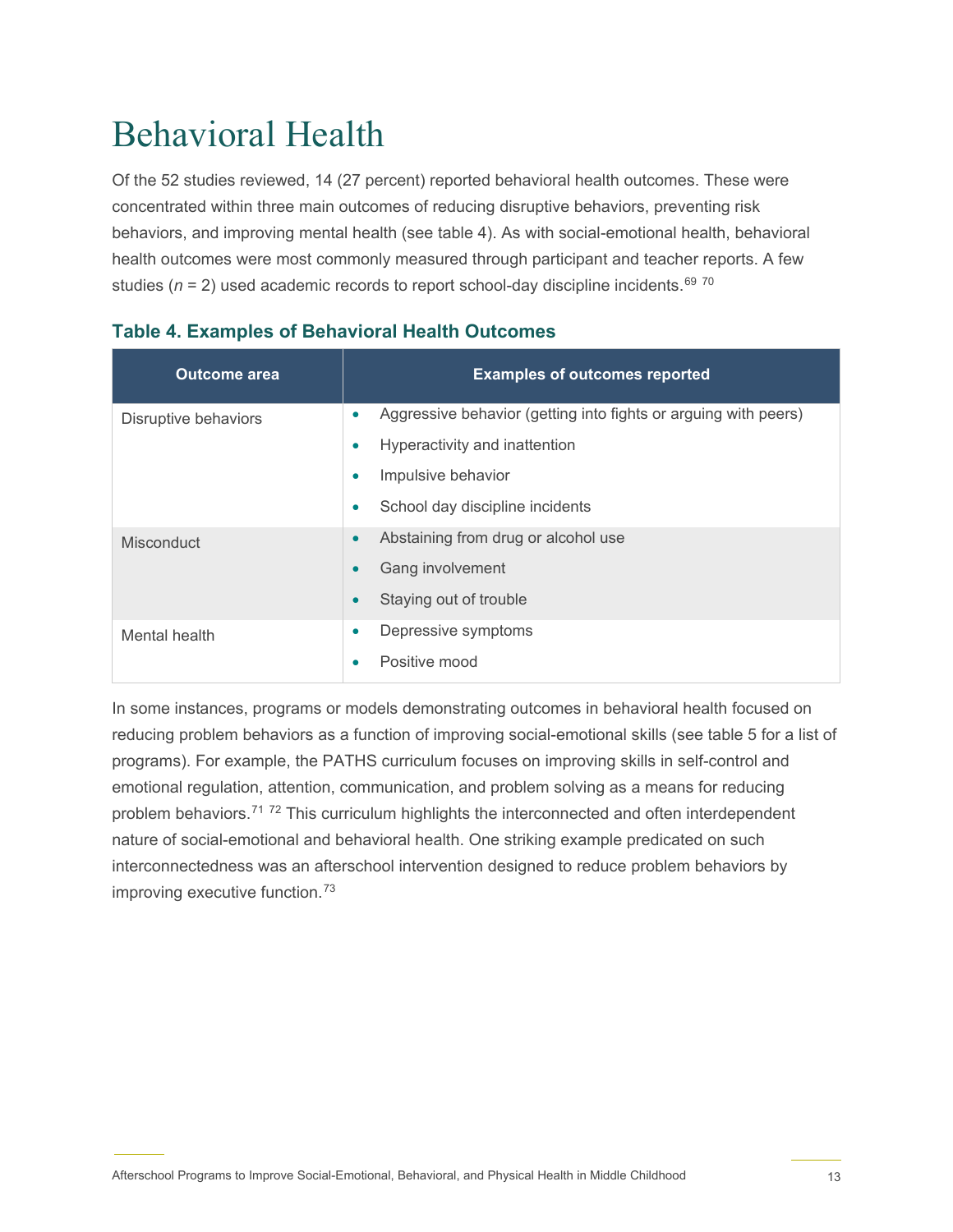# Behavioral Health

Of the 52 studies reviewed, 14 (27 percent) reported behavioral health outcomes. These were concentrated within three main outcomes of reducing disruptive behaviors, preventing risk behaviors, and improving mental health (see table 4). As with social-emotional health, behavioral health outcomes were most commonly measured through participant and teacher reports. A few studies ($n$ = 2) used academic records to report school-day discipline incidents.[69] [70]

### Table 4. Examples of Behavioral Health Outcomes

| Outcome area | Examples of outcomes reported |
|---|---|
| Disruptive behaviors | • Aggressive behavior (getting into fights or arguing with peers)<br>• Hyperactivity and inattention<br>• Impulsive behavior<br>• School day discipline incidents |
| Misconduct | • Abstaining from drug or alcohol use<br>• Gang involvement<br>• Staying out of trouble |
| Mental health | • Depressive symptoms<br>• Positive mood |

In some instances, programs or models demonstrating outcomes in behavioral health focused on reducing problem behaviors as a function of improving social-emotional skills (see table 5 for a list of programs). For example, the PATHS curriculum focuses on improving skills in self-control and emotional regulation, attention, communication, and problem solving as a means for reducing problem behaviors.[71] [72] This curriculum highlights the interconnected and often interdependent nature of social-emotional and behavioral health. One striking example predicated on such interconnectedness was an afterschool intervention designed to reduce problem behaviors by improving executive function.[73]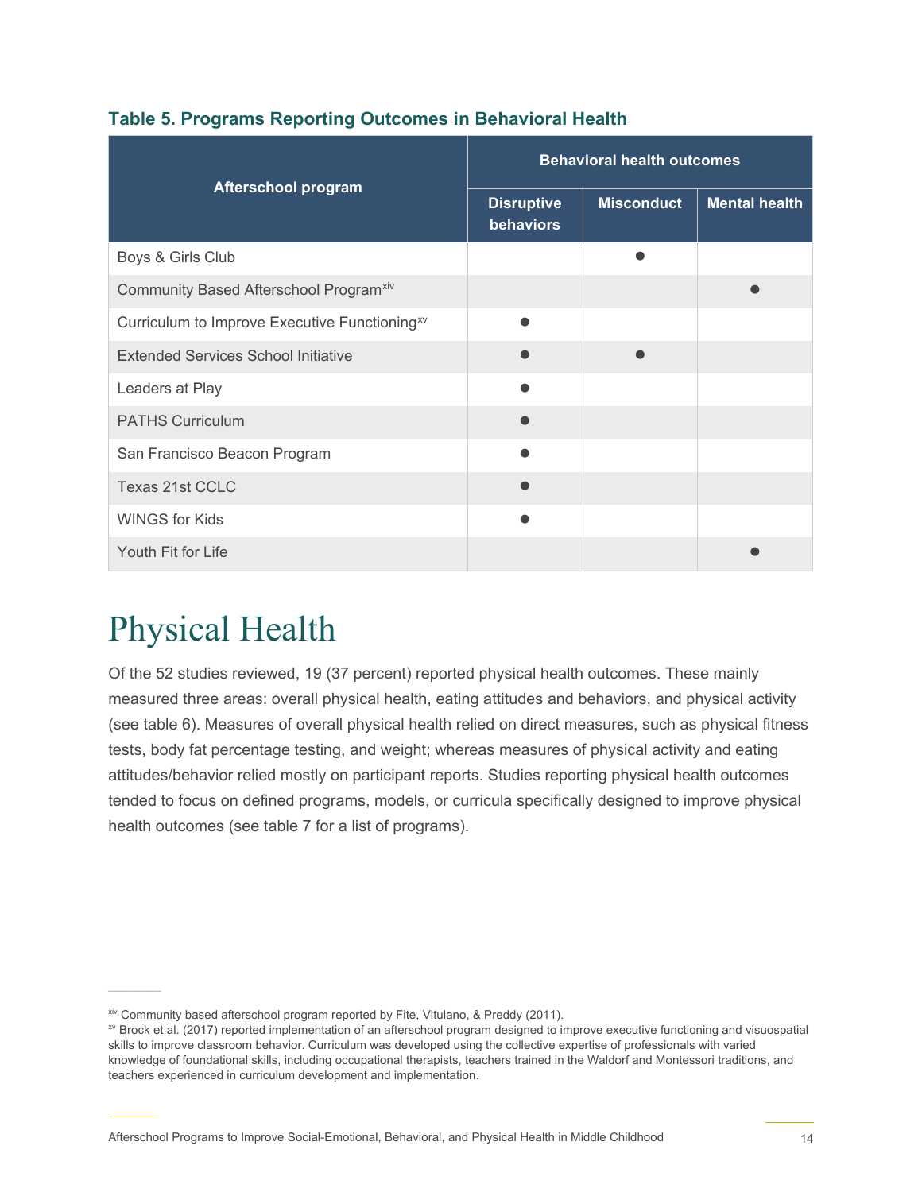**Table 5. Programs Reporting Outcomes in Behavioral Health**

| Afterschool program | Behavioral health outcomes | | |
|---|---|---|---|
| | Disruptive behaviors | Misconduct | Mental health |
| Boys & Girls Club | | ● | |
| Community Based Afterschool Program[xiv] | | | ● |
| Curriculum to Improve Executive Functioning[xv] | ● | | |
| Extended Services School Initiative | ● | ● | |
| Leaders at Play | ● | | |
| PATHS Curriculum | ● | | |
| San Francisco Beacon Program | ● | | |
| Texas 21st CCLC | ● | | |
| WINGS for Kids | ● | | |
| Youth Fit for Life | | | ● |

# Physical Health

Of the 52 studies reviewed, 19 (37 percent) reported physical health outcomes. These mainly measured three areas: overall physical health, eating attitudes and behaviors, and physical activity (see table 6). Measures of overall physical health relied on direct measures, such as physical fitness tests, body fat percentage testing, and weight; whereas measures of physical activity and eating attitudes/behavior relied mostly on participant reports. Studies reporting physical health outcomes tended to focus on defined programs, models, or curricula specifically designed to improve physical health outcomes (see table 7 for a list of programs).

---

[xiv] Community based afterschool program reported by Fite, Vitulano, & Preddy (2011).

[xv] Brock et al. (2017) reported implementation of an afterschool program designed to improve executive functioning and visuospatial skills to improve classroom behavior. Curriculum was developed using the collective expertise of professionals with varied knowledge of foundational skills, including occupational therapists, teachers trained in the Waldorf and Montessori traditions, and teachers experienced in curriculum development and implementation.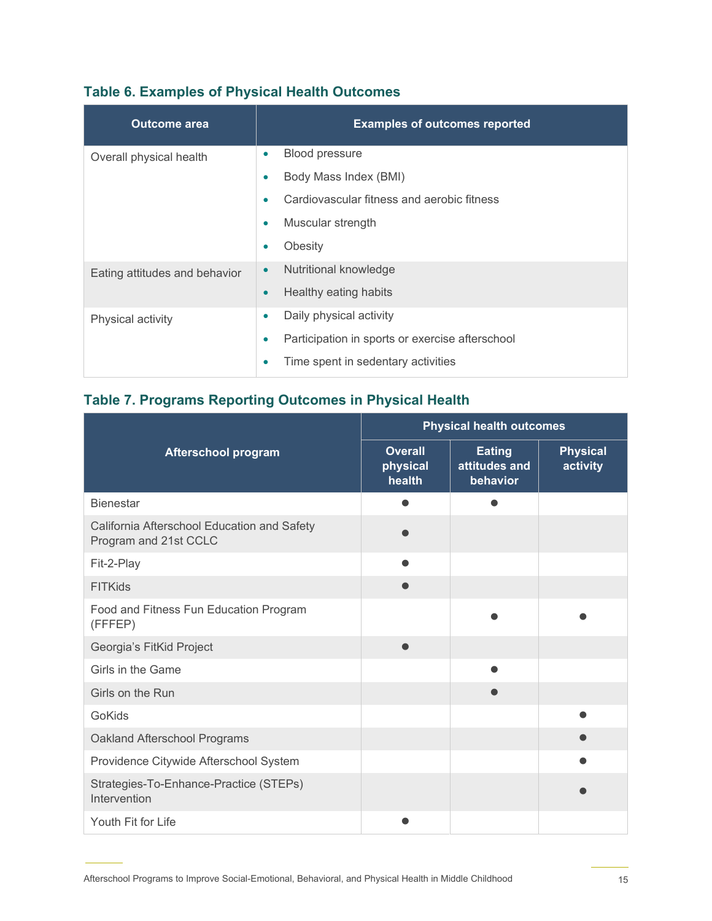### Table 6. Examples of Physical Health Outcomes

| Outcome area | Examples of outcomes reported |
| --- | --- |
| Overall physical health | • Blood pressure<br>• Body Mass Index (BMI)<br>• Cardiovascular fitness and aerobic fitness<br>• Muscular strength<br>• Obesity |
| Eating attitudes and behavior | • Nutritional knowledge<br>• Healthy eating habits |
| Physical activity | • Daily physical activity<br>• Participation in sports or exercise afterschool<br>• Time spent in sedentary activities |

### Table 7. Programs Reporting Outcomes in Physical Health

| Afterschool program | Physical health outcomes | | |
| --- | --- | --- | --- |
| | Overall physical health | Eating attitudes and behavior | Physical activity |
| Bienestar | ● | ● | |
| California Afterschool Education and Safety Program and 21st CCLC | ● | | |
| Fit-2-Play | ● | | |
| FITKids | ● | | |
| Food and Fitness Fun Education Program (FFFEP) | | ● | ● |
| Georgia's FitKid Project | ● | | |
| Girls in the Game | | ● | |
| Girls on the Run | | ● | |
| GoKids | | | ● |
| Oakland Afterschool Programs | | | ● |
| Providence Citywide Afterschool System | | | ● |
| Strategies-To-Enhance-Practice (STEPs) Intervention | | | ● |
| Youth Fit for Life | ● | | |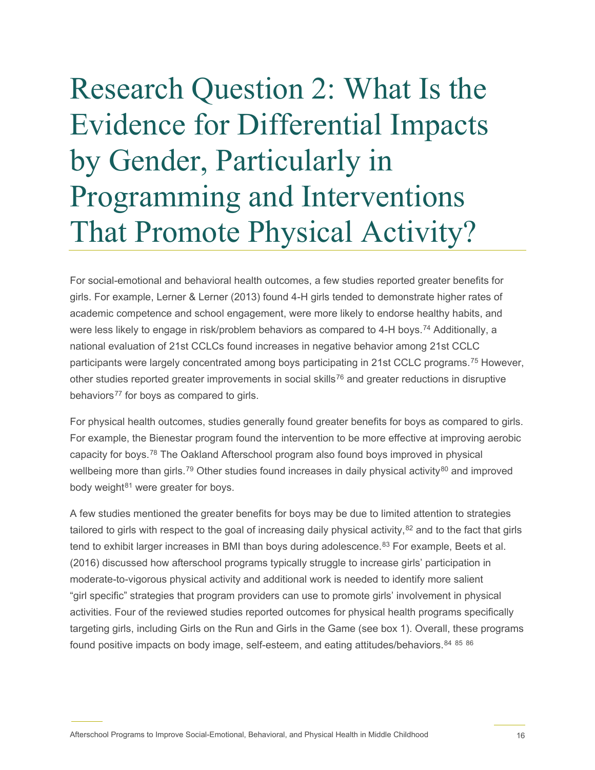# Research Question 2: What Is the Evidence for Differential Impacts by Gender, Particularly in Programming and Interventions That Promote Physical Activity?

For social-emotional and behavioral health outcomes, a few studies reported greater benefits for girls. For example, Lerner & Lerner (2013) found 4-H girls tended to demonstrate higher rates of academic competence and school engagement, were more likely to endorse healthy habits, and were less likely to engage in risk/problem behaviors as compared to 4-H boys.[74] Additionally, a national evaluation of 21st CCLCs found increases in negative behavior among 21st CCLC participants were largely concentrated among boys participating in 21st CCLC programs.[75] However, other studies reported greater improvements in social skills[76] and greater reductions in disruptive behaviors[77] for boys as compared to girls.

For physical health outcomes, studies generally found greater benefits for boys as compared to girls. For example, the Bienestar program found the intervention to be more effective at improving aerobic capacity for boys.[78] The Oakland Afterschool program also found boys improved in physical wellbeing more than girls.[79] Other studies found increases in daily physical activity[80] and improved body weight[81] were greater for boys.

A few studies mentioned the greater benefits for boys may be due to limited attention to strategies tailored to girls with respect to the goal of increasing daily physical activity,[82] and to the fact that girls tend to exhibit larger increases in BMI than boys during adolescence.[83] For example, Beets et al. (2016) discussed how afterschool programs typically struggle to increase girls' participation in moderate-to-vigorous physical activity and additional work is needed to identify more salient "girl specific" strategies that program providers can use to promote girls' involvement in physical activities. Four of the reviewed studies reported outcomes for physical health programs specifically targeting girls, including Girls on the Run and Girls in the Game (see box 1). Overall, these programs found positive impacts on body image, self-esteem, and eating attitudes/behaviors.[84] [85] [86]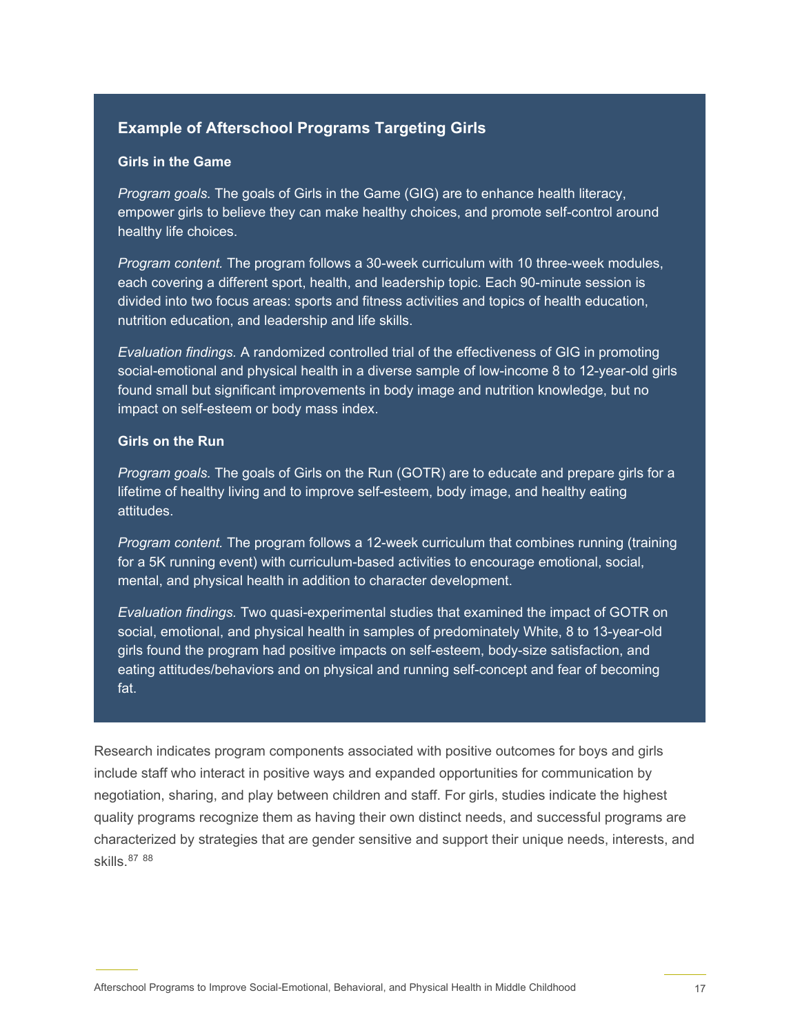### Example of Afterschool Programs Targeting Girls

**Girls in the Game**

*Program goals.* The goals of Girls in the Game (GIG) are to enhance health literacy, empower girls to believe they can make healthy choices, and promote self-control around healthy life choices.

*Program content.* The program follows a 30-week curriculum with 10 three-week modules, each covering a different sport, health, and leadership topic. Each 90-minute session is divided into two focus areas: sports and fitness activities and topics of health education, nutrition education, and leadership and life skills.

*Evaluation findings.* A randomized controlled trial of the effectiveness of GIG in promoting social-emotional and physical health in a diverse sample of low-income 8 to 12-year-old girls found small but significant improvements in body image and nutrition knowledge, but no impact on self-esteem or body mass index.

**Girls on the Run**

*Program goals.* The goals of Girls on the Run (GOTR) are to educate and prepare girls for a lifetime of healthy living and to improve self-esteem, body image, and healthy eating attitudes.

*Program content.* The program follows a 12-week curriculum that combines running (training for a 5K running event) with curriculum-based activities to encourage emotional, social, mental, and physical health in addition to character development.

*Evaluation findings.* Two quasi-experimental studies that examined the impact of GOTR on social, emotional, and physical health in samples of predominately White, 8 to 13-year-old girls found the program had positive impacts on self-esteem, body-size satisfaction, and eating attitudes/behaviors and on physical and running self-concept and fear of becoming fat.

Research indicates program components associated with positive outcomes for boys and girls include staff who interact in positive ways and expanded opportunities for communication by negotiation, sharing, and play between children and staff. For girls, studies indicate the highest quality programs recognize them as having their own distinct needs, and successful programs are characterized by strategies that are gender sensitive and support their unique needs, interests, and skills.[87] [88]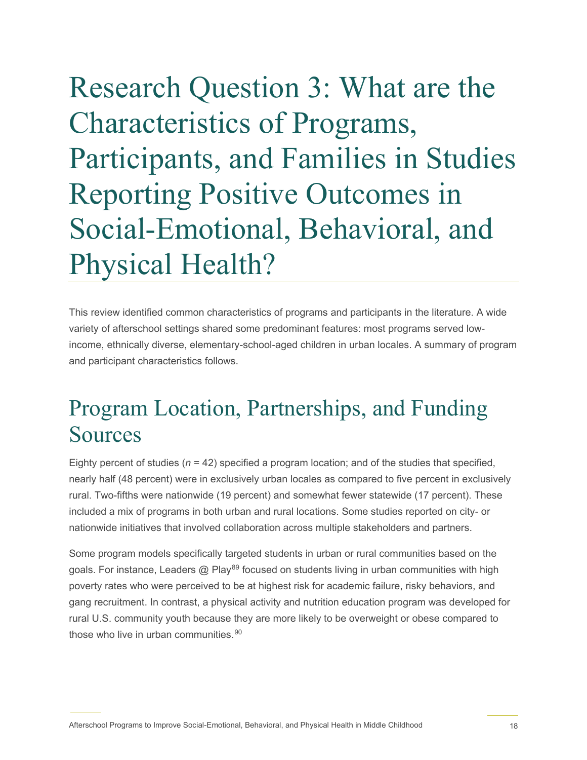# Research Question 3: What are the Characteristics of Programs, Participants, and Families in Studies Reporting Positive Outcomes in Social-Emotional, Behavioral, and Physical Health?

This review identified common characteristics of programs and participants in the literature. A wide variety of afterschool settings shared some predominant features: most programs served low-income, ethnically diverse, elementary-school-aged children in urban locales. A summary of program and participant characteristics follows.

## Program Location, Partnerships, and Funding Sources

Eighty percent of studies ($n$ = 42) specified a program location; and of the studies that specified, nearly half (48 percent) were in exclusively urban locales as compared to five percent in exclusively rural. Two-fifths were nationwide (19 percent) and somewhat fewer statewide (17 percent). These included a mix of programs in both urban and rural locations. Some studies reported on city- or nationwide initiatives that involved collaboration across multiple stakeholders and partners.

Some program models specifically targeted students in urban or rural communities based on the goals. For instance, Leaders @ Play[89] focused on students living in urban communities with high poverty rates who were perceived to be at highest risk for academic failure, risky behaviors, and gang recruitment. In contrast, a physical activity and nutrition education program was developed for rural U.S. community youth because they are more likely to be overweight or obese compared to those who live in urban communities.[90]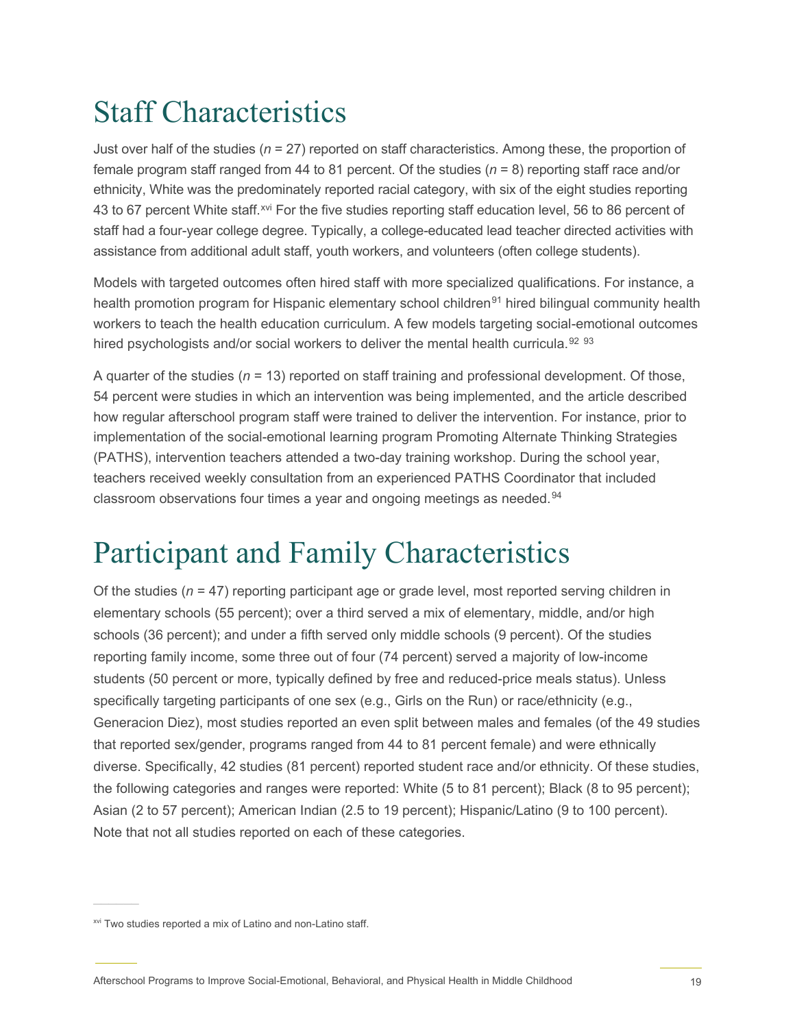# Staff Characteristics

Just over half of the studies (*n* = 27) reported on staff characteristics. Among these, the proportion of female program staff ranged from 44 to 81 percent. Of the studies (*n* = 8) reporting staff race and/or ethnicity, White was the predominately reported racial category, with six of the eight studies reporting 43 to 67 percent White staff.[xvi] For the five studies reporting staff education level, 56 to 86 percent of staff had a four-year college degree. Typically, a college-educated lead teacher directed activities with assistance from additional adult staff, youth workers, and volunteers (often college students).

Models with targeted outcomes often hired staff with more specialized qualifications. For instance, a health promotion program for Hispanic elementary school children[91] hired bilingual community health workers to teach the health education curriculum. A few models targeting social-emotional outcomes hired psychologists and/or social workers to deliver the mental health curricula.[92] [93]

A quarter of the studies (*n* = 13) reported on staff training and professional development. Of those, 54 percent were studies in which an intervention was being implemented, and the article described how regular afterschool program staff were trained to deliver the intervention. For instance, prior to implementation of the social-emotional learning program Promoting Alternate Thinking Strategies (PATHS), intervention teachers attended a two-day training workshop. During the school year, teachers received weekly consultation from an experienced PATHS Coordinator that included classroom observations four times a year and ongoing meetings as needed.[94]

# Participant and Family Characteristics

Of the studies (*n* = 47) reporting participant age or grade level, most reported serving children in elementary schools (55 percent); over a third served a mix of elementary, middle, and/or high schools (36 percent); and under a fifth served only middle schools (9 percent). Of the studies reporting family income, some three out of four (74 percent) served a majority of low-income students (50 percent or more, typically defined by free and reduced-price meals status). Unless specifically targeting participants of one sex (e.g., Girls on the Run) or race/ethnicity (e.g., Generacion Diez), most studies reported an even split between males and females (of the 49 studies that reported sex/gender, programs ranged from 44 to 81 percent female) and were ethnically diverse. Specifically, 42 studies (81 percent) reported student race and/or ethnicity. Of these studies, the following categories and ranges were reported: White (5 to 81 percent); Black (8 to 95 percent); Asian (2 to 57 percent); American Indian (2.5 to 19 percent); Hispanic/Latino (9 to 100 percent). Note that not all studies reported on each of these categories.

---

[xvi] Two studies reported a mix of Latino and non-Latino staff.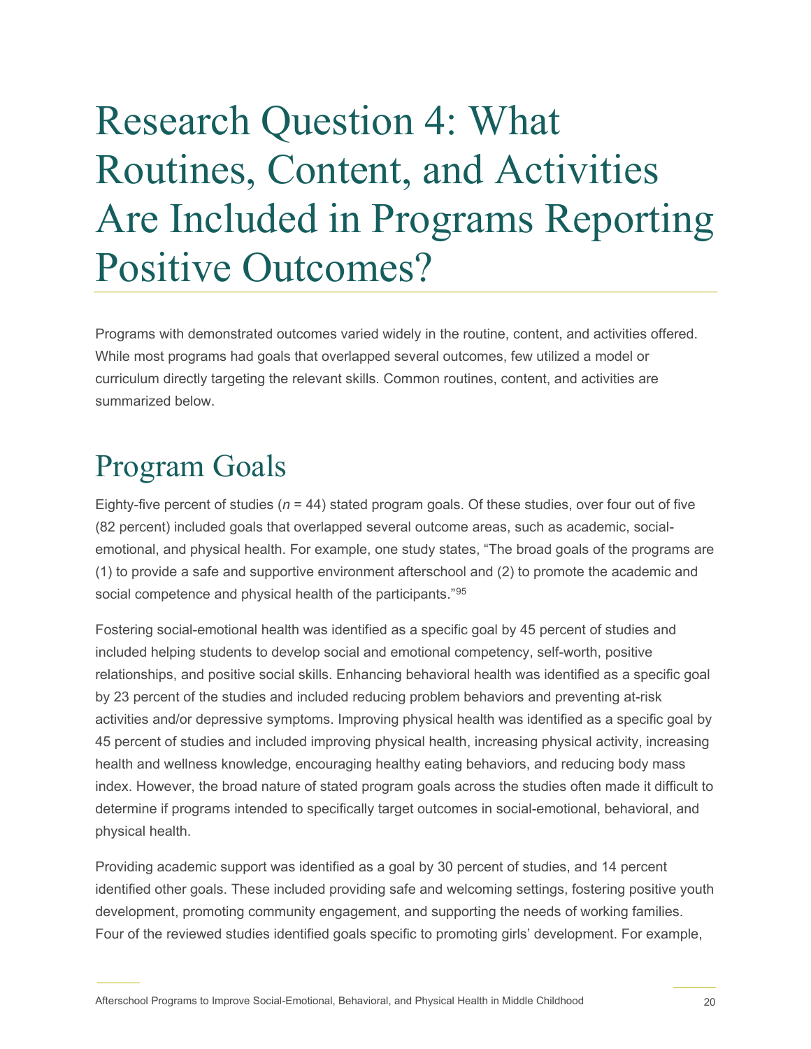# Research Question 4: What Routines, Content, and Activities Are Included in Programs Reporting Positive Outcomes?

Programs with demonstrated outcomes varied widely in the routine, content, and activities offered. While most programs had goals that overlapped several outcomes, few utilized a model or curriculum directly targeting the relevant skills. Common routines, content, and activities are summarized below.

## Program Goals

Eighty-five percent of studies (*n* = 44) stated program goals. Of these studies, over four out of five (82 percent) included goals that overlapped several outcome areas, such as academic, social-emotional, and physical health. For example, one study states, "The broad goals of the programs are (1) to provide a safe and supportive environment afterschool and (2) to promote the academic and social competence and physical health of the participants."[95]

Fostering social-emotional health was identified as a specific goal by 45 percent of studies and included helping students to develop social and emotional competency, self-worth, positive relationships, and positive social skills. Enhancing behavioral health was identified as a specific goal by 23 percent of the studies and included reducing problem behaviors and preventing at-risk activities and/or depressive symptoms. Improving physical health was identified as a specific goal by 45 percent of studies and included improving physical health, increasing physical activity, increasing health and wellness knowledge, encouraging healthy eating behaviors, and reducing body mass index. However, the broad nature of stated program goals across the studies often made it difficult to determine if programs intended to specifically target outcomes in social-emotional, behavioral, and physical health.

Providing academic support was identified as a goal by 30 percent of studies, and 14 percent identified other goals. These included providing safe and welcoming settings, fostering positive youth development, promoting community engagement, and supporting the needs of working families. Four of the reviewed studies identified goals specific to promoting girls' development. For example,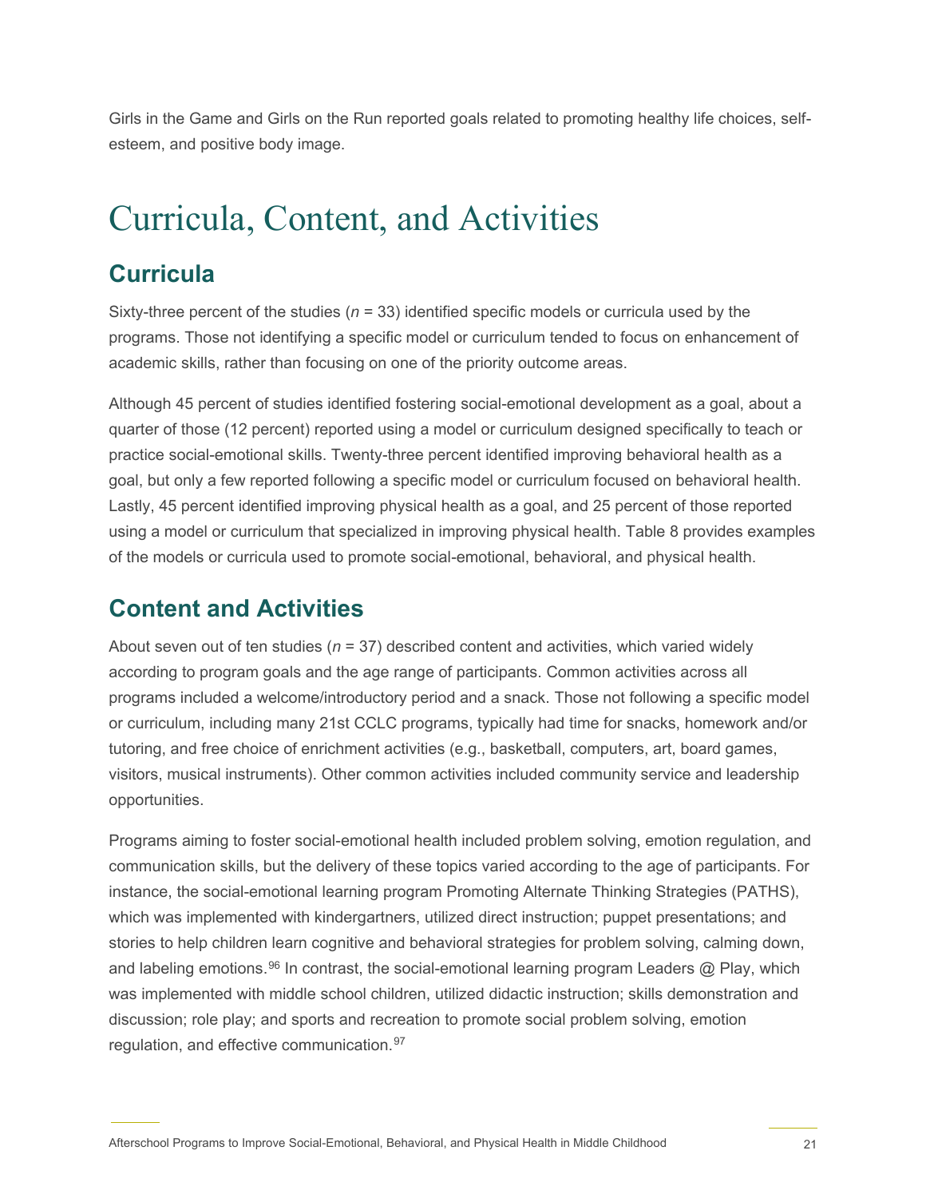Girls in the Game and Girls on the Run reported goals related to promoting healthy life choices, self-esteem, and positive body image.

# Curricula, Content, and Activities

## Curricula

Sixty-three percent of the studies (*n* = 33) identified specific models or curricula used by the programs. Those not identifying a specific model or curriculum tended to focus on enhancement of academic skills, rather than focusing on one of the priority outcome areas.

Although 45 percent of studies identified fostering social-emotional development as a goal, about a quarter of those (12 percent) reported using a model or curriculum designed specifically to teach or practice social-emotional skills. Twenty-three percent identified improving behavioral health as a goal, but only a few reported following a specific model or curriculum focused on behavioral health. Lastly, 45 percent identified improving physical health as a goal, and 25 percent of those reported using a model or curriculum that specialized in improving physical health. Table 8 provides examples of the models or curricula used to promote social-emotional, behavioral, and physical health.

## Content and Activities

About seven out of ten studies (*n* = 37) described content and activities, which varied widely according to program goals and the age range of participants. Common activities across all programs included a welcome/introductory period and a snack. Those not following a specific model or curriculum, including many 21st CCLC programs, typically had time for snacks, homework and/or tutoring, and free choice of enrichment activities (e.g., basketball, computers, art, board games, visitors, musical instruments). Other common activities included community service and leadership opportunities.

Programs aiming to foster social-emotional health included problem solving, emotion regulation, and communication skills, but the delivery of these topics varied according to the age of participants. For instance, the social-emotional learning program Promoting Alternate Thinking Strategies (PATHS), which was implemented with kindergartners, utilized direct instruction; puppet presentations; and stories to help children learn cognitive and behavioral strategies for problem solving, calming down, and labeling emotions.[96] In contrast, the social-emotional learning program Leaders @ Play, which was implemented with middle school children, utilized didactic instruction; skills demonstration and discussion; role play; and sports and recreation to promote social problem solving, emotion regulation, and effective communication.[97]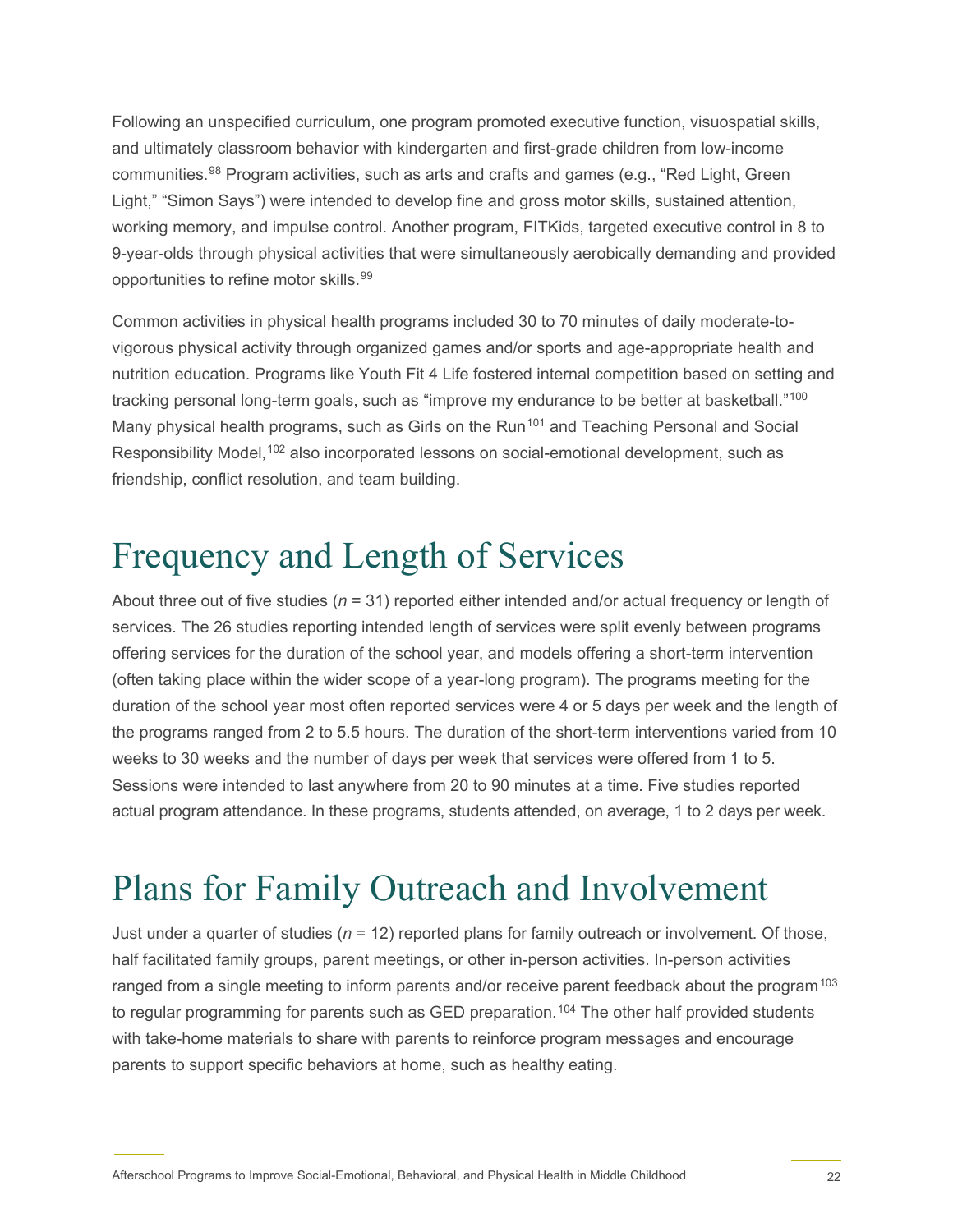Following an unspecified curriculum, one program promoted executive function, visuospatial skills, and ultimately classroom behavior with kindergarten and first-grade children from low-income communities.[98] Program activities, such as arts and crafts and games (e.g., "Red Light, Green Light," "Simon Says") were intended to develop fine and gross motor skills, sustained attention, working memory, and impulse control. Another program, FITKids, targeted executive control in 8 to 9-year-olds through physical activities that were simultaneously aerobically demanding and provided opportunities to refine motor skills.[99]

Common activities in physical health programs included 30 to 70 minutes of daily moderate-to-vigorous physical activity through organized games and/or sports and age-appropriate health and nutrition education. Programs like Youth Fit 4 Life fostered internal competition based on setting and tracking personal long-term goals, such as "improve my endurance to be better at basketball."[100] Many physical health programs, such as Girls on the Run[101] and Teaching Personal and Social Responsibility Model,[102] also incorporated lessons on social-emotional development, such as friendship, conflict resolution, and team building.

# Frequency and Length of Services

About three out of five studies (*n* = 31) reported either intended and/or actual frequency or length of services. The 26 studies reporting intended length of services were split evenly between programs offering services for the duration of the school year, and models offering a short-term intervention (often taking place within the wider scope of a year-long program). The programs meeting for the duration of the school year most often reported services were 4 or 5 days per week and the length of the programs ranged from 2 to 5.5 hours. The duration of the short-term interventions varied from 10 weeks to 30 weeks and the number of days per week that services were offered from 1 to 5. Sessions were intended to last anywhere from 20 to 90 minutes at a time. Five studies reported actual program attendance. In these programs, students attended, on average, 1 to 2 days per week.

# Plans for Family Outreach and Involvement

Just under a quarter of studies (*n* = 12) reported plans for family outreach or involvement. Of those, half facilitated family groups, parent meetings, or other in-person activities. In-person activities ranged from a single meeting to inform parents and/or receive parent feedback about the program[103] to regular programming for parents such as GED preparation.[104] The other half provided students with take-home materials to share with parents to reinforce program messages and encourage parents to support specific behaviors at home, such as healthy eating.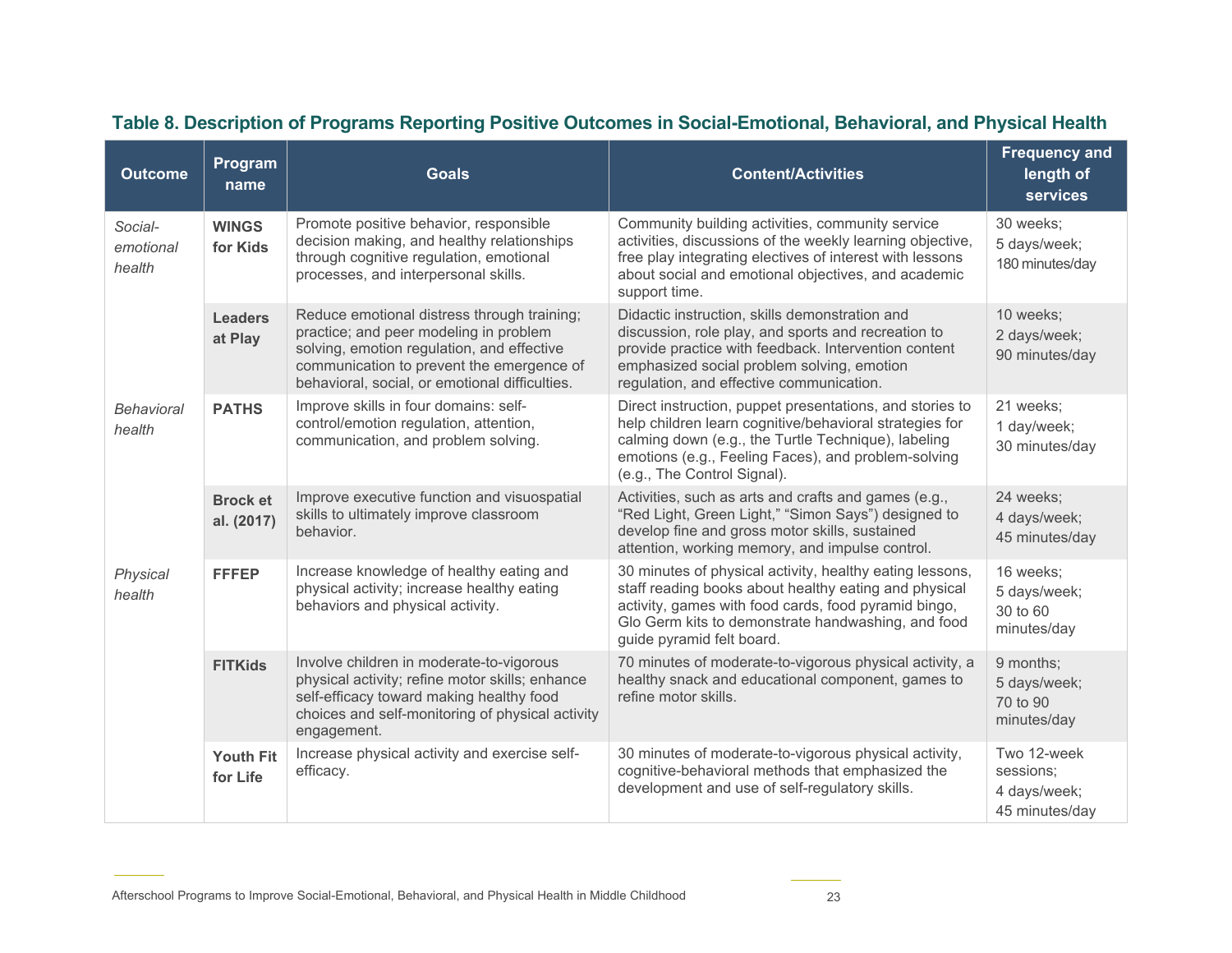### Table 8. Description of Programs Reporting Positive Outcomes in Social-Emotional, Behavioral, and Physical Health

| Outcome | Program name | Goals | Content/Activities | Frequency and length of services |
|---|---|---|---|---|
| *Social-emotional health* | **WINGS for Kids** | Promote positive behavior, responsible decision making, and healthy relationships through cognitive regulation, emotional processes, and interpersonal skills. | Community building activities, community service activities, discussions of the weekly learning objective, free play integrating electives of interest with lessons about social and emotional objectives, and academic support time. | 30 weeks; 5 days/week; 180 minutes/day |
| | **Leaders at Play** | Reduce emotional distress through training; practice; and peer modeling in problem solving, emotion regulation, and effective communication to prevent the emergence of behavioral, social, or emotional difficulties. | Didactic instruction, skills demonstration and discussion, role play, and sports and recreation to provide practice with feedback. Intervention content emphasized social problem solving, emotion regulation, and effective communication. | 10 weeks; 2 days/week; 90 minutes/day |
| *Behavioral health* | **PATHS** | Improve skills in four domains: self-control/emotion regulation, attention, communication, and problem solving. | Direct instruction, puppet presentations, and stories to help children learn cognitive/behavioral strategies for calming down (e.g., the Turtle Technique), labeling emotions (e.g., Feeling Faces), and problem-solving (e.g., The Control Signal). | 21 weeks; 1 day/week; 30 minutes/day |
| | **Brock et al. (2017)** | Improve executive function and visuospatial skills to ultimately improve classroom behavior. | Activities, such as arts and crafts and games (e.g., "Red Light, Green Light," "Simon Says") designed to develop fine and gross motor skills, sustained attention, working memory, and impulse control. | 24 weeks; 4 days/week; 45 minutes/day |
| *Physical health* | **FFFEP** | Increase knowledge of healthy eating and physical activity; increase healthy eating behaviors and physical activity. | 30 minutes of physical activity, healthy eating lessons, staff reading books about healthy eating and physical activity, games with food cards, food pyramid bingo, Glo Germ kits to demonstrate handwashing, and food guide pyramid felt board. | 16 weeks; 5 days/week; 30 to 60 minutes/day |
| | **FITKids** | Involve children in moderate-to-vigorous physical activity; refine motor skills; enhance self-efficacy toward making healthy food choices and self-monitoring of physical activity engagement. | 70 minutes of moderate-to-vigorous physical activity, a healthy snack and educational component, games to refine motor skills. | 9 months; 5 days/week; 70 to 90 minutes/day |
| | **Youth Fit for Life** | Increase physical activity and exercise self-efficacy. | 30 minutes of moderate-to-vigorous physical activity, cognitive-behavioral methods that emphasized the development and use of self-regulatory skills. | Two 12-week sessions; 4 days/week; 45 minutes/day |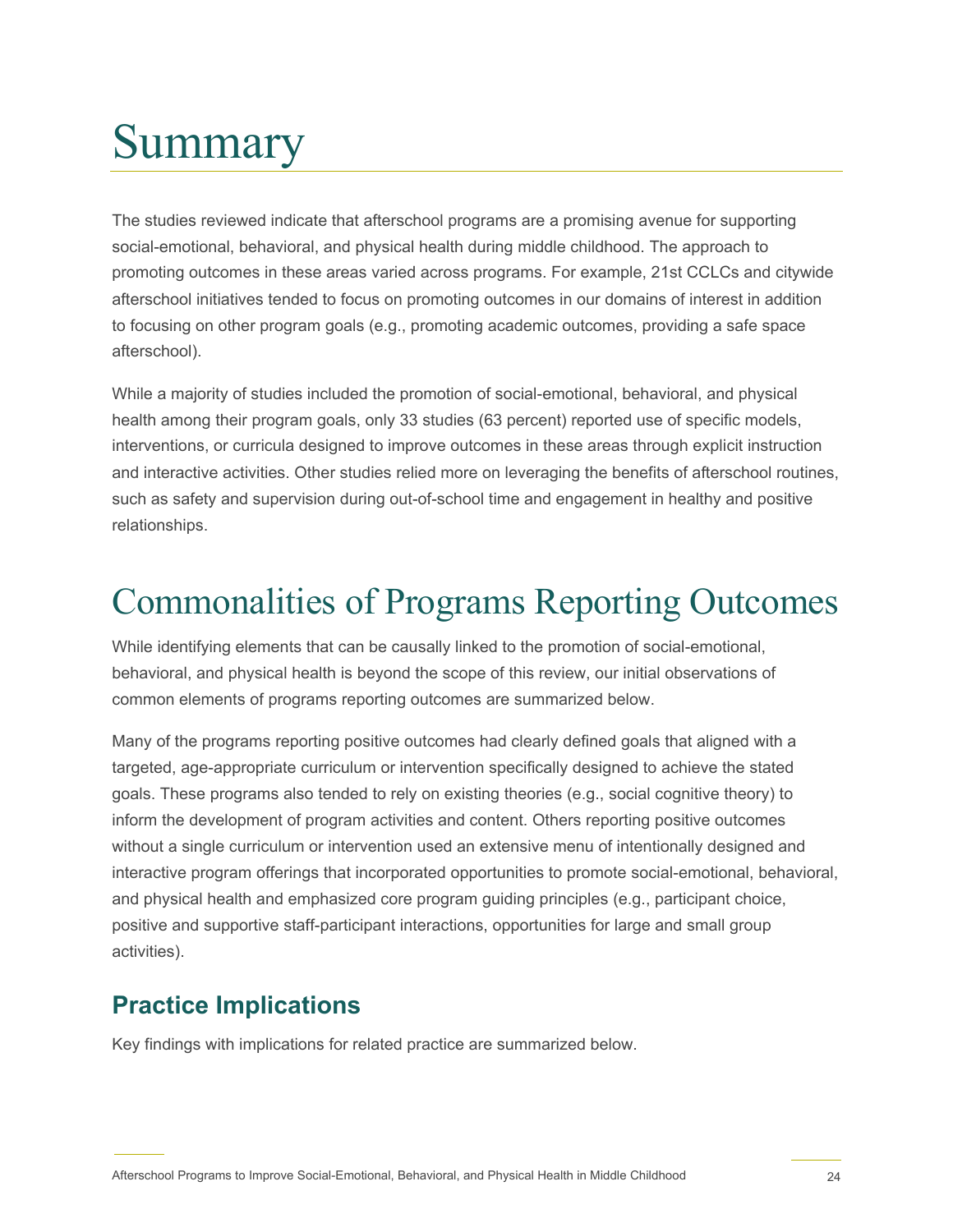# Summary

The studies reviewed indicate that afterschool programs are a promising avenue for supporting social-emotional, behavioral, and physical health during middle childhood. The approach to promoting outcomes in these areas varied across programs. For example, 21st CCLCs and citywide afterschool initiatives tended to focus on promoting outcomes in our domains of interest in addition to focusing on other program goals (e.g., promoting academic outcomes, providing a safe space afterschool).

While a majority of studies included the promotion of social-emotional, behavioral, and physical health among their program goals, only 33 studies (63 percent) reported use of specific models, interventions, or curricula designed to improve outcomes in these areas through explicit instruction and interactive activities. Other studies relied more on leveraging the benefits of afterschool routines, such as safety and supervision during out-of-school time and engagement in healthy and positive relationships.

# Commonalities of Programs Reporting Outcomes

While identifying elements that can be causally linked to the promotion of social-emotional, behavioral, and physical health is beyond the scope of this review, our initial observations of common elements of programs reporting outcomes are summarized below.

Many of the programs reporting positive outcomes had clearly defined goals that aligned with a targeted, age-appropriate curriculum or intervention specifically designed to achieve the stated goals. These programs also tended to rely on existing theories (e.g., social cognitive theory) to inform the development of program activities and content. Others reporting positive outcomes without a single curriculum or intervention used an extensive menu of intentionally designed and interactive program offerings that incorporated opportunities to promote social-emotional, behavioral, and physical health and emphasized core program guiding principles (e.g., participant choice, positive and supportive staff-participant interactions, opportunities for large and small group activities).

## Practice Implications

Key findings with implications for related practice are summarized below.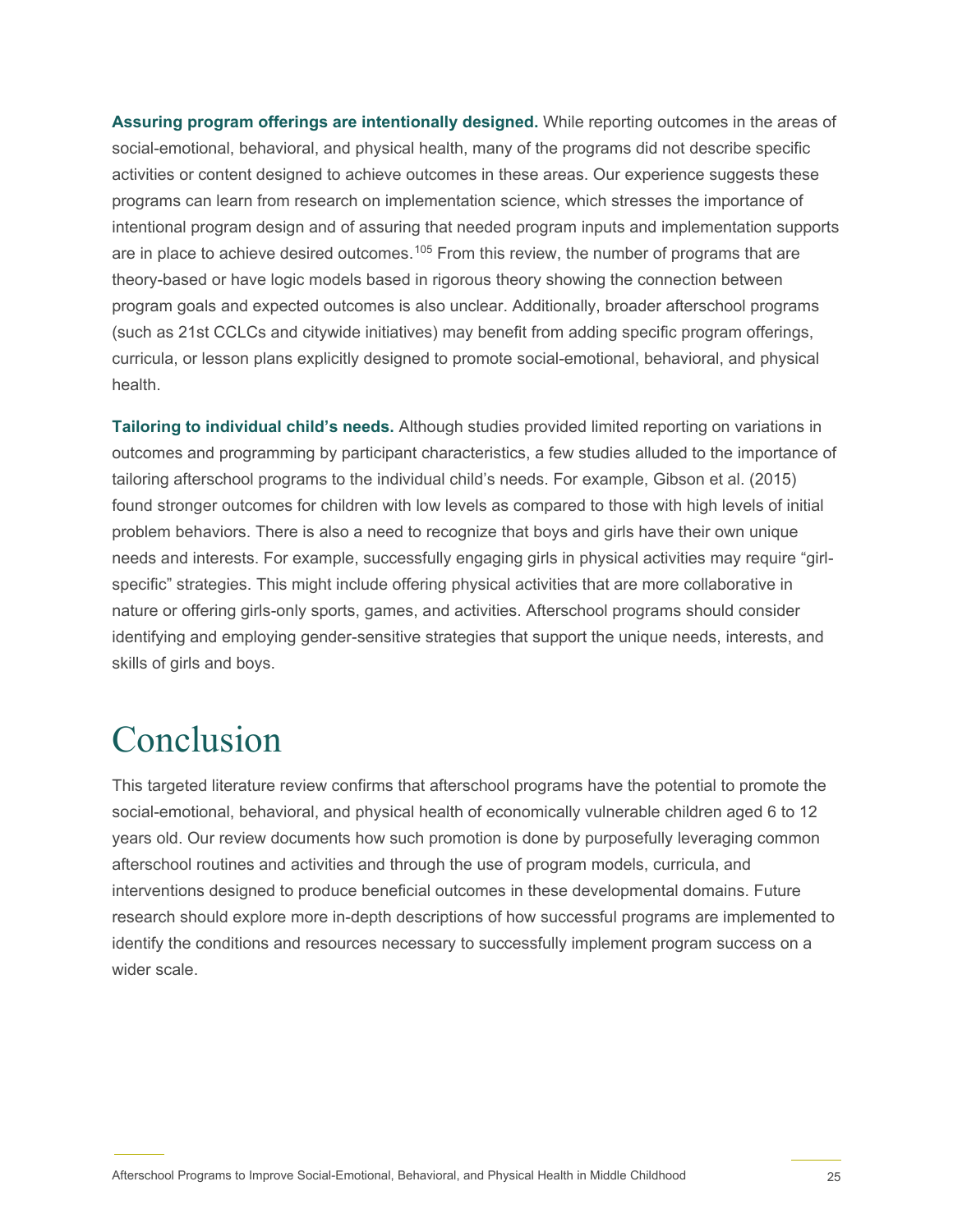**Assuring program offerings are intentionally designed.** While reporting outcomes in the areas of social-emotional, behavioral, and physical health, many of the programs did not describe specific activities or content designed to achieve outcomes in these areas. Our experience suggests these programs can learn from research on implementation science, which stresses the importance of intentional program design and of assuring that needed program inputs and implementation supports are in place to achieve desired outcomes.[105] From this review, the number of programs that are theory-based or have logic models based in rigorous theory showing the connection between program goals and expected outcomes is also unclear. Additionally, broader afterschool programs (such as 21st CCLCs and citywide initiatives) may benefit from adding specific program offerings, curricula, or lesson plans explicitly designed to promote social-emotional, behavioral, and physical health.

**Tailoring to individual child's needs.** Although studies provided limited reporting on variations in outcomes and programming by participant characteristics, a few studies alluded to the importance of tailoring afterschool programs to the individual child's needs. For example, Gibson et al. (2015) found stronger outcomes for children with low levels as compared to those with high levels of initial problem behaviors. There is also a need to recognize that boys and girls have their own unique needs and interests. For example, successfully engaging girls in physical activities may require "girl-specific" strategies. This might include offering physical activities that are more collaborative in nature or offering girls-only sports, games, and activities. Afterschool programs should consider identifying and employing gender-sensitive strategies that support the unique needs, interests, and skills of girls and boys.

# Conclusion

This targeted literature review confirms that afterschool programs have the potential to promote the social-emotional, behavioral, and physical health of economically vulnerable children aged 6 to 12 years old. Our review documents how such promotion is done by purposefully leveraging common afterschool routines and activities and through the use of program models, curricula, and interventions designed to produce beneficial outcomes in these developmental domains. Future research should explore more in-depth descriptions of how successful programs are implemented to identify the conditions and resources necessary to successfully implement program success on a wider scale.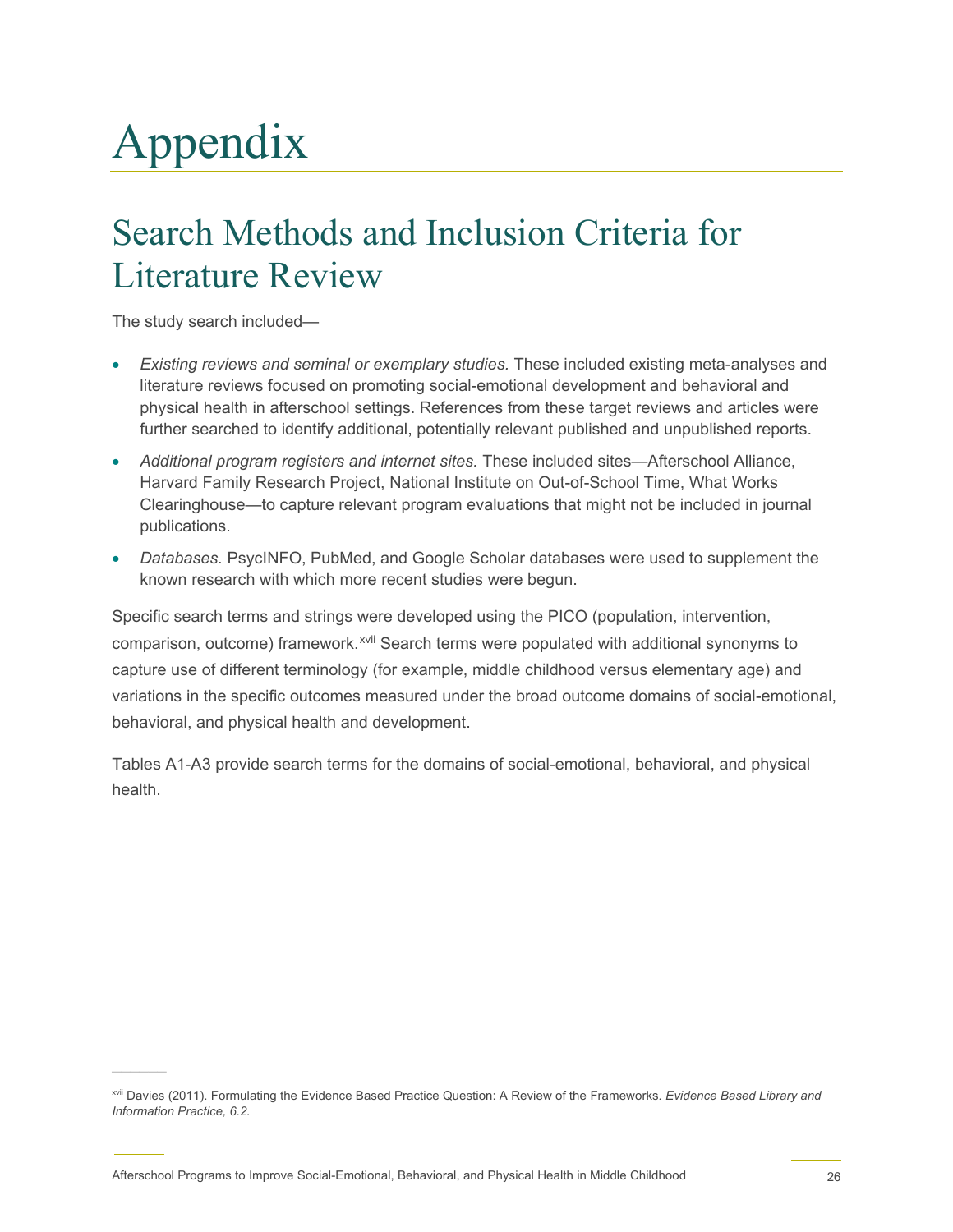# Appendix

## Search Methods and Inclusion Criteria for Literature Review

The study search included—

- *Existing reviews and seminal or exemplary studies.* These included existing meta-analyses and literature reviews focused on promoting social-emotional development and behavioral and physical health in afterschool settings. References from these target reviews and articles were further searched to identify additional, potentially relevant published and unpublished reports.
- *Additional program registers and internet sites.* These included sites—Afterschool Alliance, Harvard Family Research Project, National Institute on Out-of-School Time, What Works Clearinghouse—to capture relevant program evaluations that might not be included in journal publications.
- *Databases.* PsycINFO, PubMed, and Google Scholar databases were used to supplement the known research with which more recent studies were begun.

Specific search terms and strings were developed using the PICO (population, intervention, comparison, outcome) framework.[xvii] Search terms were populated with additional synonyms to capture use of different terminology (for example, middle childhood versus elementary age) and variations in the specific outcomes measured under the broad outcome domains of social-emotional, behavioral, and physical health and development.

Tables A1-A3 provide search terms for the domains of social-emotional, behavioral, and physical health.

---

[xvii] Davies (2011). Formulating the Evidence Based Practice Question: A Review of the Frameworks. *Evidence Based Library and Information Practice, 6.2.*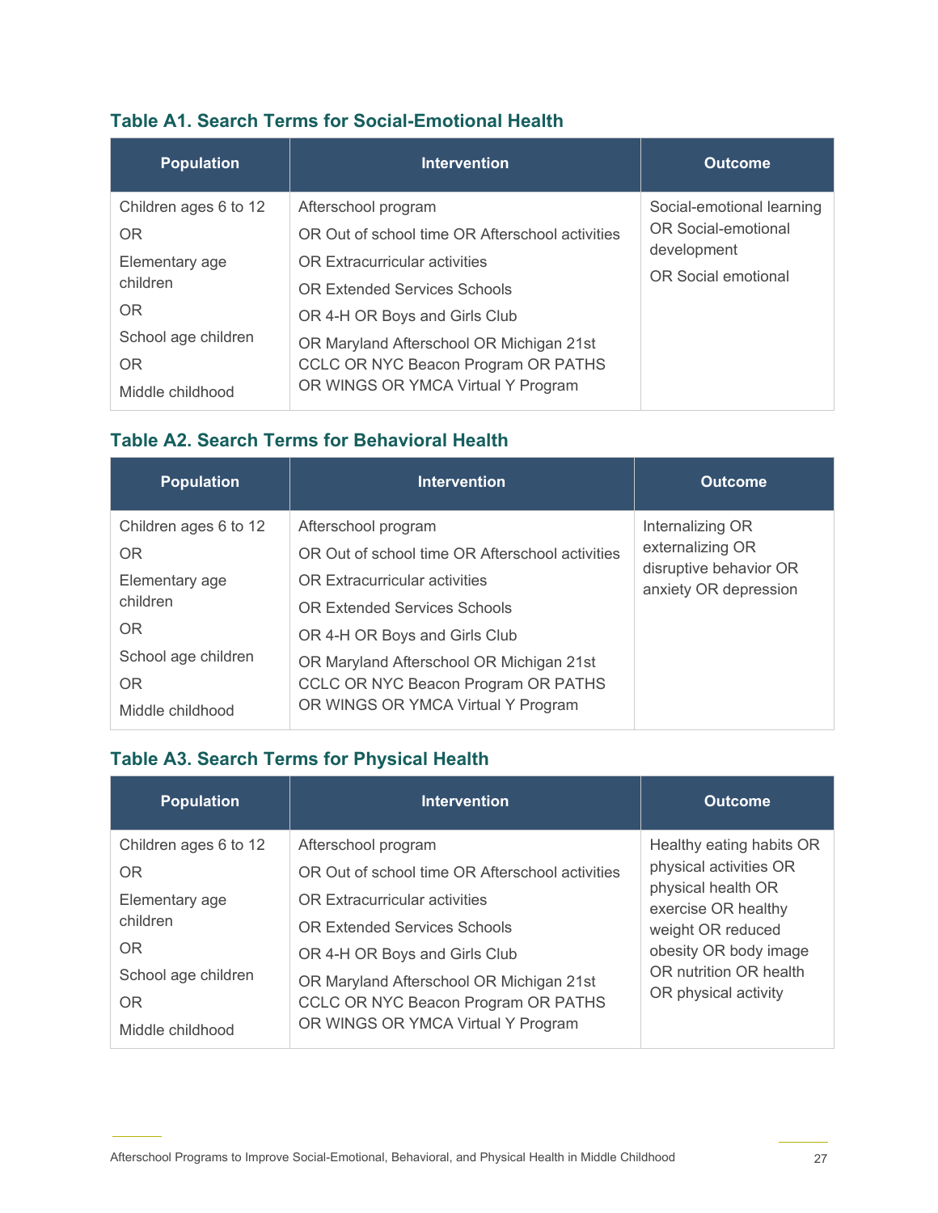### Table A1. Search Terms for Social-Emotional Health

| Population | Intervention | Outcome |
|---|---|---|
| Children ages 6 to 12<br>OR<br>Elementary age children<br>OR<br>School age children<br>OR<br>Middle childhood | Afterschool program<br>OR Out of school time OR Afterschool activities<br>OR Extracurricular activities<br>OR Extended Services Schools<br>OR 4-H OR Boys and Girls Club<br>OR Maryland Afterschool OR Michigan 21st CCLC OR NYC Beacon Program OR PATHS OR WINGS OR YMCA Virtual Y Program | Social-emotional learning<br>OR Social-emotional development<br>OR Social emotional |

### Table A2. Search Terms for Behavioral Health

| Population | Intervention | Outcome |
|---|---|---|
| Children ages 6 to 12<br>OR<br>Elementary age children<br>OR<br>School age children<br>OR<br>Middle childhood | Afterschool program<br>OR Out of school time OR Afterschool activities<br>OR Extracurricular activities<br>OR Extended Services Schools<br>OR 4-H OR Boys and Girls Club<br>OR Maryland Afterschool OR Michigan 21st CCLC OR NYC Beacon Program OR PATHS OR WINGS OR YMCA Virtual Y Program | Internalizing OR externalizing OR disruptive behavior OR anxiety OR depression |

### Table A3. Search Terms for Physical Health

| Population | Intervention | Outcome |
|---|---|---|
| Children ages 6 to 12<br>OR<br>Elementary age children<br>OR<br>School age children<br>OR<br>Middle childhood | Afterschool program<br>OR Out of school time OR Afterschool activities<br>OR Extracurricular activities<br>OR Extended Services Schools<br>OR 4-H OR Boys and Girls Club<br>OR Maryland Afterschool OR Michigan 21st CCLC OR NYC Beacon Program OR PATHS OR WINGS OR YMCA Virtual Y Program | Healthy eating habits OR physical activities OR physical health OR exercise OR healthy weight OR reduced obesity OR body image OR nutrition OR health OR physical activity |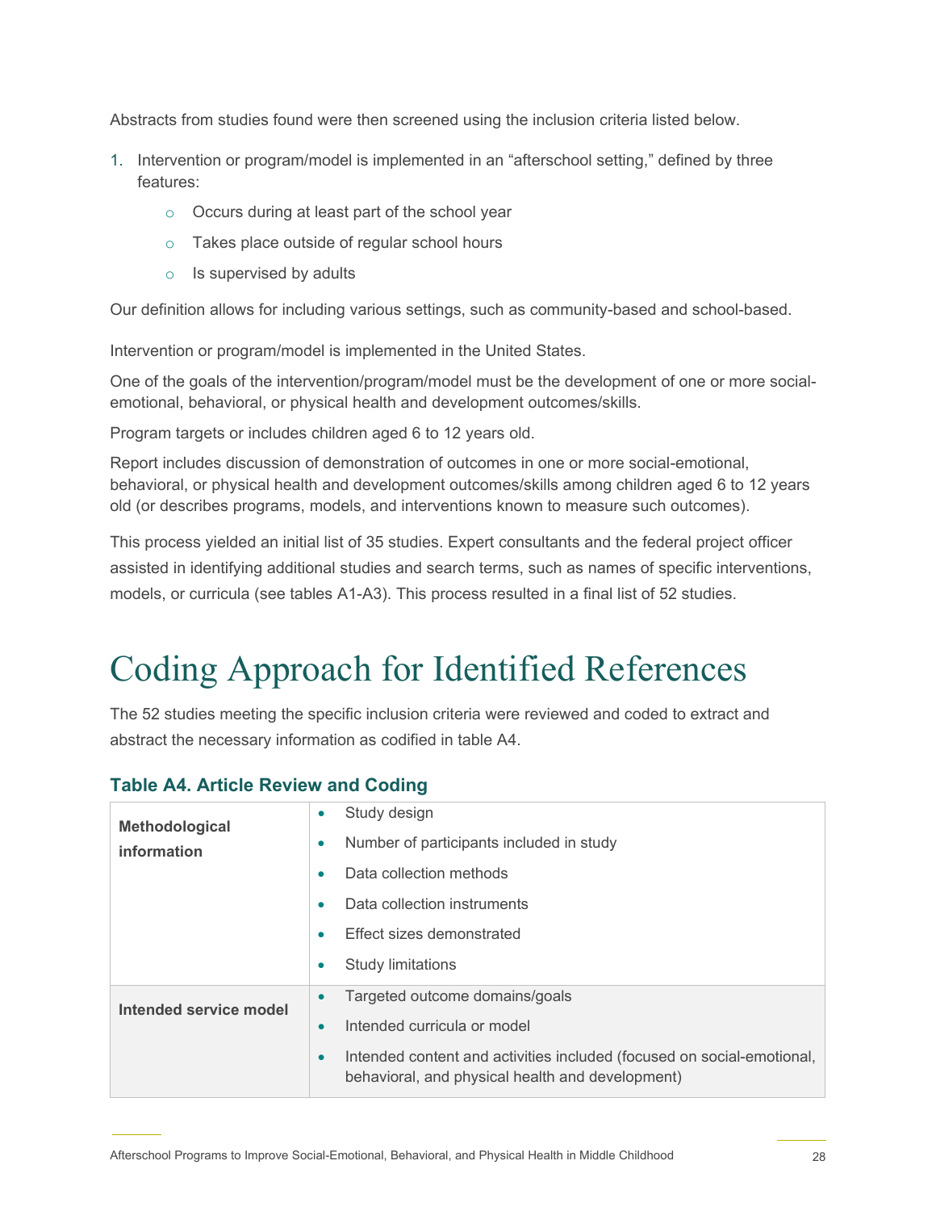Abstracts from studies found were then screened using the inclusion criteria listed below.

1. Intervention or program/model is implemented in an "afterschool setting," defined by three features:
   - Occurs during at least part of the school year
   - Takes place outside of regular school hours
   - Is supervised by adults

Our definition allows for including various settings, such as community-based and school-based.

Intervention or program/model is implemented in the United States.

One of the goals of the intervention/program/model must be the development of one or more social-emotional, behavioral, or physical health and development outcomes/skills.

Program targets or includes children aged 6 to 12 years old.

Report includes discussion of demonstration of outcomes in one or more social-emotional, behavioral, or physical health and development outcomes/skills among children aged 6 to 12 years old (or describes programs, models, and interventions known to measure such outcomes).

This process yielded an initial list of 35 studies. Expert consultants and the federal project officer assisted in identifying additional studies and search terms, such as names of specific interventions, models, or curricula (see tables A1-A3). This process resulted in a final list of 52 studies.

# Coding Approach for Identified References

The 52 studies meeting the specific inclusion criteria were reviewed and coded to extract and abstract the necessary information as codified in table A4.

### Table A4. Article Review and Coding

| | |
|---|---|
| **Methodological information** | • Study design<br>• Number of participants included in study<br>• Data collection methods<br>• Data collection instruments<br>• Effect sizes demonstrated<br>• Study limitations |
| **Intended service model** | • Targeted outcome domains/goals<br>• Intended curricula or model<br>• Intended content and activities included (focused on social-emotional, behavioral, and physical health and development) |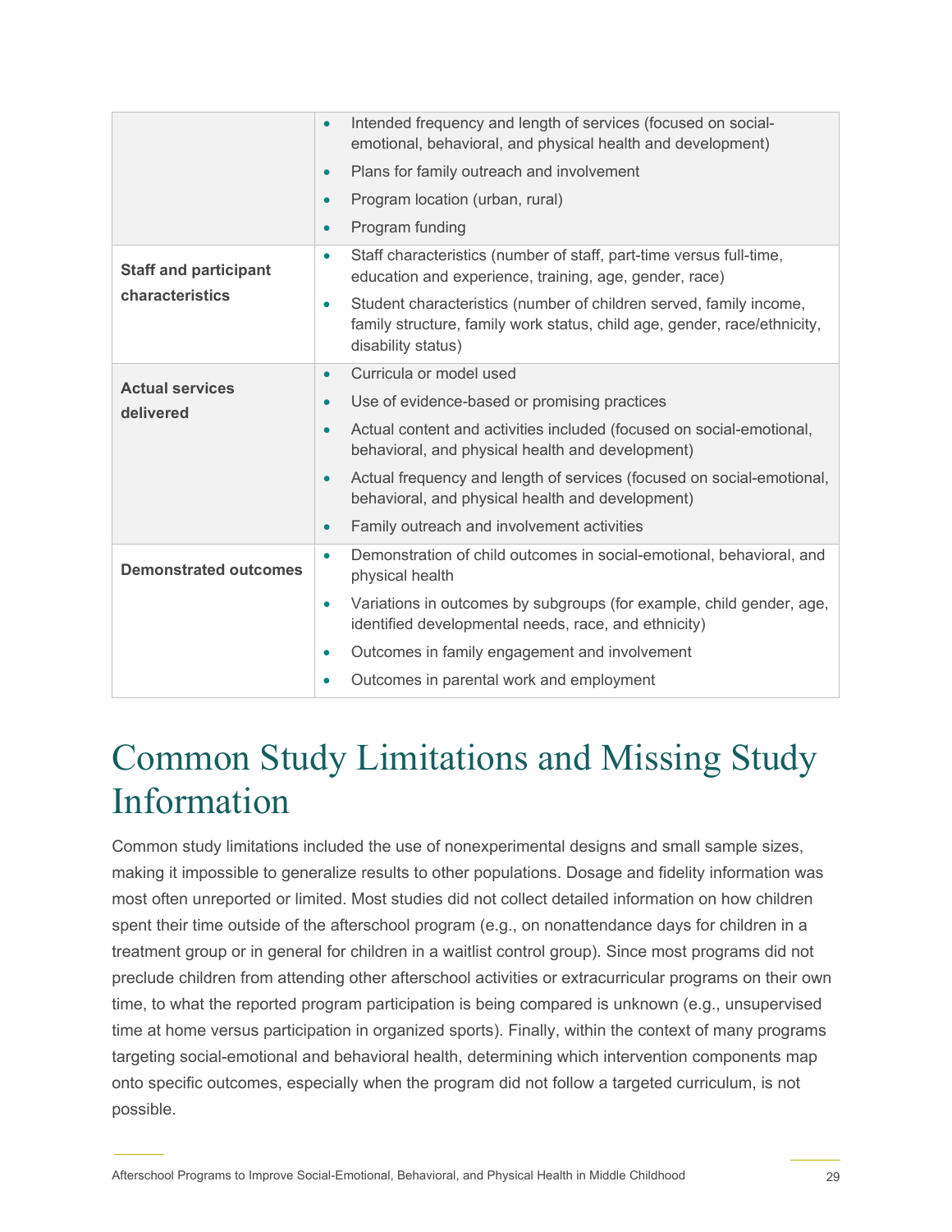| | |
|---|---|
| | • Intended frequency and length of services (focused on social-emotional, behavioral, and physical health and development)<br>• Plans for family outreach and involvement<br>• Program location (urban, rural)<br>• Program funding |
| **Staff and participant characteristics** | • Staff characteristics (number of staff, part-time versus full-time, education and experience, training, age, gender, race)<br>• Student characteristics (number of children served, family income, family structure, family work status, child age, gender, race/ethnicity, disability status) |
| **Actual services delivered** | • Curricula or model used<br>• Use of evidence-based or promising practices<br>• Actual content and activities included (focused on social-emotional, behavioral, and physical health and development)<br>• Actual frequency and length of services (focused on social-emotional, behavioral, and physical health and development)<br>• Family outreach and involvement activities |
| **Demonstrated outcomes** | • Demonstration of child outcomes in social-emotional, behavioral, and physical health<br>• Variations in outcomes by subgroups (for example, child gender, age, identified developmental needs, race, and ethnicity)<br>• Outcomes in family engagement and involvement<br>• Outcomes in parental work and employment |

# Common Study Limitations and Missing Study Information

Common study limitations included the use of nonexperimental designs and small sample sizes, making it impossible to generalize results to other populations. Dosage and fidelity information was most often unreported or limited. Most studies did not collect detailed information on how children spent their time outside of the afterschool program (e.g., on nonattendance days for children in a treatment group or in general for children in a waitlist control group). Since most programs did not preclude children from attending other afterschool activities or extracurricular programs on their own time, to what the reported program participation is being compared is unknown (e.g., unsupervised time at home versus participation in organized sports). Finally, within the context of many programs targeting social-emotional and behavioral health, determining which intervention components map onto specific outcomes, especially when the program did not follow a targeted curriculum, is not possible.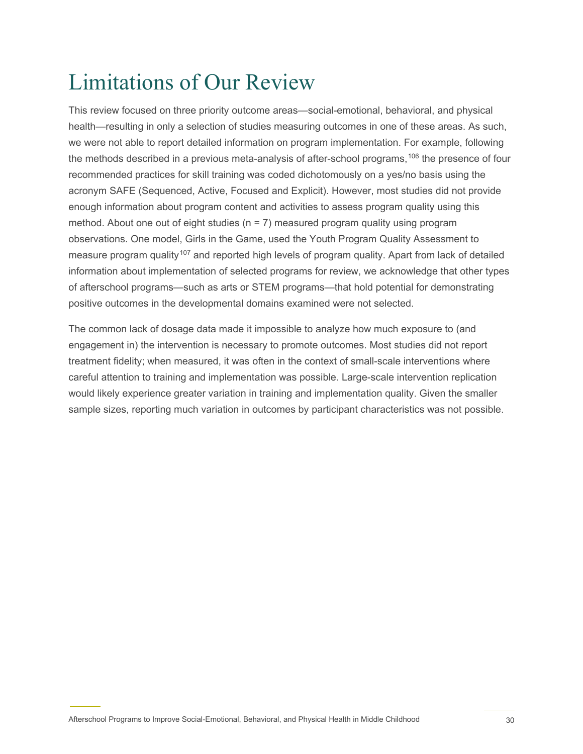# Limitations of Our Review

This review focused on three priority outcome areas—social-emotional, behavioral, and physical health—resulting in only a selection of studies measuring outcomes in one of these areas. As such, we were not able to report detailed information on program implementation. For example, following the methods described in a previous meta-analysis of after-school programs,[106] the presence of four recommended practices for skill training was coded dichotomously on a yes/no basis using the acronym SAFE (Sequenced, Active, Focused and Explicit). However, most studies did not provide enough information about program content and activities to assess program quality using this method. About one out of eight studies (n = 7) measured program quality using program observations. One model, Girls in the Game, used the Youth Program Quality Assessment to measure program quality[107] and reported high levels of program quality. Apart from lack of detailed information about implementation of selected programs for review, we acknowledge that other types of afterschool programs—such as arts or STEM programs—that hold potential for demonstrating positive outcomes in the developmental domains examined were not selected.

The common lack of dosage data made it impossible to analyze how much exposure to (and engagement in) the intervention is necessary to promote outcomes. Most studies did not report treatment fidelity; when measured, it was often in the context of small-scale interventions where careful attention to training and implementation was possible. Large-scale intervention replication would likely experience greater variation in training and implementation quality. Given the smaller sample sizes, reporting much variation in outcomes by participant characteristics was not possible.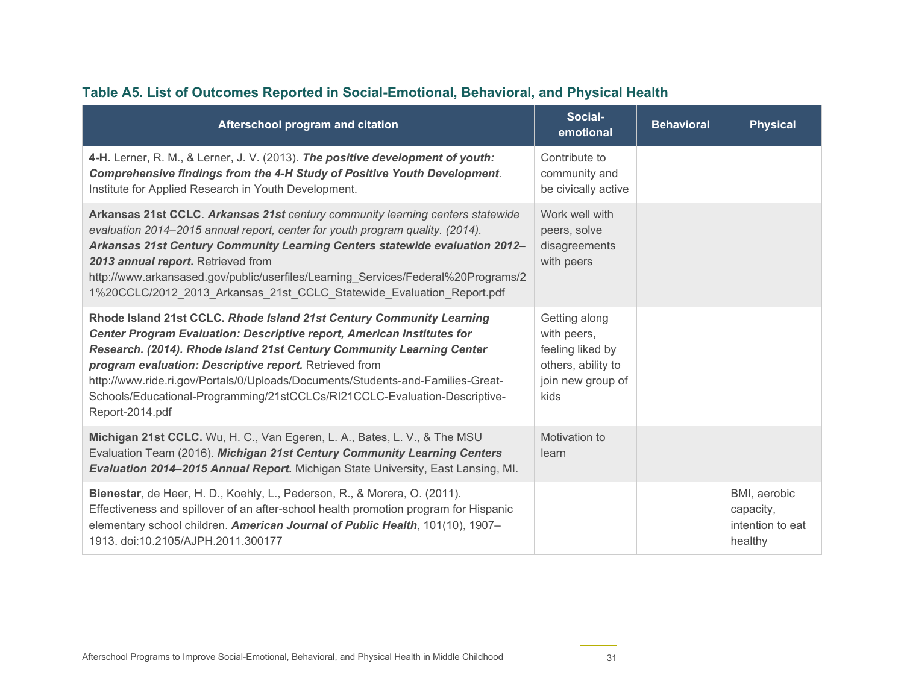### Table A5. List of Outcomes Reported in Social-Emotional, Behavioral, and Physical Health

| Afterschool program and citation | Social-emotional | Behavioral | Physical |
|---|---|---|---|
| **4-H.** Lerner, R. M., & Lerner, J. V. (2013). ***The positive development of youth: Comprehensive findings from the 4-H Study of Positive Youth Development***. Institute for Applied Research in Youth Development. | Contribute to community and be civically active | | |
| **Arkansas 21st CCLC**. ***Arkansas 21st*** *century community learning centers statewide evaluation 2014–2015 annual report, center for youth program quality. (2014).* ***Arkansas 21st Century Community Learning Centers statewide evaluation 2012–2013 annual report.*** Retrieved from http://www.arkansased.gov/public/userfiles/Learning_Services/Federal%20Programs/21%20CCLC/2012_2013_Arkansas_21st_CCLC_Statewide_Evaluation_Report.pdf | Work well with peers, solve disagreements with peers | | |
| **Rhode Island 21st CCLC. *Rhode Island 21st Century Community Learning Center Program Evaluation: Descriptive report, American Institutes for Research. (2014). Rhode Island 21st Century Community Learning Center program evaluation: Descriptive report.*** Retrieved from http://www.ride.ri.gov/Portals/0/Uploads/Documents/Students-and-Families-Great-Schools/Educational-Programming/21stCCLCs/RI21CCLC-Evaluation-Descriptive-Report-2014.pdf | Getting along with peers, feeling liked by others, ability to join new group of kids | | |
| **Michigan 21st CCLC.** Wu, H. C., Van Egeren, L. A., Bates, L. V., & The MSU Evaluation Team (2016). ***Michigan 21st Century Community Learning Centers Evaluation 2014–2015 Annual Report.*** Michigan State University, East Lansing, MI. | Motivation to learn | | |
| **Bienestar**, de Heer, H. D., Koehly, L., Pederson, R., & Morera, O. (2011). Effectiveness and spillover of an after-school health promotion program for Hispanic elementary school children. ***American Journal of Public Health***, 101(10), 1907–1913. doi:10.2105/AJPH.2011.300177 | | | BMI, aerobic capacity, intention to eat healthy |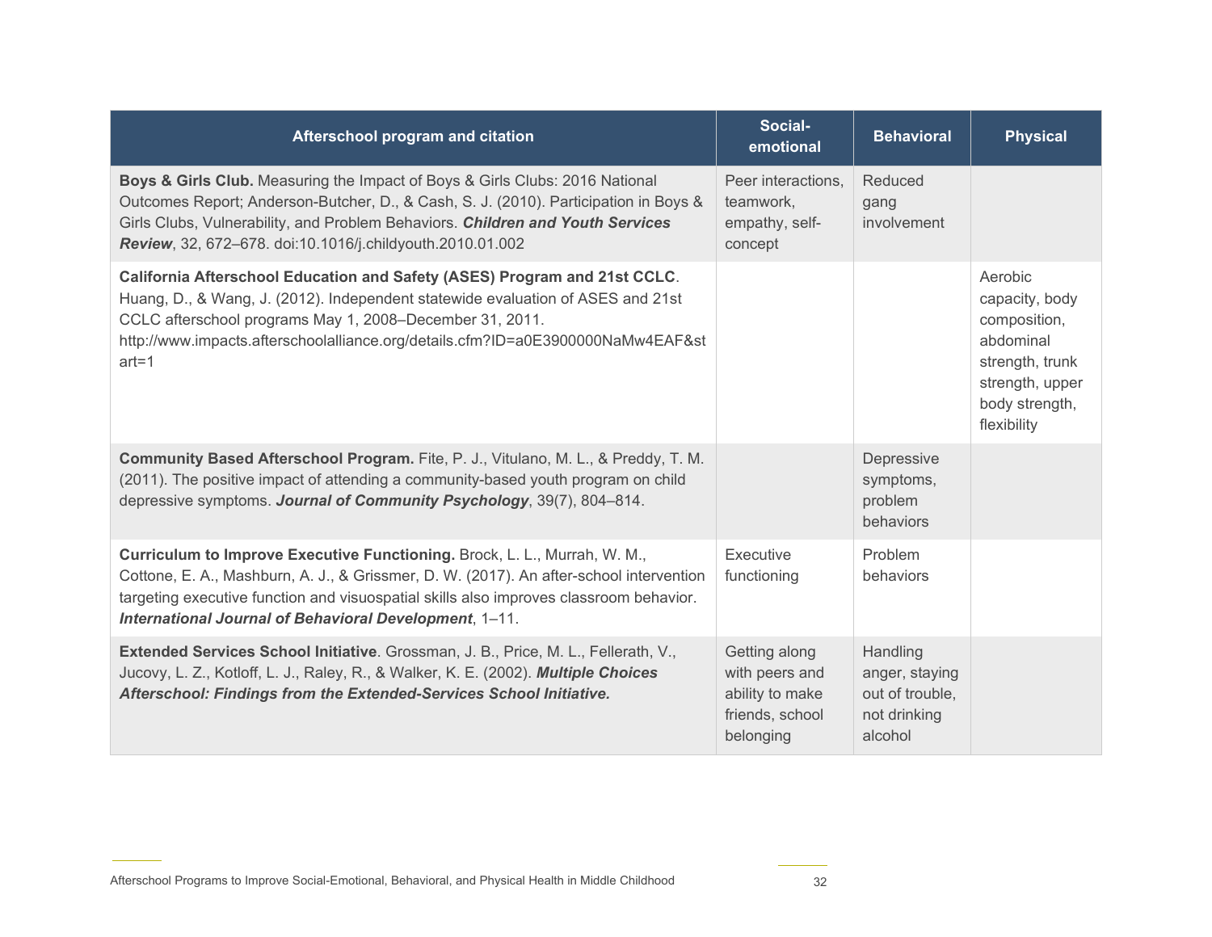| Afterschool program and citation | Social-emotional | Behavioral | Physical |
|---|---|---|---|
| **Boys & Girls Club.** Measuring the Impact of Boys & Girls Clubs: 2016 National Outcomes Report; Anderson-Butcher, D., & Cash, S. J. (2010). Participation in Boys & Girls Clubs, Vulnerability, and Problem Behaviors. ***Children and Youth Services Review***, 32, 672–678. doi:10.1016/j.childyouth.2010.01.002 | Peer interactions, teamwork, empathy, self-concept | Reduced gang involvement | |
| **California Afterschool Education and Safety (ASES) Program and 21st CCLC**. Huang, D., & Wang, J. (2012). Independent statewide evaluation of ASES and 21st CCLC afterschool programs May 1, 2008–December 31, 2011. http://www.impacts.afterschoolalliance.org/details.cfm?ID=a0E3900000NaMw4EAF&start=1 | | | Aerobic capacity, body composition, abdominal strength, trunk strength, upper body strength, flexibility |
| **Community Based Afterschool Program.** Fite, P. J., Vitulano, M. L., & Preddy, T. M. (2011). The positive impact of attending a community-based youth program on child depressive symptoms. ***Journal of Community Psychology***, 39(7), 804–814. | | Depressive symptoms, problem behaviors | |
| **Curriculum to Improve Executive Functioning.** Brock, L. L., Murrah, W. M., Cottone, E. A., Mashburn, A. J., & Grissmer, D. W. (2017). An after-school intervention targeting executive function and visuospatial skills also improves classroom behavior. ***International Journal of Behavioral Development***, 1–11. | Executive functioning | Problem behaviors | |
| **Extended Services School Initiative**. Grossman, J. B., Price, M. L., Fellerath, V., Jucovy, L. Z., Kotloff, L. J., Raley, R., & Walker, K. E. (2002). ***Multiple Choices Afterschool: Findings from the Extended-Services School Initiative.*** | Getting along with peers and ability to make friends, school belonging | Handling anger, staying out of trouble, not drinking alcohol | |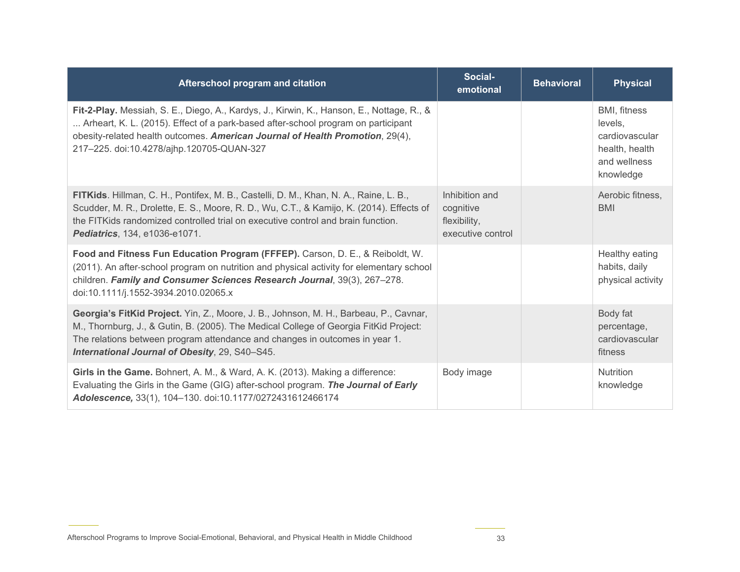| Afterschool program and citation | Social-emotional | Behavioral | Physical |
| --- | --- | --- | --- |
| **Fit-2-Play.** Messiah, S. E., Diego, A., Kardys, J., Kirwin, K., Hanson, E., Nottage, R., & ... Arheart, K. L. (2015). Effect of a park-based after-school program on participant obesity-related health outcomes. ***American Journal of Health Promotion***, 29(4), 217–225. doi:10.4278/ajhp.120705-QUAN-327 | | | BMI, fitness levels, cardiovascular health, health and wellness knowledge |
| **FITKids**. Hillman, C. H., Pontifex, M. B., Castelli, D. M., Khan, N. A., Raine, L. B., Scudder, M. R., Drolette, E. S., Moore, R. D., Wu, C.T., & Kamijo, K. (2014). Effects of the FITKids randomized controlled trial on executive control and brain function. ***Pediatrics***, 134, e1036-e1071. | Inhibition and cognitive flexibility, executive control | | Aerobic fitness, BMI |
| **Food and Fitness Fun Education Program (FFFEP).** Carson, D. E., & Reiboldt, W. (2011). An after-school program on nutrition and physical activity for elementary school children. ***Family and Consumer Sciences Research Journal***, 39(3), 267–278. doi:10.1111/j.1552-3934.2010.02065.x | | | Healthy eating habits, daily physical activity |
| **Georgia's FitKid Project.** Yin, Z., Moore, J. B., Johnson, M. H., Barbeau, P., Cavnar, M., Thornburg, J., & Gutin, B. (2005). The Medical College of Georgia FitKid Project: The relations between program attendance and changes in outcomes in year 1. ***International Journal of Obesity***, 29, S40–S45. | | | Body fat percentage, cardiovascular fitness |
| **Girls in the Game.** Bohnert, A. M., & Ward, A. K. (2013). Making a difference: Evaluating the Girls in the Game (GIG) after-school program. ***The Journal of Early Adolescence,*** 33(1), 104–130. doi:10.1177/0272431612466174 | Body image | | Nutrition knowledge |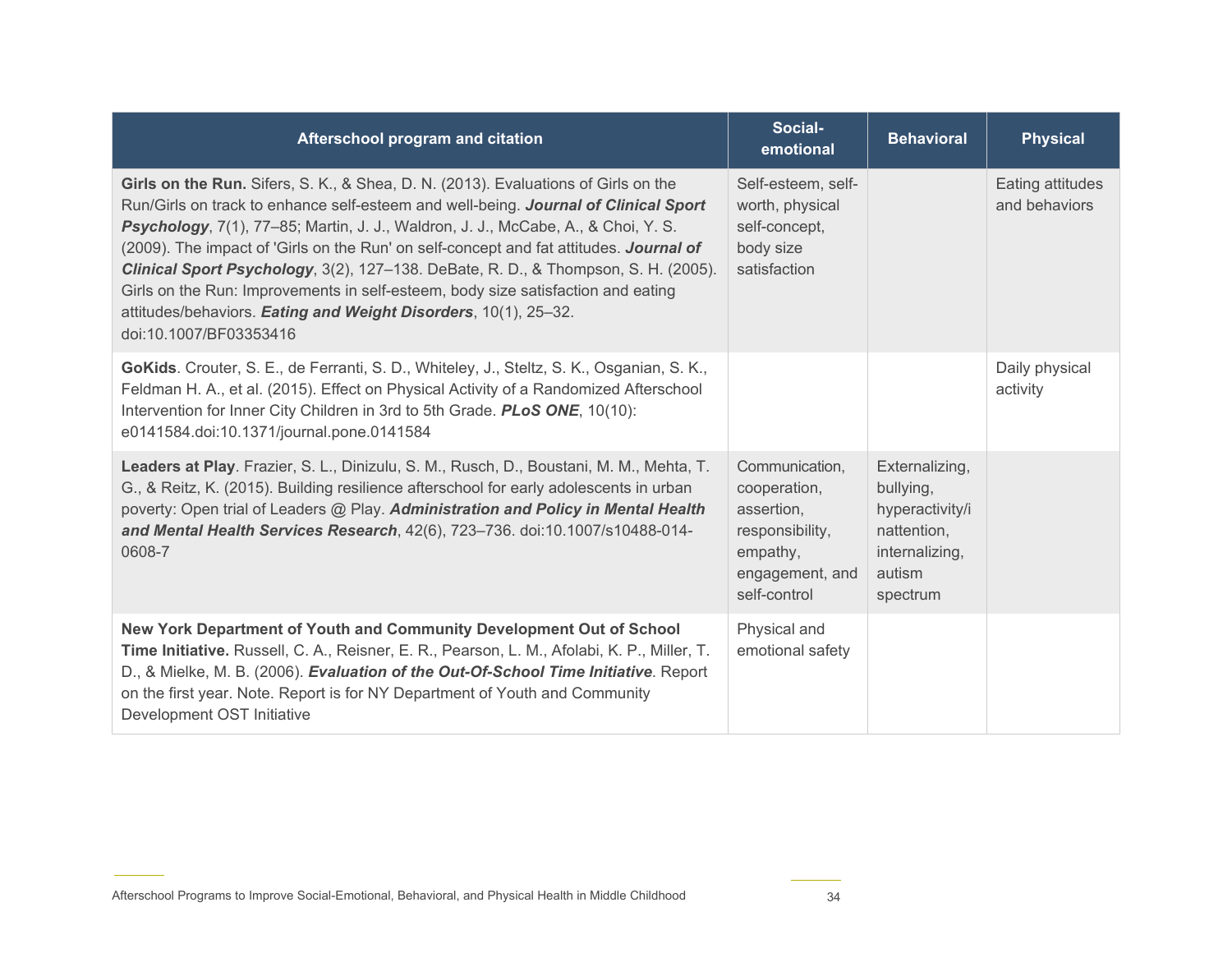| Afterschool program and citation | Social-emotional | Behavioral | Physical |
|---|---|---|---|
| **Girls on the Run.** Sifers, S. K., & Shea, D. N. (2013). Evaluations of Girls on the Run/Girls on track to enhance self-esteem and well-being. ***Journal of Clinical Sport Psychology***, 7(1), 77–85; Martin, J. J., Waldron, J. J., McCabe, A., & Choi, Y. S. (2009). The impact of 'Girls on the Run' on self-concept and fat attitudes. ***Journal of Clinical Sport Psychology***, 3(2), 127–138. DeBate, R. D., & Thompson, S. H. (2005). Girls on the Run: Improvements in self-esteem, body size satisfaction and eating attitudes/behaviors. ***Eating and Weight Disorders***, 10(1), 25–32. doi:10.1007/BF03353416 | Self-esteem, self-worth, physical self-concept, body size satisfaction | | Eating attitudes and behaviors |
| **GoKids**. Crouter, S. E., de Ferranti, S. D., Whiteley, J., Steltz, S. K., Osganian, S. K., Feldman H. A., et al. (2015). Effect on Physical Activity of a Randomized Afterschool Intervention for Inner City Children in 3rd to 5th Grade. ***PLoS ONE***, 10(10): e0141584.doi:10.1371/journal.pone.0141584 | | | Daily physical activity |
| **Leaders at Play**. Frazier, S. L., Dinizulu, S. M., Rusch, D., Boustani, M. M., Mehta, T. G., & Reitz, K. (2015). Building resilience afterschool for early adolescents in urban poverty: Open trial of Leaders @ Play. ***Administration and Policy in Mental Health and Mental Health Services Research***, 42(6), 723–736. doi:10.1007/s10488-014-0608-7 | Communication, cooperation, assertion, responsibility, empathy, engagement, and self-control | Externalizing, bullying, hyperactivity/inattention, internalizing, autism spectrum | |
| **New York Department of Youth and Community Development Out of School Time Initiative.** Russell, C. A., Reisner, E. R., Pearson, L. M., Afolabi, K. P., Miller, T. D., & Mielke, M. B. (2006). ***Evaluation of the Out-Of-School Time Initiative***. Report on the first year. Note. Report is for NY Department of Youth and Community Development OST Initiative | Physical and emotional safety | | |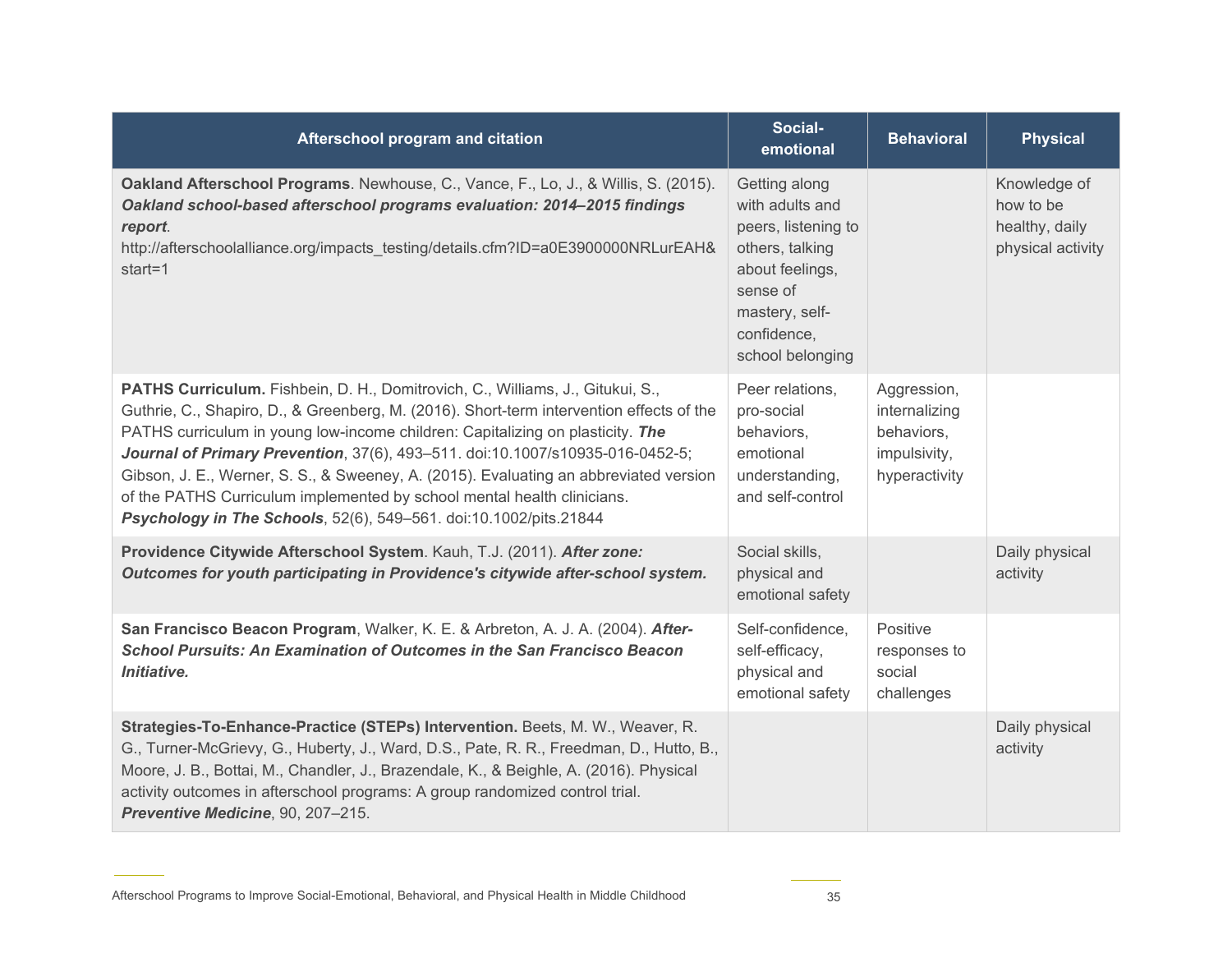| Afterschool program and citation | Social-emotional | Behavioral | Physical |
| --- | --- | --- | --- |
| **Oakland Afterschool Programs**. Newhouse, C., Vance, F., Lo, J., & Willis, S. (2015). ***Oakland school-based afterschool programs evaluation: 2014–2015 findings report***. http://afterschoolalliance.org/impacts_testing/details.cfm?ID=a0E3900000NRLurEAH&start=1 | Getting along with adults and peers, listening to others, talking about feelings, sense of mastery, self-confidence, school belonging | | Knowledge of how to be healthy, daily physical activity |
| **PATHS Curriculum.** Fishbein, D. H., Domitrovich, C., Williams, J., Gitukui, S., Guthrie, C., Shapiro, D., & Greenberg, M. (2016). Short-term intervention effects of the PATHS curriculum in young low-income children: Capitalizing on plasticity. ***The Journal of Primary Prevention***, 37(6), 493–511. doi:10.1007/s10935-016-0452-5; Gibson, J. E., Werner, S. S., & Sweeney, A. (2015). Evaluating an abbreviated version of the PATHS Curriculum implemented by school mental health clinicians. ***Psychology in The Schools***, 52(6), 549–561. doi:10.1002/pits.21844 | Peer relations, pro-social behaviors, emotional understanding, and self-control | Aggression, internalizing behaviors, impulsivity, hyperactivity | |
| **Providence Citywide Afterschool System**. Kauh, T.J. (2011). ***After zone: Outcomes for youth participating in Providence's citywide after-school system.*** | Social skills, physical and emotional safety | | Daily physical activity |
| **San Francisco Beacon Program**, Walker, K. E. & Arbreton, A. J. A. (2004). ***After-School Pursuits: An Examination of Outcomes in the San Francisco Beacon Initiative.*** | Self-confidence, self-efficacy, physical and emotional safety | Positive responses to social challenges | |
| **Strategies-To-Enhance-Practice (STEPs) Intervention.** Beets, M. W., Weaver, R. G., Turner-McGrievy, G., Huberty, J., Ward, D.S., Pate, R. R., Freedman, D., Hutto, B., Moore, J. B., Bottai, M., Chandler, J., Brazendale, K., & Beighle, A. (2016). Physical activity outcomes in afterschool programs: A group randomized control trial. ***Preventive Medicine***, 90, 207–215. | | | Daily physical activity |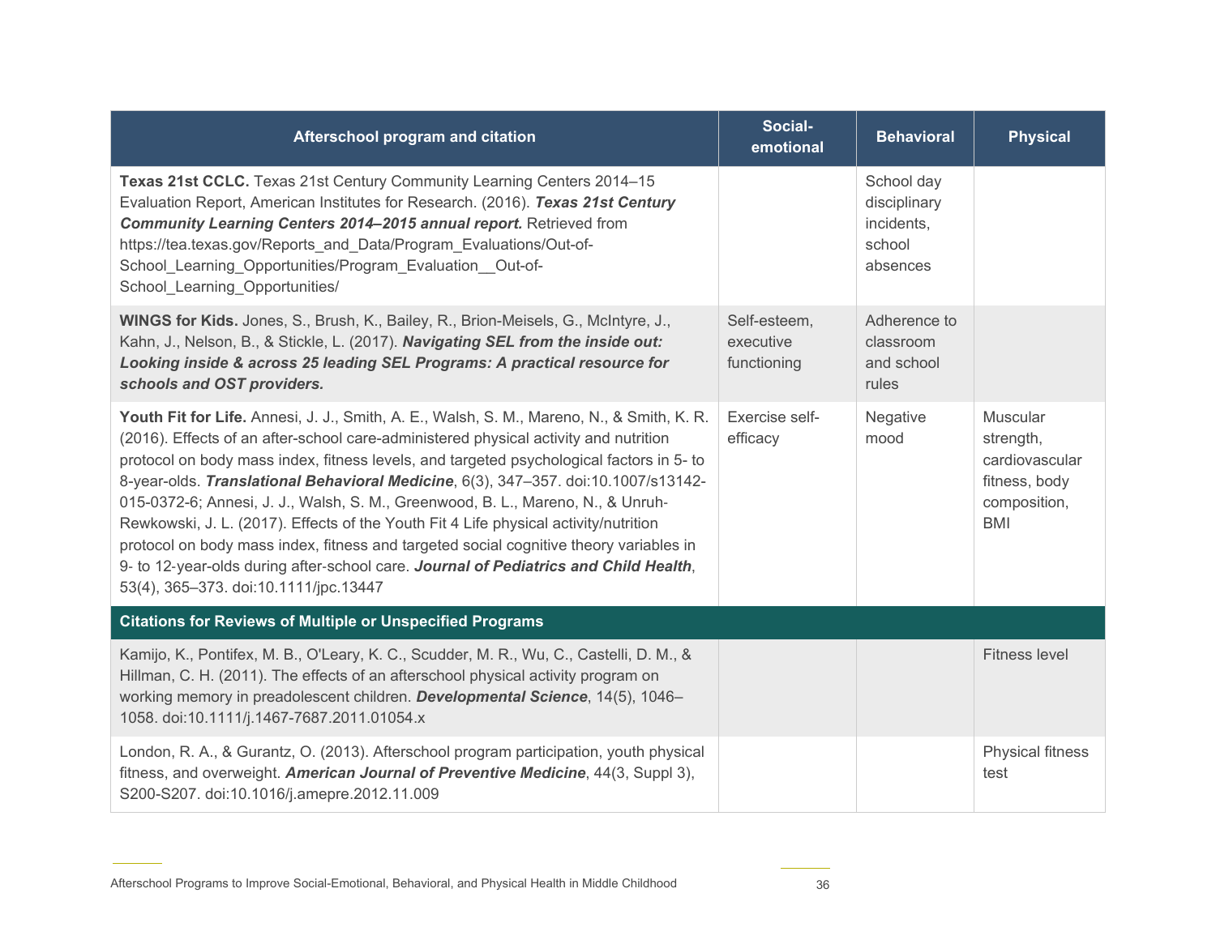| Afterschool program and citation | Social-emotional | Behavioral | Physical |
|---|---|---|---|
| **Texas 21st CCLC.** Texas 21st Century Community Learning Centers 2014–15 Evaluation Report, American Institutes for Research. (2016). ***Texas 21st Century Community Learning Centers 2014–2015 annual report.*** Retrieved from https://tea.texas.gov/Reports_and_Data/Program_Evaluations/Out-of-School_Learning_Opportunities/Program_Evaluation__Out-of-School_Learning_Opportunities/ | | School day disciplinary incidents, school absences | |
| **WINGS for Kids.** Jones, S., Brush, K., Bailey, R., Brion-Meisels, G., McIntyre, J., Kahn, J., Nelson, B., & Stickle, L. (2017). ***Navigating SEL from the inside out: Looking inside & across 25 leading SEL Programs: A practical resource for schools and OST providers.*** | Self-esteem, executive functioning | Adherence to classroom and school rules | |
| **Youth Fit for Life.** Annesi, J. J., Smith, A. E., Walsh, S. M., Mareno, N., & Smith, K. R. (2016). Effects of an after-school care-administered physical activity and nutrition protocol on body mass index, fitness levels, and targeted psychological factors in 5- to 8-year-olds. ***Translational Behavioral Medicine***, 6(3), 347–357. doi:10.1007/s13142-015-0372-6; Annesi, J. J., Walsh, S. M., Greenwood, B. L., Mareno, N., & Unruh-Rewkowski, J. L. (2017). Effects of the Youth Fit 4 Life physical activity/nutrition protocol on body mass index, fitness and targeted social cognitive theory variables in 9- to 12-year-olds during after-school care. ***Journal of Pediatrics and Child Health***, 53(4), 365–373. doi:10.1111/jpc.13447 | Exercise self-efficacy | Negative mood | Muscular strength, cardiovascular fitness, body composition, BMI |
| **Citations for Reviews of Multiple or Unspecified Programs** | | | |
| Kamijo, K., Pontifex, M. B., O'Leary, K. C., Scudder, M. R., Wu, C., Castelli, D. M., & Hillman, C. H. (2011). The effects of an afterschool physical activity program on working memory in preadolescent children. ***Developmental Science***, 14(5), 1046–1058. doi:10.1111/j.1467-7687.2011.01054.x | | | Fitness level |
| London, R. A., & Gurantz, O. (2013). Afterschool program participation, youth physical fitness, and overweight. ***American Journal of Preventive Medicine***, 44(3, Suppl 3), S200-S207. doi:10.1016/j.amepre.2012.11.009 | | | Physical fitness test |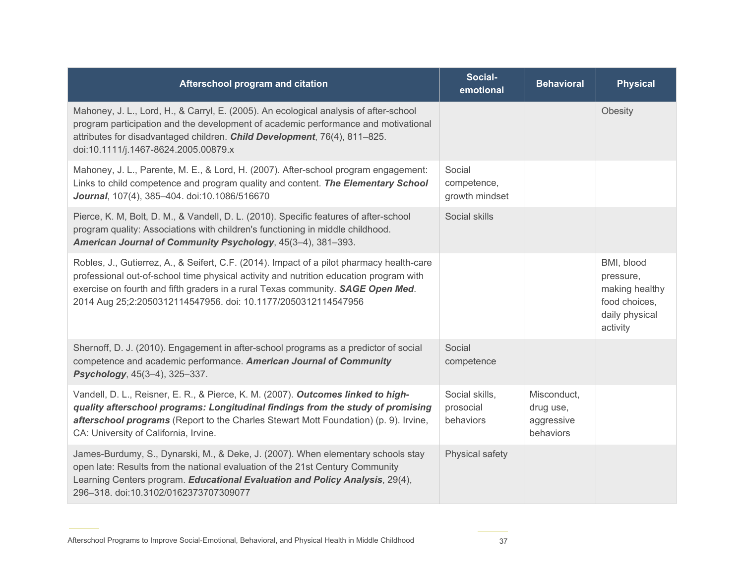| Afterschool program and citation | Social-emotional | Behavioral | Physical |
|---|---|---|---|
| Mahoney, J. L., Lord, H., & Carryl, E. (2005). An ecological analysis of after-school program participation and the development of academic performance and motivational attributes for disadvantaged children. ***Child Development***, 76(4), 811–825. doi:10.1111/j.1467-8624.2005.00879.x | | | Obesity |
| Mahoney, J. L., Parente, M. E., & Lord, H. (2007). After-school program engagement: Links to child competence and program quality and content. ***The Elementary School Journal***, 107(4), 385–404. doi:10.1086/516670 | Social competence, growth mindset | | |
| Pierce, K. M, Bolt, D. M., & Vandell, D. L. (2010). Specific features of after-school program quality: Associations with children's functioning in middle childhood. ***American Journal of Community Psychology***, 45(3–4), 381–393. | Social skills | | |
| Robles, J., Gutierrez, A., & Seifert, C.F. (2014). Impact of a pilot pharmacy health-care professional out-of-school time physical activity and nutrition education program with exercise on fourth and fifth graders in a rural Texas community. ***SAGE Open Med***. 2014 Aug 25;2:2050312114547956. doi: 10.1177/2050312114547956 | | | BMI, blood pressure, making healthy food choices, daily physical activity |
| Shernoff, D. J. (2010). Engagement in after-school programs as a predictor of social competence and academic performance. ***American Journal of Community Psychology***, 45(3–4), 325–337. | Social competence | | |
| Vandell, D. L., Reisner, E. R., & Pierce, K. M. (2007). ***Outcomes linked to high-quality afterschool programs: Longitudinal findings from the study of promising afterschool programs*** (Report to the Charles Stewart Mott Foundation) (p. 9). Irvine, CA: University of California, Irvine. | Social skills, prosocial behaviors | Misconduct, drug use, aggressive behaviors | |
| James-Burdumy, S., Dynarski, M., & Deke, J. (2007). When elementary schools stay open late: Results from the national evaluation of the 21st Century Community Learning Centers program. ***Educational Evaluation and Policy Analysis***, 29(4), 296–318. doi:10.3102/0162373707309077 | Physical safety | | |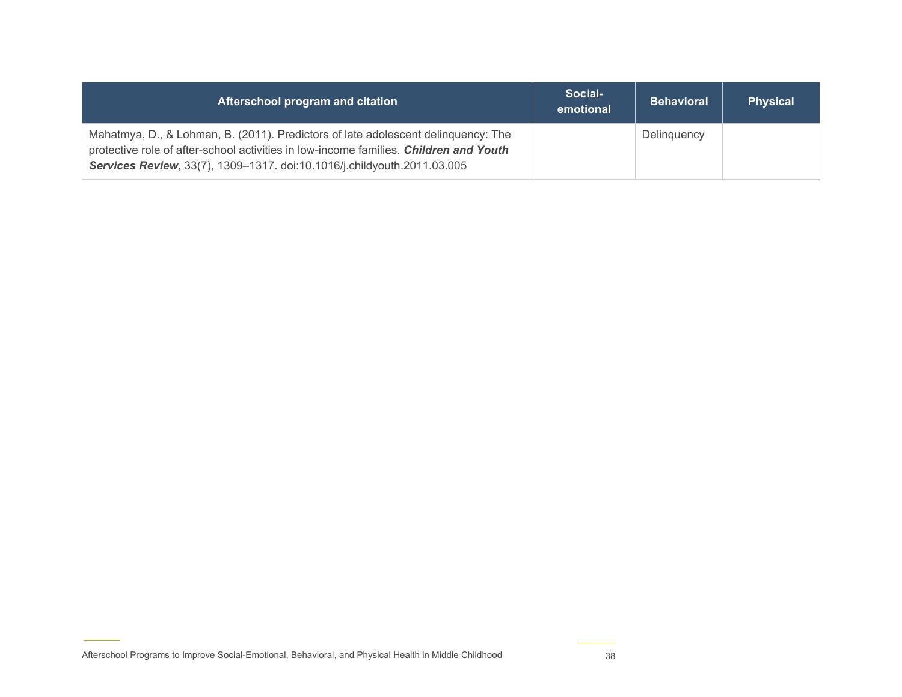| Afterschool program and citation | Social-emotional | Behavioral | Physical |
|---|---|---|---|
| Mahatmya, D., & Lohman, B. (2011). Predictors of late adolescent delinquency: The protective role of after-school activities in low-income families. ***Children and Youth Services Review***, 33(7), 1309–1317. doi:10.1016/j.childyouth.2011.03.005 | | Delinquency | |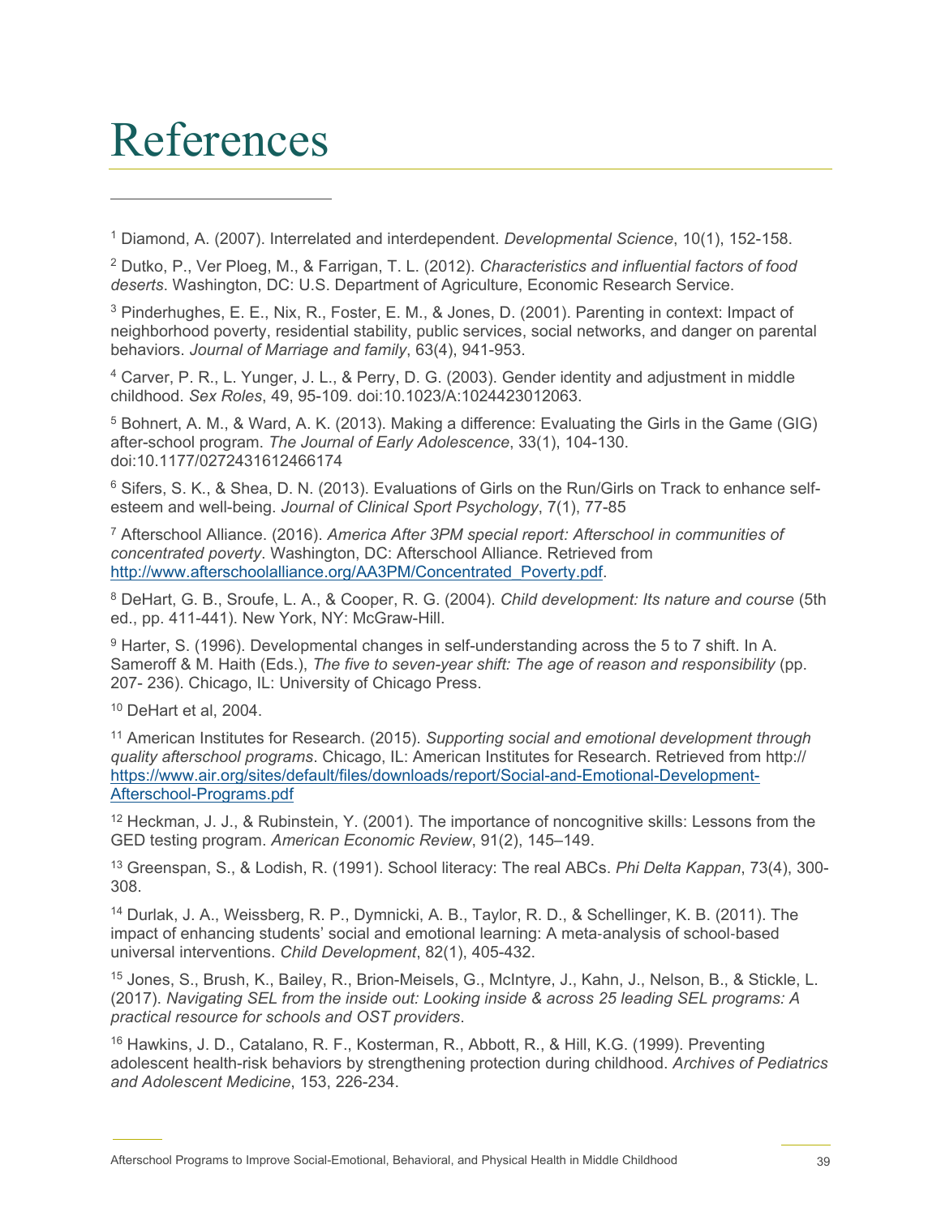# References

[1] Diamond, A. (2007). Interrelated and interdependent. *Developmental Science*, 10(1), 152-158.

[2] Dutko, P., Ver Ploeg, M., & Farrigan, T. L. (2012). *Characteristics and influential factors of food deserts*. Washington, DC: U.S. Department of Agriculture, Economic Research Service.

[3] Pinderhughes, E. E., Nix, R., Foster, E. M., & Jones, D. (2001). Parenting in context: Impact of neighborhood poverty, residential stability, public services, social networks, and danger on parental behaviors. *Journal of Marriage and family*, 63(4), 941-953.

[4] Carver, P. R., L. Yunger, J. L., & Perry, D. G. (2003). Gender identity and adjustment in middle childhood. *Sex Roles*, 49, 95-109. doi:10.1023/A:1024423012063.

[5] Bohnert, A. M., & Ward, A. K. (2013). Making a difference: Evaluating the Girls in the Game (GIG) after-school program. *The Journal of Early Adolescence*, 33(1), 104-130. doi:10.1177/0272431612466174

[6] Sifers, S. K., & Shea, D. N. (2013). Evaluations of Girls on the Run/Girls on Track to enhance self-esteem and well-being. *Journal of Clinical Sport Psychology*, 7(1), 77-85

[7] Afterschool Alliance. (2016). *America After 3PM special report: Afterschool in communities of concentrated poverty*. Washington, DC: Afterschool Alliance. Retrieved from http://www.afterschoolalliance.org/AA3PM/Concentrated_Poverty.pdf.

[8] DeHart, G. B., Sroufe, L. A., & Cooper, R. G. (2004). *Child development: Its nature and course* (5th ed., pp. 411-441). New York, NY: McGraw-Hill.

[9] Harter, S. (1996). Developmental changes in self-understanding across the 5 to 7 shift. In A. Sameroff & M. Haith (Eds.), *The five to seven-year shift: The age of reason and responsibility* (pp. 207- 236). Chicago, IL: University of Chicago Press.

[10] DeHart et al, 2004.

[11] American Institutes for Research. (2015). *Supporting social and emotional development through quality afterschool programs*. Chicago, IL: American Institutes for Research. Retrieved from http:// https://www.air.org/sites/default/files/downloads/report/Social-and-Emotional-Development-Afterschool-Programs.pdf

[12] Heckman, J. J., & Rubinstein, Y. (2001). The importance of noncognitive skills: Lessons from the GED testing program. *American Economic Review*, 91(2), 145–149.

[13] Greenspan, S., & Lodish, R. (1991). School literacy: The real ABCs. *Phi Delta Kappan*, 73(4), 300-308.

[14] Durlak, J. A., Weissberg, R. P., Dymnicki, A. B., Taylor, R. D., & Schellinger, K. B. (2011). The impact of enhancing students' social and emotional learning: A meta-analysis of school-based universal interventions. *Child Development*, 82(1), 405-432.

[15] Jones, S., Brush, K., Bailey, R., Brion-Meisels, G., McIntyre, J., Kahn, J., Nelson, B., & Stickle, L. (2017). *Navigating SEL from the inside out: Looking inside & across 25 leading SEL programs: A practical resource for schools and OST providers*.

[16] Hawkins, J. D., Catalano, R. F., Kosterman, R., Abbott, R., & Hill, K.G. (1999). Preventing adolescent health-risk behaviors by strengthening protection during childhood. *Archives of Pediatrics and Adolescent Medicine*, 153, 226-234.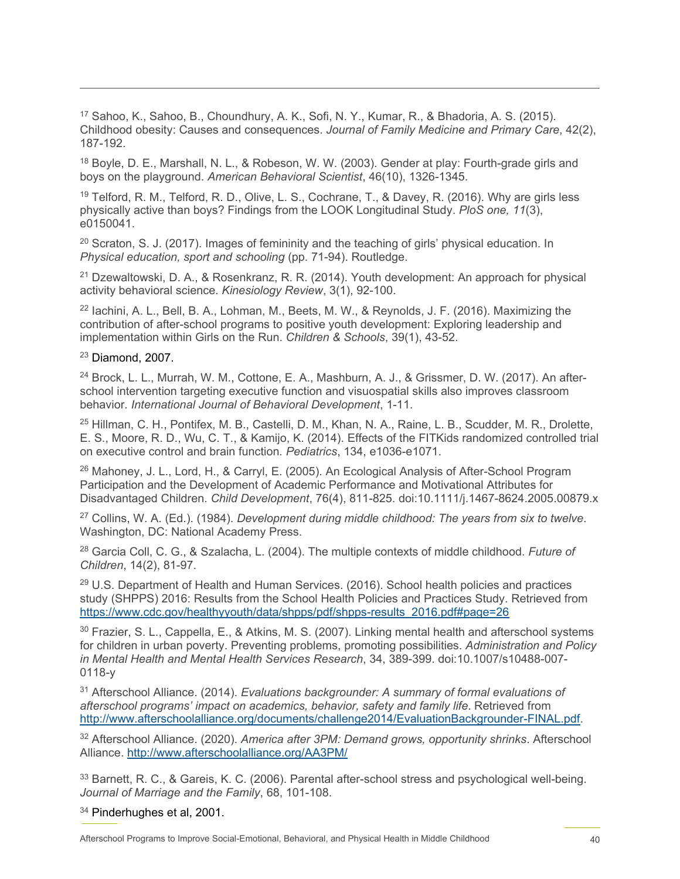[17] Sahoo, K., Sahoo, B., Choundhury, A. K., Sofi, N. Y., Kumar, R., & Bhadoria, A. S. (2015). Childhood obesity: Causes and consequences. *Journal of Family Medicine and Primary Care*, 42(2), 187-192.

[18] Boyle, D. E., Marshall, N. L., & Robeson, W. W. (2003). Gender at play: Fourth-grade girls and boys on the playground. *American Behavioral Scientist*, 46(10), 1326-1345.

[19] Telford, R. M., Telford, R. D., Olive, L. S., Cochrane, T., & Davey, R. (2016). Why are girls less physically active than boys? Findings from the LOOK Longitudinal Study. *PloS one, 11*(3), e0150041.

[20] Scraton, S. J. (2017). Images of femininity and the teaching of girls' physical education. In *Physical education, sport and schooling* (pp. 71-94). Routledge.

[21] Dzewaltowski, D. A., & Rosenkranz, R. R. (2014). Youth development: An approach for physical activity behavioral science. *Kinesiology Review*, 3(1), 92-100.

[22] Iachini, A. L., Bell, B. A., Lohman, M., Beets, M. W., & Reynolds, J. F. (2016). Maximizing the contribution of after-school programs to positive youth development: Exploring leadership and implementation within Girls on the Run. *Children & Schools*, 39(1), 43-52.

[23] Diamond, 2007.

[24] Brock, L. L., Murrah, W. M., Cottone, E. A., Mashburn, A. J., & Grissmer, D. W. (2017). An after-school intervention targeting executive function and visuospatial skills also improves classroom behavior. *International Journal of Behavioral Development*, 1-11.

[25] Hillman, C. H., Pontifex, M. B., Castelli, D. M., Khan, N. A., Raine, L. B., Scudder, M. R., Drolette, E. S., Moore, R. D., Wu, C. T., & Kamijo, K. (2014). Effects of the FITKids randomized controlled trial on executive control and brain function. *Pediatrics*, 134, e1036-e1071.

[26] Mahoney, J. L., Lord, H., & Carryl, E. (2005). An Ecological Analysis of After-School Program Participation and the Development of Academic Performance and Motivational Attributes for Disadvantaged Children. *Child Development*, 76(4), 811-825. doi:10.1111/j.1467-8624.2005.00879.x

[27] Collins, W. A. (Ed.). (1984). *Development during middle childhood: The years from six to twelve*. Washington, DC: National Academy Press.

[28] Garcia Coll, C. G., & Szalacha, L. (2004). The multiple contexts of middle childhood. *Future of Children*, 14(2), 81-97.

[29] U.S. Department of Health and Human Services. (2016). School health policies and practices study (SHPPS) 2016: Results from the School Health Policies and Practices Study. Retrieved from https://www.cdc.gov/healthyyouth/data/shpps/pdf/shpps-results_2016.pdf#page=26

[30] Frazier, S. L., Cappella, E., & Atkins, M. S. (2007). Linking mental health and afterschool systems for children in urban poverty. Preventing problems, promoting possibilities. *Administration and Policy in Mental Health and Mental Health Services Research*, 34, 389-399. doi:10.1007/s10488-007-0118-y

[31] Afterschool Alliance. (2014). *Evaluations backgrounder: A summary of formal evaluations of afterschool programs' impact on academics, behavior, safety and family life*. Retrieved from http://www.afterschoolalliance.org/documents/challenge2014/EvaluationBackgrounder-FINAL.pdf.

[32] Afterschool Alliance. (2020). *America after 3PM: Demand grows, opportunity shrinks*. Afterschool Alliance. http://www.afterschoolalliance.org/AA3PM/

[33] Barnett, R. C., & Gareis, K. C. (2006). Parental after-school stress and psychological well-being. *Journal of Marriage and the Family*, 68, 101-108.

[34] Pinderhughes et al, 2001.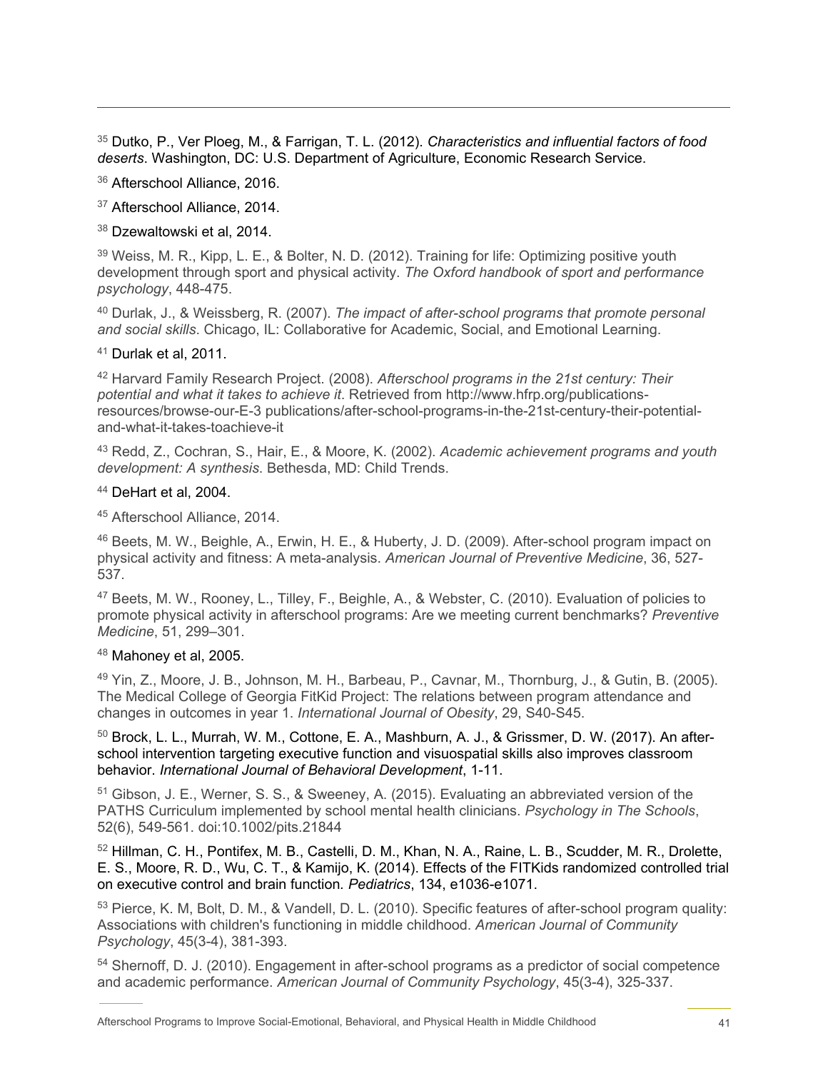[35] Dutko, P., Ver Ploeg, M., & Farrigan, T. L. (2012). *Characteristics and influential factors of food deserts*. Washington, DC: U.S. Department of Agriculture, Economic Research Service.

[36] Afterschool Alliance, 2016.

[37] Afterschool Alliance, 2014.

[38] Dzewaltowski et al, 2014.

[39] Weiss, M. R., Kipp, L. E., & Bolter, N. D. (2012). Training for life: Optimizing positive youth development through sport and physical activity. *The Oxford handbook of sport and performance psychology*, 448-475.

[40] Durlak, J., & Weissberg, R. (2007). *The impact of after-school programs that promote personal and social skills*. Chicago, IL: Collaborative for Academic, Social, and Emotional Learning.

[41] Durlak et al, 2011.

[42] Harvard Family Research Project. (2008). *Afterschool programs in the 21st century: Their potential and what it takes to achieve it*. Retrieved from http://www.hfrp.org/publications-resources/browse-our-E-3 publications/after-school-programs-in-the-21st-century-their-potential-and-what-it-takes-toachieve-it

[43] Redd, Z., Cochran, S., Hair, E., & Moore, K. (2002). *Academic achievement programs and youth development: A synthesis*. Bethesda, MD: Child Trends.

[44] DeHart et al, 2004.

[45] Afterschool Alliance, 2014.

[46] Beets, M. W., Beighle, A., Erwin, H. E., & Huberty, J. D. (2009). After-school program impact on physical activity and fitness: A meta-analysis. *American Journal of Preventive Medicine*, 36, 527-537.

[47] Beets, M. W., Rooney, L., Tilley, F., Beighle, A., & Webster, C. (2010). Evaluation of policies to promote physical activity in afterschool programs: Are we meeting current benchmarks? *Preventive Medicine*, 51, 299–301.

[48] Mahoney et al, 2005.

[49] Yin, Z., Moore, J. B., Johnson, M. H., Barbeau, P., Cavnar, M., Thornburg, J., & Gutin, B. (2005). The Medical College of Georgia FitKid Project: The relations between program attendance and changes in outcomes in year 1. *International Journal of Obesity*, 29, S40-S45.

[50] Brock, L. L., Murrah, W. M., Cottone, E. A., Mashburn, A. J., & Grissmer, D. W. (2017). An after-school intervention targeting executive function and visuospatial skills also improves classroom behavior. *International Journal of Behavioral Development*, 1-11.

[51] Gibson, J. E., Werner, S. S., & Sweeney, A. (2015). Evaluating an abbreviated version of the PATHS Curriculum implemented by school mental health clinicians. *Psychology in The Schools*, 52(6), 549-561. doi:10.1002/pits.21844

[52] Hillman, C. H., Pontifex, M. B., Castelli, D. M., Khan, N. A., Raine, L. B., Scudder, M. R., Drolette, E. S., Moore, R. D., Wu, C. T., & Kamijo, K. (2014). Effects of the FITKids randomized controlled trial on executive control and brain function. *Pediatrics*, 134, e1036-e1071.

[53] Pierce, K. M, Bolt, D. M., & Vandell, D. L. (2010). Specific features of after-school program quality: Associations with children's functioning in middle childhood. *American Journal of Community Psychology*, 45(3-4), 381-393.

[54] Shernoff, D. J. (2010). Engagement in after-school programs as a predictor of social competence and academic performance. *American Journal of Community Psychology*, 45(3-4), 325-337.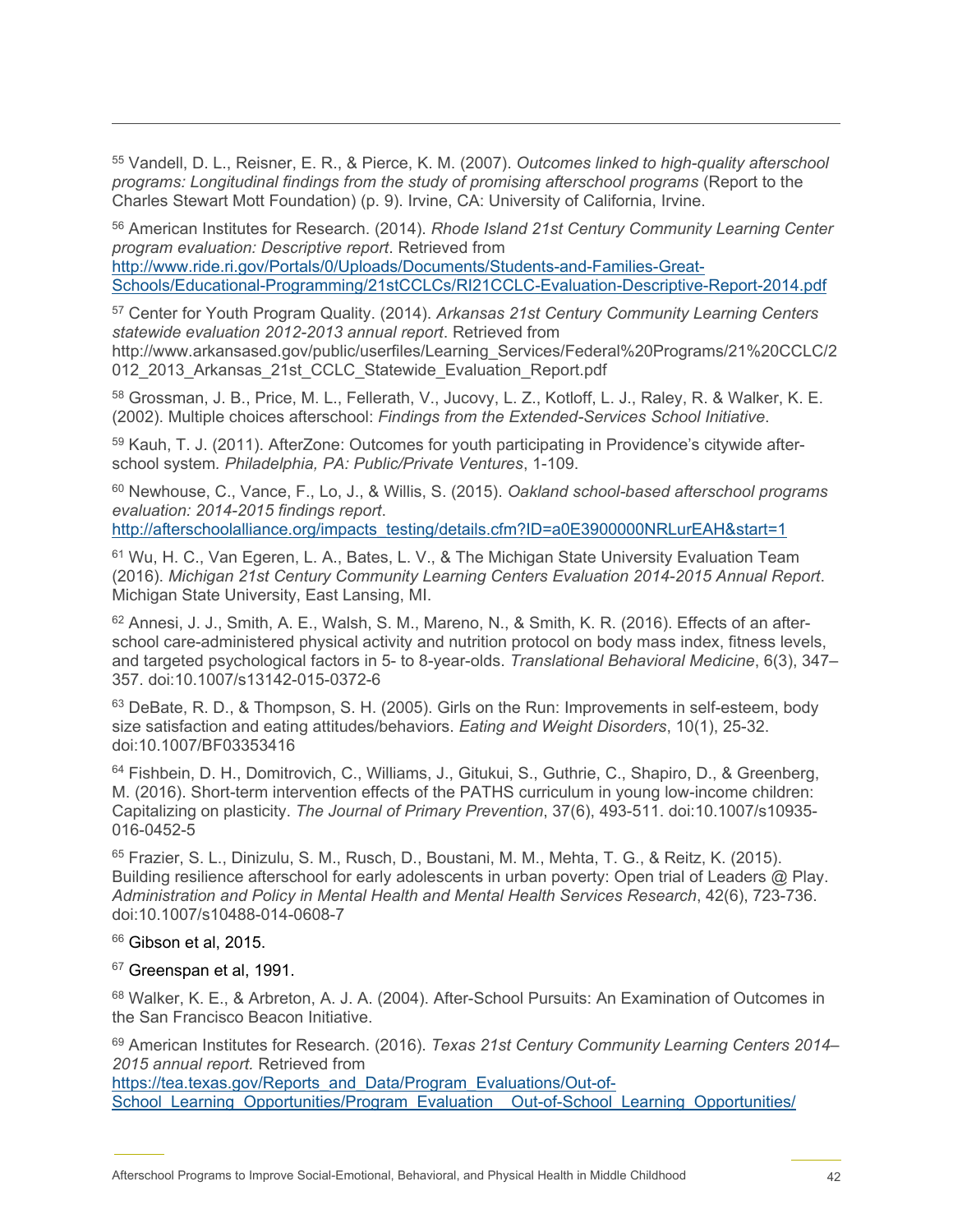[55] Vandell, D. L., Reisner, E. R., & Pierce, K. M. (2007). *Outcomes linked to high-quality afterschool programs: Longitudinal findings from the study of promising afterschool programs* (Report to the Charles Stewart Mott Foundation) (p. 9). Irvine, CA: University of California, Irvine.

[56] American Institutes for Research. (2014). *Rhode Island 21st Century Community Learning Center program evaluation: Descriptive report*. Retrieved from http://www.ride.ri.gov/Portals/0/Uploads/Documents/Students-and-Families-Great-Schools/Educational-Programming/21stCCLCs/RI21CCLC-Evaluation-Descriptive-Report-2014.pdf

[57] Center for Youth Program Quality. (2014). *Arkansas 21st Century Community Learning Centers statewide evaluation 2012-2013 annual report*. Retrieved from http://www.arkansased.gov/public/userfiles/Learning_Services/Federal%20Programs/21%20CCLC/2012_2013_Arkansas_21st_CCLC_Statewide_Evaluation_Report.pdf

[58] Grossman, J. B., Price, M. L., Fellerath, V., Jucovy, L. Z., Kotloff, L. J., Raley, R. & Walker, K. E. (2002). Multiple choices afterschool: *Findings from the Extended-Services School Initiative*.

[59] Kauh, T. J. (2011). AfterZone: Outcomes for youth participating in Providence's citywide after-school system*. Philadelphia, PA: Public/Private Ventures*, 1-109.

[60] Newhouse, C., Vance, F., Lo, J., & Willis, S. (2015). *Oakland school-based afterschool programs evaluation: 2014-2015 findings report*. http://afterschoolalliance.org/impacts_testing/details.cfm?ID=a0E3900000NRLurEAH&start=1

[61] Wu, H. C., Van Egeren, L. A., Bates, L. V., & The Michigan State University Evaluation Team (2016). *Michigan 21st Century Community Learning Centers Evaluation 2014-2015 Annual Report*. Michigan State University, East Lansing, MI.

[62] Annesi, J. J., Smith, A. E., Walsh, S. M., Mareno, N., & Smith, K. R. (2016). Effects of an after-school care-administered physical activity and nutrition protocol on body mass index, fitness levels, and targeted psychological factors in 5- to 8-year-olds. *Translational Behavioral Medicine*, 6(3), 347–357. doi:10.1007/s13142-015-0372-6

[63] DeBate, R. D., & Thompson, S. H. (2005). Girls on the Run: Improvements in self-esteem, body size satisfaction and eating attitudes/behaviors. *Eating and Weight Disorders*, 10(1), 25-32. doi:10.1007/BF03353416

[64] Fishbein, D. H., Domitrovich, C., Williams, J., Gitukui, S., Guthrie, C., Shapiro, D., & Greenberg, M. (2016). Short-term intervention effects of the PATHS curriculum in young low-income children: Capitalizing on plasticity. *The Journal of Primary Prevention*, 37(6), 493-511. doi:10.1007/s10935-016-0452-5

[65] Frazier, S. L., Dinizulu, S. M., Rusch, D., Boustani, M. M., Mehta, T. G., & Reitz, K. (2015). Building resilience afterschool for early adolescents in urban poverty: Open trial of Leaders @ Play. *Administration and Policy in Mental Health and Mental Health Services Research*, 42(6), 723-736. doi:10.1007/s10488-014-0608-7

[66] Gibson et al, 2015.

[67] Greenspan et al, 1991.

[68] Walker, K. E., & Arbreton, A. J. A. (2004). After-School Pursuits: An Examination of Outcomes in the San Francisco Beacon Initiative.

[69] American Institutes for Research. (2016). *Texas 21st Century Community Learning Centers 2014–2015 annual report.* Retrieved from https://tea.texas.gov/Reports_and_Data/Program_Evaluations/Out-of-School_Learning_Opportunities/Program_Evaluation__Out-of-School_Learning_Opportunities/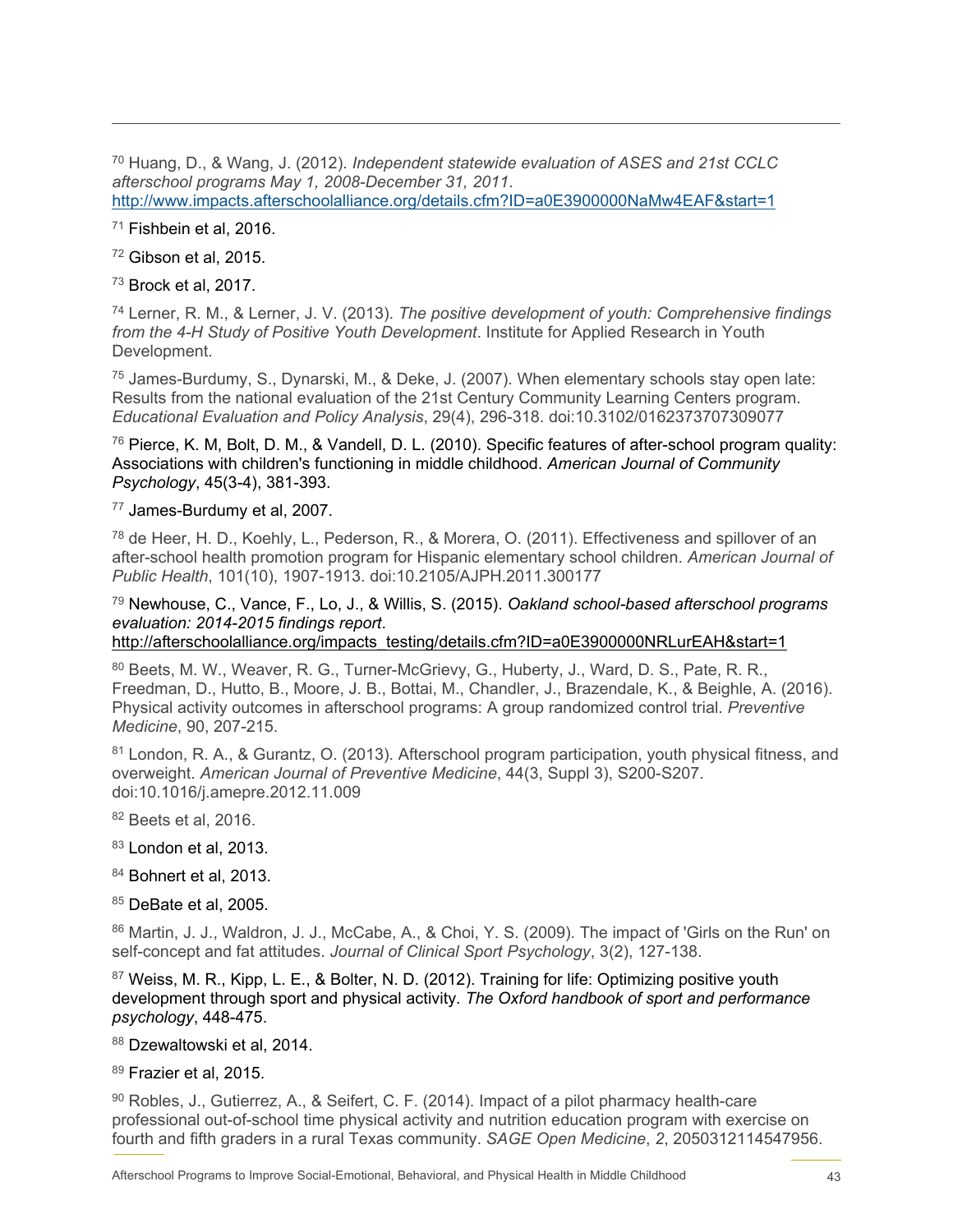[70] Huang, D., & Wang, J. (2012). *Independent statewide evaluation of ASES and 21st CCLC afterschool programs May 1, 2008-December 31, 2011*. http://www.impacts.afterschoolalliance.org/details.cfm?ID=a0E3900000NaMw4EAF&start=1

[71] Fishbein et al, 2016.

[72] Gibson et al, 2015.

[73] Brock et al, 2017.

[74] Lerner, R. M., & Lerner, J. V. (2013). *The positive development of youth: Comprehensive findings from the 4-H Study of Positive Youth Development*. Institute for Applied Research in Youth Development.

[75] James-Burdumy, S., Dynarski, M., & Deke, J. (2007). When elementary schools stay open late: Results from the national evaluation of the 21st Century Community Learning Centers program. *Educational Evaluation and Policy Analysis*, 29(4), 296-318. doi:10.3102/0162373707309077

[76] Pierce, K. M, Bolt, D. M., & Vandell, D. L. (2010). Specific features of after-school program quality: Associations with children's functioning in middle childhood. *American Journal of Community Psychology*, 45(3-4), 381-393.

[77] James-Burdumy et al, 2007.

[78] de Heer, H. D., Koehly, L., Pederson, R., & Morera, O. (2011). Effectiveness and spillover of an after-school health promotion program for Hispanic elementary school children. *American Journal of Public Health*, 101(10), 1907-1913. doi:10.2105/AJPH.2011.300177

[79] Newhouse, C., Vance, F., Lo, J., & Willis, S. (2015). *Oakland school-based afterschool programs evaluation: 2014-2015 findings report*. http://afterschoolalliance.org/impacts_testing/details.cfm?ID=a0E3900000NRLurEAH&start=1

[80] Beets, M. W., Weaver, R. G., Turner-McGrievy, G., Huberty, J., Ward, D. S., Pate, R. R., Freedman, D., Hutto, B., Moore, J. B., Bottai, M., Chandler, J., Brazendale, K., & Beighle, A. (2016). Physical activity outcomes in afterschool programs: A group randomized control trial. *Preventive Medicine*, 90, 207-215.

[81] London, R. A., & Gurantz, O. (2013). Afterschool program participation, youth physical fitness, and overweight. *American Journal of Preventive Medicine*, 44(3, Suppl 3), S200-S207. doi:10.1016/j.amepre.2012.11.009

[82] Beets et al, 2016.

[83] London et al, 2013.

[84] Bohnert et al, 2013.

[85] DeBate et al, 2005.

[86] Martin, J. J., Waldron, J. J., McCabe, A., & Choi, Y. S. (2009). The impact of 'Girls on the Run' on self-concept and fat attitudes. *Journal of Clinical Sport Psychology*, 3(2), 127-138.

[87] Weiss, M. R., Kipp, L. E., & Bolter, N. D. (2012). Training for life: Optimizing positive youth development through sport and physical activity. *The Oxford handbook of sport and performance psychology*, 448-475.

[88] Dzewaltowski et al, 2014.

[89] Frazier et al, 2015.

[90] Robles, J., Gutierrez, A., & Seifert, C. F. (2014). Impact of a pilot pharmacy health-care professional out-of-school time physical activity and nutrition education program with exercise on fourth and fifth graders in a rural Texas community. *SAGE Open Medicine*, *2*, 2050312114547956.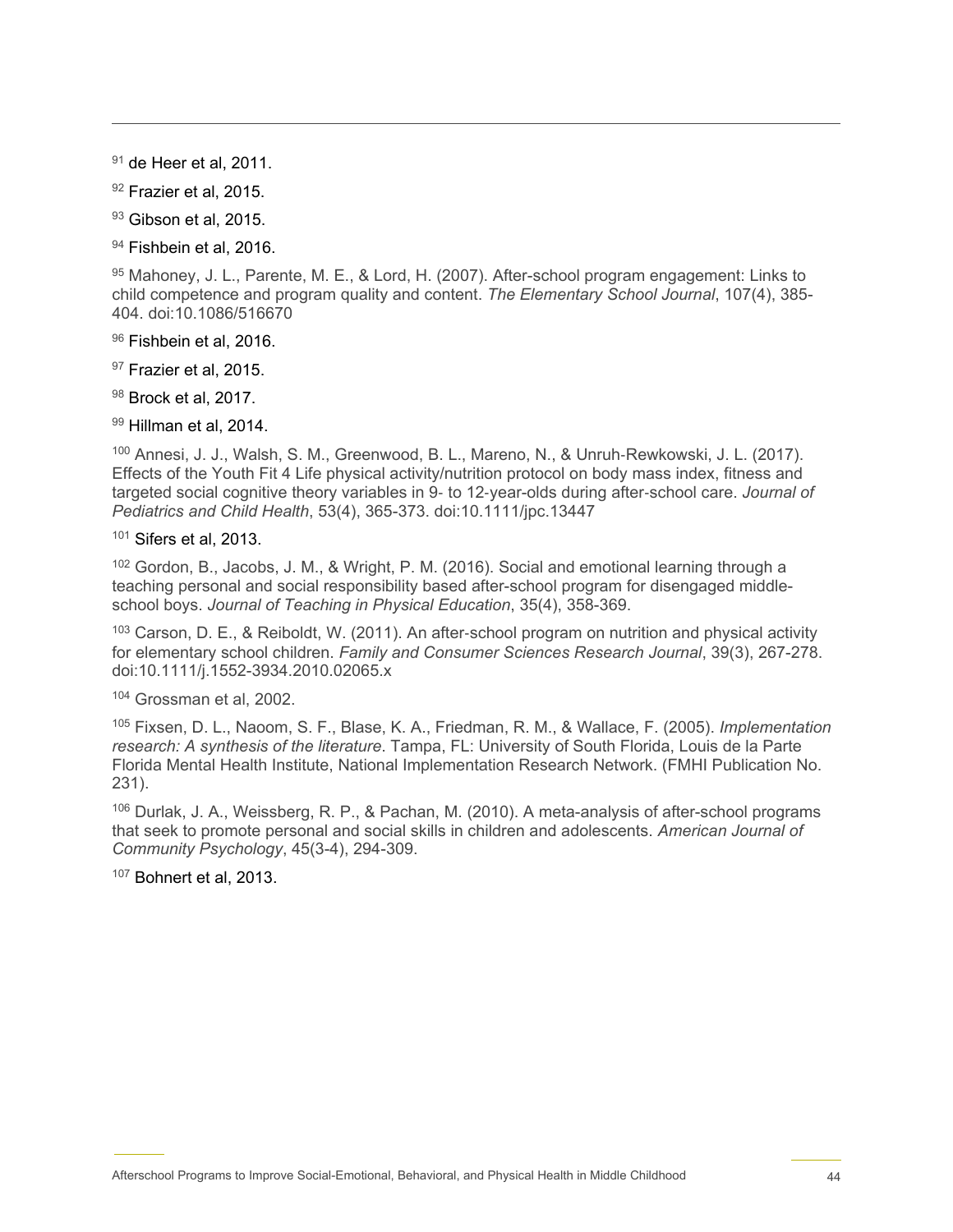[91] de Heer et al, 2011.

[92] Frazier et al, 2015.

[93] Gibson et al, 2015.

[94] Fishbein et al, 2016.

[95] Mahoney, J. L., Parente, M. E., & Lord, H. (2007). After-school program engagement: Links to child competence and program quality and content. *The Elementary School Journal*, 107(4), 385-404. doi:10.1086/516670

[96] Fishbein et al, 2016.

[97] Frazier et al, 2015.

[98] Brock et al, 2017.

[99] Hillman et al, 2014.

[100] Annesi, J. J., Walsh, S. M., Greenwood, B. L., Mareno, N., & Unruh-Rewkowski, J. L. (2017). Effects of the Youth Fit 4 Life physical activity/nutrition protocol on body mass index, fitness and targeted social cognitive theory variables in 9- to 12-year-olds during after-school care. *Journal of Pediatrics and Child Health*, 53(4), 365-373. doi:10.1111/jpc.13447

[101] Sifers et al, 2013.

[102] Gordon, B., Jacobs, J. M., & Wright, P. M. (2016). Social and emotional learning through a teaching personal and social responsibility based after-school program for disengaged middle-school boys. *Journal of Teaching in Physical Education*, 35(4), 358-369.

[103] Carson, D. E., & Reiboldt, W. (2011). An after-school program on nutrition and physical activity for elementary school children. *Family and Consumer Sciences Research Journal*, 39(3), 267-278. doi:10.1111/j.1552-3934.2010.02065.x

[104] Grossman et al, 2002.

[105] Fixsen, D. L., Naoom, S. F., Blase, K. A., Friedman, R. M., & Wallace, F. (2005). *Implementation research: A synthesis of the literature*. Tampa, FL: University of South Florida, Louis de la Parte Florida Mental Health Institute, National Implementation Research Network. (FMHI Publication No. 231).

[106] Durlak, J. A., Weissberg, R. P., & Pachan, M. (2010). A meta-analysis of after-school programs that seek to promote personal and social skills in children and adolescents. *American Journal of Community Psychology*, 45(3-4), 294-309.

[107] Bohnert et al, 2013.